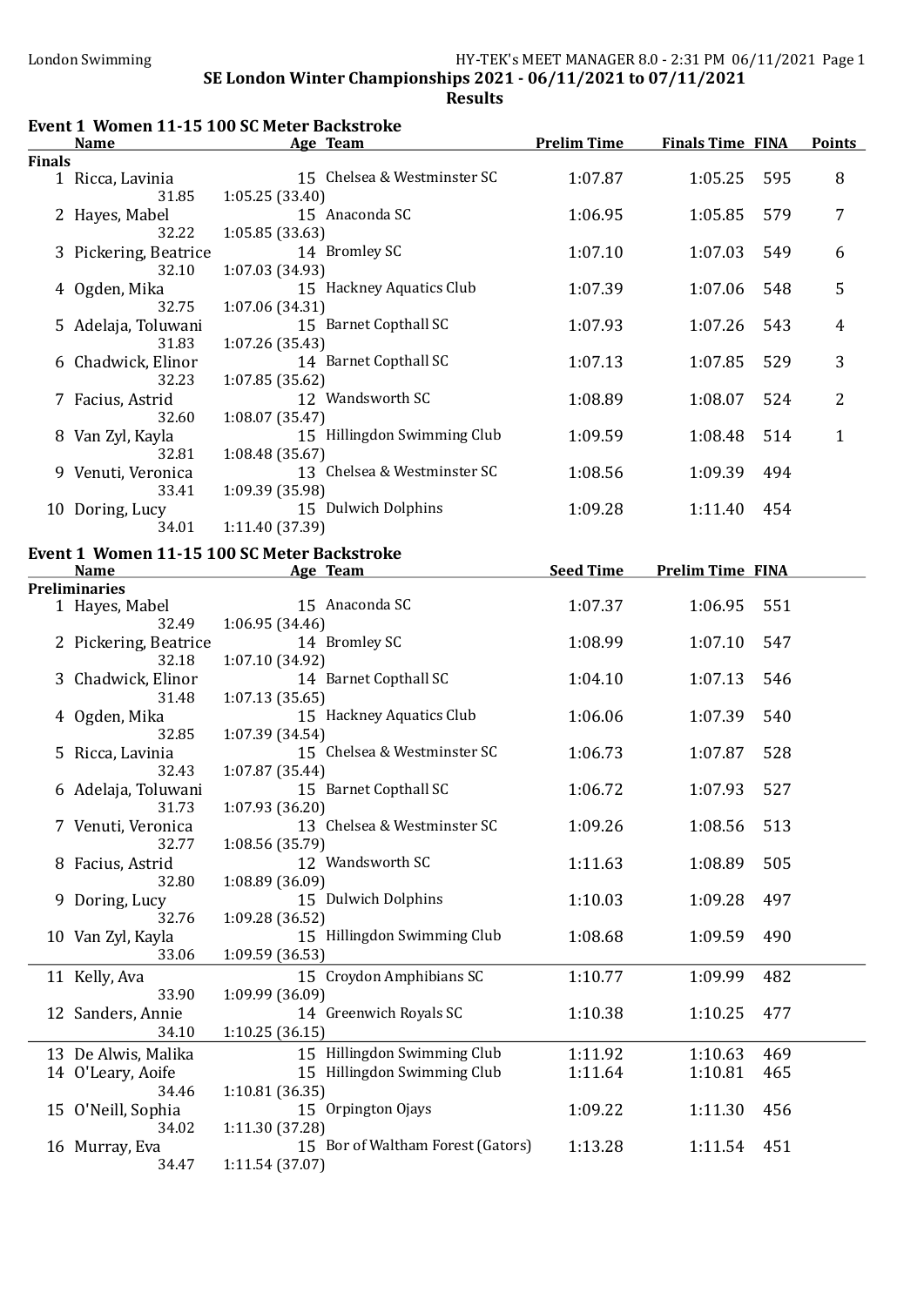London Swimming

HY-TEK's MEET MANAGER 8.0 - 2:31 PM 06/11/2021

# SE London Winter Championships 2021 - 06/11/2021 to 07/11/2021

## Results

### Event 1 Women 11-15 100 SC Meter Backstroke

**Finals**

| | Name | Age | Team | Prelim Time | Finals Time | FINA | Points |
|---|---|---|---|---|---|---|---|
| 1 | Ricca, Lavinia | 15 | Chelsea & Westminster SC | 1:07.87 | 1:05.25 | 595 | 8 |
| | 31.85 | 1:05.25 (33.40) | | | | | |
| 2 | Hayes, Mabel | 15 | Anaconda SC | 1:06.95 | 1:05.85 | 579 | 7 |
| | 32.22 | 1:05.85 (33.63) | | | | | |
| 3 | Pickering, Beatrice | 14 | Bromley SC | 1:07.10 | 1:07.03 | 549 | 6 |
| | 32.10 | 1:07.03 (34.93) | | | | | |
| 4 | Ogden, Mika | 15 | Hackney Aquatics Club | 1:07.39 | 1:07.06 | 548 | 5 |
| | 32.75 | 1:07.06 (34.31) | | | | | |
| 5 | Adelaja, Toluwani | 15 | Barnet Copthall SC | 1:07.93 | 1:07.26 | 543 | 4 |
| | 31.83 | 1:07.26 (35.43) | | | | | |
| 6 | Chadwick, Elinor | 14 | Barnet Copthall SC | 1:07.13 | 1:07.85 | 529 | 3 |
| | 32.23 | 1:07.85 (35.62) | | | | | |
| 7 | Facius, Astrid | 12 | Wandsworth SC | 1:08.89 | 1:08.07 | 524 | 2 |
| | 32.60 | 1:08.07 (35.47) | | | | | |
| 8 | Van Zyl, Kayla | 15 | Hillingdon Swimming Club | 1:09.59 | 1:08.48 | 514 | 1 |
| | 32.81 | 1:08.48 (35.67) | | | | | |
| 9 | Venuti, Veronica | 13 | Chelsea & Westminster SC | 1:08.56 | 1:09.39 | 494 | |
| | 33.41 | 1:09.39 (35.98) | | | | | |
| 10 | Doring, Lucy | 15 | Dulwich Dolphins | 1:09.28 | 1:11.40 | 454 | |
| | 34.01 | 1:11.40 (37.39) | | | | | |

### Event 1 Women 11-15 100 SC Meter Backstroke

**Preliminaries**

| | Name | Age | Team | Seed Time | Prelim Time | FINA |
|---|---|---|---|---|---|---|
| 1 | Hayes, Mabel | 15 | Anaconda SC | 1:07.37 | 1:06.95 | 551 |
| | 32.49 | 1:06.95 (34.46) | | | | |
| 2 | Pickering, Beatrice | 14 | Bromley SC | 1:08.99 | 1:07.10 | 547 |
| | 32.18 | 1:07.10 (34.92) | | | | |
| 3 | Chadwick, Elinor | 14 | Barnet Copthall SC | 1:04.10 | 1:07.13 | 546 |
| | 31.48 | 1:07.13 (35.65) | | | | |
| 4 | Ogden, Mika | 15 | Hackney Aquatics Club | 1:06.06 | 1:07.39 | 540 |
| | 32.85 | 1:07.39 (34.54) | | | | |
| 5 | Ricca, Lavinia | 15 | Chelsea & Westminster SC | 1:06.73 | 1:07.87 | 528 |
| | 32.43 | 1:07.87 (35.44) | | | | |
| 6 | Adelaja, Toluwani | 15 | Barnet Copthall SC | 1:06.72 | 1:07.93 | 527 |
| | 31.73 | 1:07.93 (36.20) | | | | |
| 7 | Venuti, Veronica | 13 | Chelsea & Westminster SC | 1:09.26 | 1:08.56 | 513 |
| | 32.77 | 1:08.56 (35.79) | | | | |
| 8 | Facius, Astrid | 12 | Wandsworth SC | 1:11.63 | 1:08.89 | 505 |
| | 32.80 | 1:08.89 (36.09) | | | | |
| 9 | Doring, Lucy | 15 | Dulwich Dolphins | 1:10.03 | 1:09.28 | 497 |
| | 32.76 | 1:09.28 (36.52) | | | | |
| 10 | Van Zyl, Kayla | 15 | Hillingdon Swimming Club | 1:08.68 | 1:09.59 | 490 |
| | 33.06 | 1:09.59 (36.53) | | | | |
| 11 | Kelly, Ava | 15 | Croydon Amphibians SC | 1:10.77 | 1:09.99 | 482 |
| | 33.90 | 1:09.99 (36.09) | | | | |
| 12 | Sanders, Annie | 14 | Greenwich Royals SC | 1:10.38 | 1:10.25 | 477 |
| | 34.10 | 1:10.25 (36.15) | | | | |
| 13 | De Alwis, Malika | 15 | Hillingdon Swimming Club | 1:11.92 | 1:10.63 | 469 |
| 14 | O'Leary, Aoife | 15 | Hillingdon Swimming Club | 1:11.64 | 1:10.81 | 465 |
| | 34.46 | 1:10.81 (36.35) | | | | |
| 15 | O'Neill, Sophia | 15 | Orpington Ojays | 1:09.22 | 1:11.30 | 456 |
| | 34.02 | 1:11.30 (37.28) | | | | |
| 16 | Murray, Eva | 15 | Bor of Waltham Forest (Gators) | 1:13.28 | 1:11.54 | 451 |
| | 34.47 | 1:11.54 (37.07) | | | | |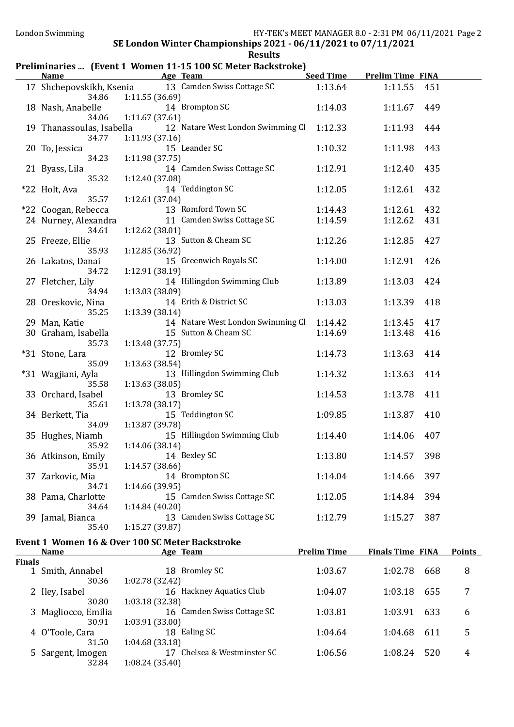## SE London Winter Championships 2021 - 06/11/2021 to 07/11/2021

### Results

#### Preliminaries ... (Event 1 Women 11-15 100 SC Meter Backstroke)

| | Name | Age | Team | Seed Time | Prelim Time | FINA |
|---|---|---|---|---|---|---|
| 17 | Shchepovskikh, Ksenia | 13 | Camden Swiss Cottage SC | 1:13.64 | 1:11.55 | 451 |
| | 34.86 | | 1:11.55 (36.69) | | | |
| 18 | Nash, Anabelle | 14 | Brompton SC | 1:14.03 | 1:11.67 | 449 |
| | 34.06 | | 1:11.67 (37.61) | | | |
| 19 | Thanassoulas, Isabella | 12 | Natare West London Swimming Cl | 1:12.33 | 1:11.93 | 444 |
| | 34.77 | | 1:11.93 (37.16) | | | |
| 20 | To, Jessica | 15 | Leander SC | 1:10.32 | 1:11.98 | 443 |
| | 34.23 | | 1:11.98 (37.75) | | | |
| 21 | Byass, Lila | 14 | Camden Swiss Cottage SC | 1:12.91 | 1:12.40 | 435 |
| | 35.32 | | 1:12.40 (37.08) | | | |
| *22 | Holt, Ava | 14 | Teddington SC | 1:12.05 | 1:12.61 | 432 |
| | 35.57 | | 1:12.61 (37.04) | | | |
| *22 | Coogan, Rebecca | 13 | Romford Town SC | 1:14.43 | 1:12.61 | 432 |
| 24 | Nurney, Alexandra | 11 | Camden Swiss Cottage SC | 1:14.59 | 1:12.62 | 431 |
| | 34.61 | | 1:12.62 (38.01) | | | |
| 25 | Freeze, Ellie | 13 | Sutton & Cheam SC | 1:12.26 | 1:12.85 | 427 |
| | 35.93 | | 1:12.85 (36.92) | | | |
| 26 | Lakatos, Danai | 15 | Greenwich Royals SC | 1:14.00 | 1:12.91 | 426 |
| | 34.72 | | 1:12.91 (38.19) | | | |
| 27 | Fletcher, Lily | 14 | Hillingdon Swimming Club | 1:13.89 | 1:13.03 | 424 |
| | 34.94 | | 1:13.03 (38.09) | | | |
| 28 | Oreskovic, Nina | 14 | Erith & District SC | 1:13.03 | 1:13.39 | 418 |
| | 35.25 | | 1:13.39 (38.14) | | | |
| 29 | Man, Katie | 14 | Natare West London Swimming Cl | 1:14.42 | 1:13.45 | 417 |
| 30 | Graham, Isabella | 15 | Sutton & Cheam SC | 1:14.69 | 1:13.48 | 416 |
| | 35.73 | | 1:13.48 (37.75) | | | |
| *31 | Stone, Lara | 12 | Bromley SC | 1:14.73 | 1:13.63 | 414 |
| | 35.09 | | 1:13.63 (38.54) | | | |
| *31 | Wagjiani, Ayla | 13 | Hillingdon Swimming Club | 1:14.32 | 1:13.63 | 414 |
| | 35.58 | | 1:13.63 (38.05) | | | |
| 33 | Orchard, Isabel | 13 | Bromley SC | 1:14.53 | 1:13.78 | 411 |
| | 35.61 | | 1:13.78 (38.17) | | | |
| 34 | Berkett, Tia | 15 | Teddington SC | 1:09.85 | 1:13.87 | 410 |
| | 34.09 | | 1:13.87 (39.78) | | | |
| 35 | Hughes, Niamh | 15 | Hillingdon Swimming Club | 1:14.40 | 1:14.06 | 407 |
| | 35.92 | | 1:14.06 (38.14) | | | |
| 36 | Atkinson, Emily | 14 | Bexley SC | 1:13.80 | 1:14.57 | 398 |
| | 35.91 | | 1:14.57 (38.66) | | | |
| 37 | Zarkovic, Mia | 14 | Brompton SC | 1:14.04 | 1:14.66 | 397 |
| | 34.71 | | 1:14.66 (39.95) | | | |
| 38 | Pama, Charlotte | 15 | Camden Swiss Cottage SC | 1:12.05 | 1:14.84 | 394 |
| | 34.64 | | 1:14.84 (40.20) | | | |
| 39 | Jamal, Bianca | 13 | Camden Swiss Cottage SC | 1:12.79 | 1:15.27 | 387 |
| | 35.40 | | 1:15.27 (39.87) | | | |

#### Event 1 Women 16 & Over 100 SC Meter Backstroke

| | Name | Age | Team | Prelim Time | Finals Time | FINA | Points |
|---|---|---|---|---|---|---|---|
| **Finals** | | | | | | | |
| 1 | Smith, Annabel | 18 | Bromley SC | 1:03.67 | 1:02.78 | 668 | 8 |
| | 30.36 | | 1:02.78 (32.42) | | | | |
| 2 | Iley, Isabel | 16 | Hackney Aquatics Club | 1:04.07 | 1:03.18 | 655 | 7 |
| | 30.80 | | 1:03.18 (32.38) | | | | |
| 3 | Magliocco, Emilia | 16 | Camden Swiss Cottage SC | 1:03.81 | 1:03.91 | 633 | 6 |
| | 30.91 | | 1:03.91 (33.00) | | | | |
| 4 | O'Toole, Cara | 18 | Ealing SC | 1:04.64 | 1:04.68 | 611 | 5 |
| | 31.50 | | 1:04.68 (33.18) | | | | |
| 5 | Sargent, Imogen | 17 | Chelsea & Westminster SC | 1:06.56 | 1:08.24 | 520 | 4 |
| | 32.84 | | 1:08.24 (35.40) | | | | |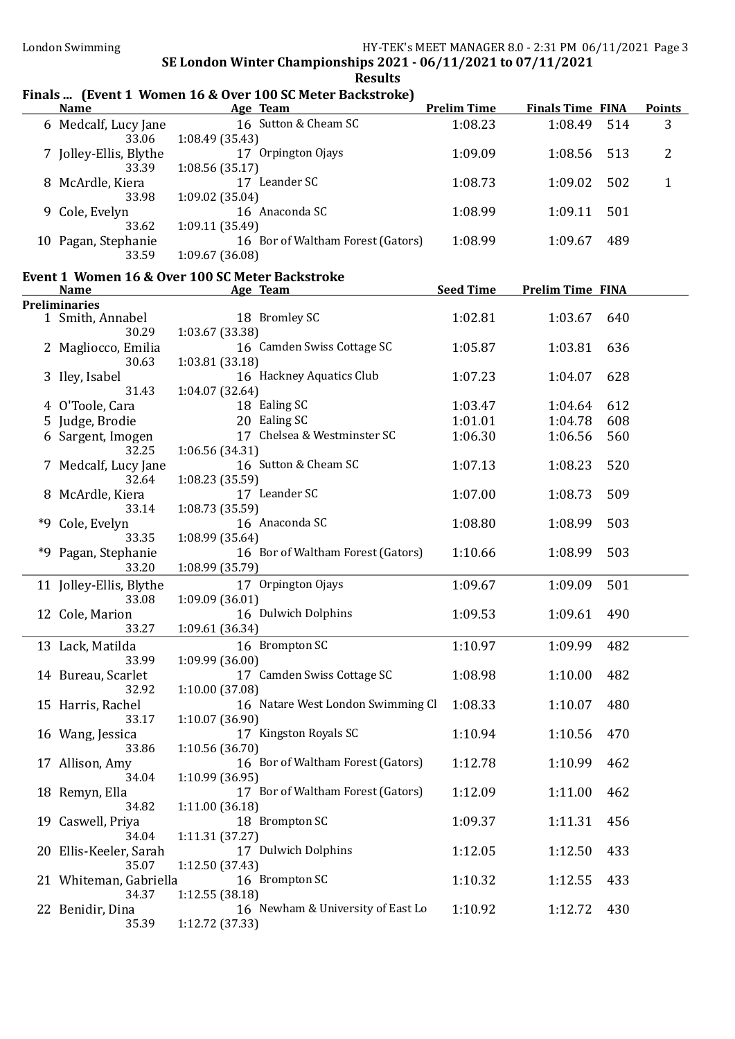SE London Winter Championships 2021 - 06/11/2021 to 07/11/2021

**Results**

### Finals ... (Event 1 Women 16 & Over 100 SC Meter Backstroke)

| | Name | Age | Team | Prelim Time | Finals Time | FINA | Points |
|---|---|---|---|---|---|---|---|
| 6 | Medcalf, Lucy Jane | 16 | Sutton & Cheam SC | 1:08.23 | 1:08.49 | 514 | 3 |
| | 33.06 | 1:08.49 (35.43) | | | | | |
| 7 | Jolley-Ellis, Blythe | 17 | Orpington Ojays | 1:09.09 | 1:08.56 | 513 | 2 |
| | 33.39 | 1:08.56 (35.17) | | | | | |
| 8 | McArdle, Kiera | 17 | Leander SC | 1:08.73 | 1:09.02 | 502 | 1 |
| | 33.98 | 1:09.02 (35.04) | | | | | |
| 9 | Cole, Evelyn | 16 | Anaconda SC | 1:08.99 | 1:09.11 | 501 | |
| | 33.62 | 1:09.11 (35.49) | | | | | |
| 10 | Pagan, Stephanie | 16 | Bor of Waltham Forest (Gators) | 1:08.99 | 1:09.67 | 489 | |
| | 33.59 | 1:09.67 (36.08) | | | | | |

### Event 1 Women 16 & Over 100 SC Meter Backstroke

| | Name | Age | Team | Seed Time | Prelim Time | FINA |
|---|---|---|---|---|---|---|
| **Preliminaries** | | | | | | |
| 1 | Smith, Annabel | 18 | Bromley SC | 1:02.81 | 1:03.67 | 640 |
| | 30.29 | 1:03.67 (33.38) | | | | |
| 2 | Magliocco, Emilia | 16 | Camden Swiss Cottage SC | 1:05.87 | 1:03.81 | 636 |
| | 30.63 | 1:03.81 (33.18) | | | | |
| 3 | Iley, Isabel | 16 | Hackney Aquatics Club | 1:07.23 | 1:04.07 | 628 |
| | 31.43 | 1:04.07 (32.64) | | | | |
| 4 | O'Toole, Cara | 18 | Ealing SC | 1:03.47 | 1:04.64 | 612 |
| 5 | Judge, Brodie | 20 | Ealing SC | 1:01.01 | 1:04.78 | 608 |
| 6 | Sargent, Imogen | 17 | Chelsea & Westminster SC | 1:06.30 | 1:06.56 | 560 |
| | 32.25 | 1:06.56 (34.31) | | | | |
| 7 | Medcalf, Lucy Jane | 16 | Sutton & Cheam SC | 1:07.13 | 1:08.23 | 520 |
| | 32.64 | 1:08.23 (35.59) | | | | |
| 8 | McArdle, Kiera | 17 | Leander SC | 1:07.00 | 1:08.73 | 509 |
| | 33.14 | 1:08.73 (35.59) | | | | |
| *9 | Cole, Evelyn | 16 | Anaconda SC | 1:08.80 | 1:08.99 | 503 |
| | 33.35 | 1:08.99 (35.64) | | | | |
| *9 | Pagan, Stephanie | 16 | Bor of Waltham Forest (Gators) | 1:10.66 | 1:08.99 | 503 |
| | 33.20 | 1:08.99 (35.79) | | | | |
| 11 | Jolley-Ellis, Blythe | 17 | Orpington Ojays | 1:09.67 | 1:09.09 | 501 |
| | 33.08 | 1:09.09 (36.01) | | | | |
| 12 | Cole, Marion | 16 | Dulwich Dolphins | 1:09.53 | 1:09.61 | 490 |
| | 33.27 | 1:09.61 (36.34) | | | | |
| 13 | Lack, Matilda | 16 | Brompton SC | 1:10.97 | 1:09.99 | 482 |
| | 33.99 | 1:09.99 (36.00) | | | | |
| 14 | Bureau, Scarlet | 17 | Camden Swiss Cottage SC | 1:08.98 | 1:10.00 | 482 |
| | 32.92 | 1:10.00 (37.08) | | | | |
| 15 | Harris, Rachel | 16 | Natare West London Swimming Cl | 1:08.33 | 1:10.07 | 480 |
| | 33.17 | 1:10.07 (36.90) | | | | |
| 16 | Wang, Jessica | 17 | Kingston Royals SC | 1:10.94 | 1:10.56 | 470 |
| | 33.86 | 1:10.56 (36.70) | | | | |
| 17 | Allison, Amy | 16 | Bor of Waltham Forest (Gators) | 1:12.78 | 1:10.99 | 462 |
| | 34.04 | 1:10.99 (36.95) | | | | |
| 18 | Remyn, Ella | 17 | Bor of Waltham Forest (Gators) | 1:12.09 | 1:11.00 | 462 |
| | 34.82 | 1:11.00 (36.18) | | | | |
| 19 | Caswell, Priya | 18 | Brompton SC | 1:09.37 | 1:11.31 | 456 |
| | 34.04 | 1:11.31 (37.27) | | | | |
| 20 | Ellis-Keeler, Sarah | 17 | Dulwich Dolphins | 1:12.05 | 1:12.50 | 433 |
| | 35.07 | 1:12.50 (37.43) | | | | |
| 21 | Whiteman, Gabriella | 16 | Brompton SC | 1:10.32 | 1:12.55 | 433 |
| | 34.37 | 1:12.55 (38.18) | | | | |
| 22 | Benidir, Dina | 16 | Newham & University of East Lo | 1:10.92 | 1:12.72 | 430 |
| | 35.39 | 1:12.72 (37.33) | | | | |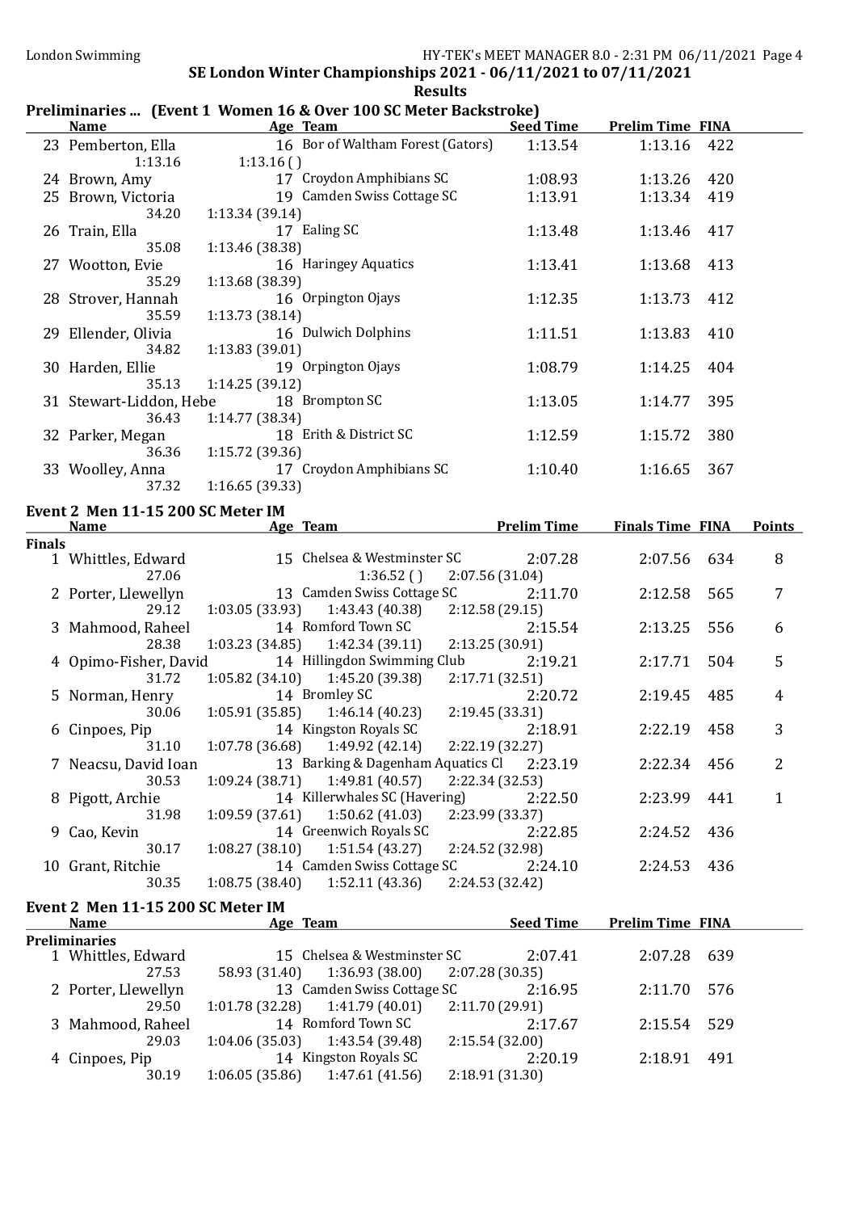SE London Winter Championships 2021 - 06/11/2021 to 07/11/2021

**Results**

## Preliminaries ... (Event 1 Women 16 & Over 100 SC Meter Backstroke)

| | Name | Age | Team | Seed Time | Prelim Time | FINA |
|---|---|---|---|---|---|---|
| 23 | Pemberton, Ella | 16 | Bor of Waltham Forest (Gators) | 1:13.54 | 1:13.16 | 422 |
| | 1:13.16 | 1:13.16 ( ) | | | | |
| 24 | Brown, Amy | 17 | Croydon Amphibians SC | 1:08.93 | 1:13.26 | 420 |
| 25 | Brown, Victoria | 19 | Camden Swiss Cottage SC | 1:13.91 | 1:13.34 | 419 |
| | 34.20 | 1:13.34 (39.14) | | | | |
| 26 | Train, Ella | 17 | Ealing SC | 1:13.48 | 1:13.46 | 417 |
| | 35.08 | 1:13.46 (38.38) | | | | |
| 27 | Wootton, Evie | 16 | Haringey Aquatics | 1:13.41 | 1:13.68 | 413 |
| | 35.29 | 1:13.68 (38.39) | | | | |
| 28 | Strover, Hannah | 16 | Orpington Ojays | 1:12.35 | 1:13.73 | 412 |
| | 35.59 | 1:13.73 (38.14) | | | | |
| 29 | Ellender, Olivia | 16 | Dulwich Dolphins | 1:11.51 | 1:13.83 | 410 |
| | 34.82 | 1:13.83 (39.01) | | | | |
| 30 | Harden, Ellie | 19 | Orpington Ojays | 1:08.79 | 1:14.25 | 404 |
| | 35.13 | 1:14.25 (39.12) | | | | |
| 31 | Stewart-Liddon, Hebe | 18 | Brompton SC | 1:13.05 | 1:14.77 | 395 |
| | 36.43 | 1:14.77 (38.34) | | | | |
| 32 | Parker, Megan | 18 | Erith & District SC | 1:12.59 | 1:15.72 | 380 |
| | 36.36 | 1:15.72 (39.36) | | | | |
| 33 | Woolley, Anna | 17 | Croydon Amphibians SC | 1:10.40 | 1:16.65 | 367 |
| | 37.32 | 1:16.65 (39.33) | | | | |

## Event 2 Men 11-15 200 SC Meter IM

| | Name | Age | Team | Prelim Time | Finals Time | FINA | Points |
|---|---|---|---|---|---|---|---|
| **Finals** | | | | | | | |
| 1 | Whittles, Edward | 15 | Chelsea & Westminster SC | 2:07.28 | 2:07.56 | 634 | 8 |
| | 27.06 | | 1:36.52 ( ) | 2:07.56 (31.04) | | | |
| 2 | Porter, Llewellyn | 13 | Camden Swiss Cottage SC | 2:11.70 | 2:12.58 | 565 | 7 |
| | 29.12 | 1:03.05 (33.93) | 1:43.43 (40.38) | 2:12.58 (29.15) | | | |
| 3 | Mahmood, Raheel | 14 | Romford Town SC | 2:15.54 | 2:13.25 | 556 | 6 |
| | 28.38 | 1:03.23 (34.85) | 1:42.34 (39.11) | 2:13.25 (30.91) | | | |
| 4 | Opimo-Fisher, David | 14 | Hillingdon Swimming Club | 2:19.21 | 2:17.71 | 504 | 5 |
| | 31.72 | 1:05.82 (34.10) | 1:45.20 (39.38) | 2:17.71 (32.51) | | | |
| 5 | Norman, Henry | 14 | Bromley SC | 2:20.72 | 2:19.45 | 485 | 4 |
| | 30.06 | 1:05.91 (35.85) | 1:46.14 (40.23) | 2:19.45 (33.31) | | | |
| 6 | Cinpoes, Pip | 14 | Kingston Royals SC | 2:18.91 | 2:22.19 | 458 | 3 |
| | 31.10 | 1:07.78 (36.68) | 1:49.92 (42.14) | 2:22.19 (32.27) | | | |
| 7 | Neacsu, David Ioan | 13 | Barking & Dagenham Aquatics Cl | 2:23.19 | 2:22.34 | 456 | 2 |
| | 30.53 | 1:09.24 (38.71) | 1:49.81 (40.57) | 2:22.34 (32.53) | | | |
| 8 | Pigott, Archie | 14 | Killerwhales SC (Havering) | 2:22.50 | 2:23.99 | 441 | 1 |
| | 31.98 | 1:09.59 (37.61) | 1:50.62 (41.03) | 2:23.99 (33.37) | | | |
| 9 | Cao, Kevin | 14 | Greenwich Royals SC | 2:22.85 | 2:24.52 | 436 | |
| | 30.17 | 1:08.27 (38.10) | 1:51.54 (43.27) | 2:24.52 (32.98) | | | |
| 10 | Grant, Ritchie | 14 | Camden Swiss Cottage SC | 2:24.10 | 2:24.53 | 436 | |
| | 30.35 | 1:08.75 (38.40) | 1:52.11 (43.36) | 2:24.53 (32.42) | | | |

## Event 2 Men 11-15 200 SC Meter IM

| | Name | Age | Team | Seed Time | Prelim Time | FINA |
|---|---|---|---|---|---|---|
| **Preliminaries** | | | | | | |
| 1 | Whittles, Edward | 15 | Chelsea & Westminster SC | 2:07.41 | 2:07.28 | 639 |
| | 27.53 | 58.93 (31.40) | 1:36.93 (38.00) | 2:07.28 (30.35) | | |
| 2 | Porter, Llewellyn | 13 | Camden Swiss Cottage SC | 2:16.95 | 2:11.70 | 576 |
| | 29.50 | 1:01.78 (32.28) | 1:41.79 (40.01) | 2:11.70 (29.91) | | |
| 3 | Mahmood, Raheel | 14 | Romford Town SC | 2:17.67 | 2:15.54 | 529 |
| | 29.03 | 1:04.06 (35.03) | 1:43.54 (39.48) | 2:15.54 (32.00) | | |
| 4 | Cinpoes, Pip | 14 | Kingston Royals SC | 2:20.19 | 2:18.91 | 491 |
| | 30.19 | 1:06.05 (35.86) | 1:47.61 (41.56) | 2:18.91 (31.30) | | |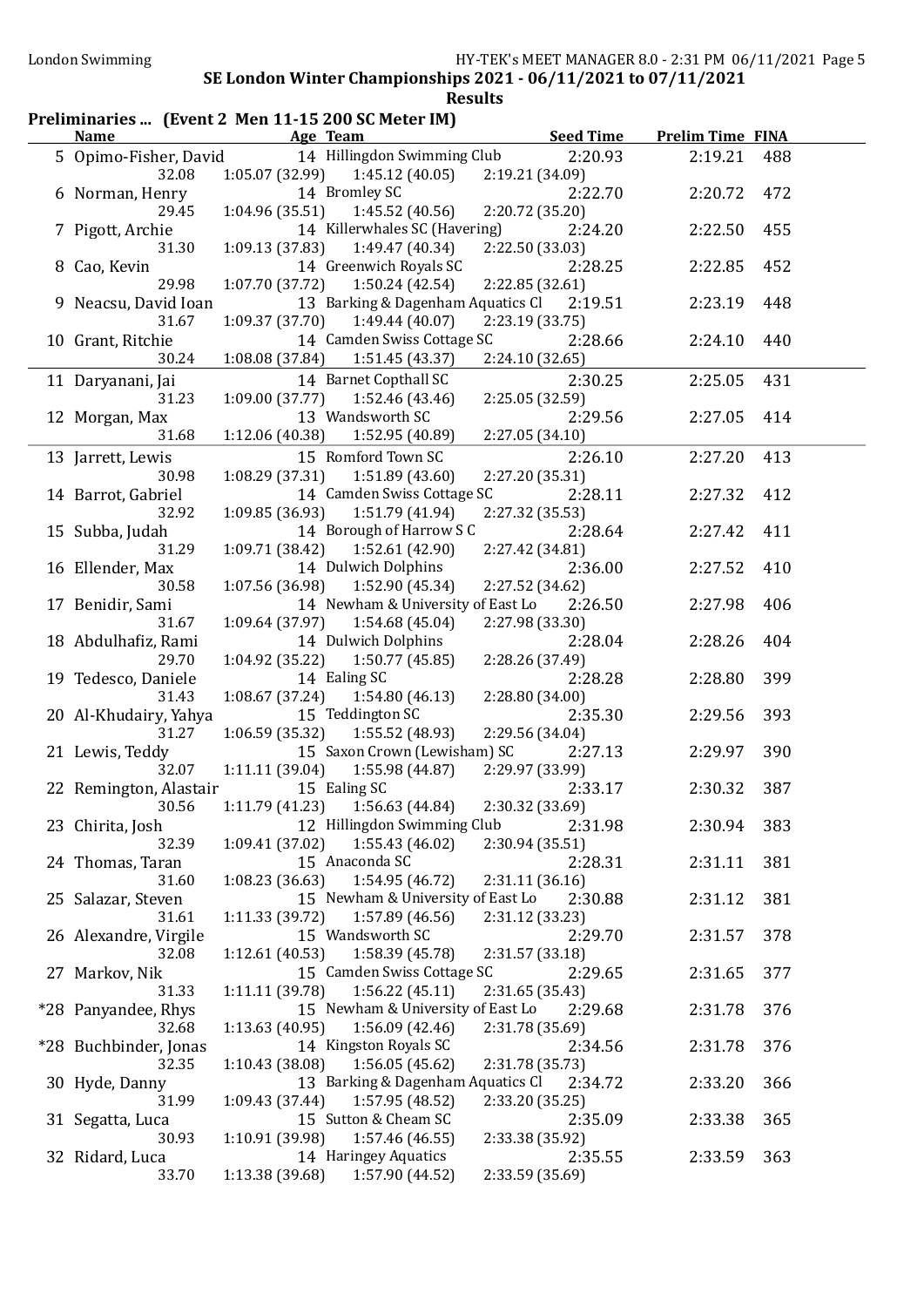SE London Winter Championships 2021 - 06/11/2021 to 07/11/2021

Results

## Preliminaries ... (Event 2 Men 11-15 200 SC Meter IM)

| Name | Age | Team | Seed Time | Prelim Time | FINA |
|---|---|---|---|---|---|
| 5 Opimo-Fisher, David | 14 | Hillingdon Swimming Club | 2:20.93 | 2:19.21 | 488 |
| 32.08 | 1:05.07 (32.99) | 1:45.12 (40.05) | 2:19.21 (34.09) | | |
| 6 Norman, Henry | 14 | Bromley SC | 2:22.70 | 2:20.72 | 472 |
| 29.45 | 1:04.96 (35.51) | 1:45.52 (40.56) | 2:20.72 (35.20) | | |
| 7 Pigott, Archie | 14 | Killerwhales SC (Havering) | 2:24.20 | 2:22.50 | 455 |
| 31.30 | 1:09.13 (37.83) | 1:49.47 (40.34) | 2:22.50 (33.03) | | |
| 8 Cao, Kevin | 14 | Greenwich Royals SC | 2:28.25 | 2:22.85 | 452 |
| 29.98 | 1:07.70 (37.72) | 1:50.24 (42.54) | 2:22.85 (32.61) | | |
| 9 Neacsu, David Ioan | 13 | Barking & Dagenham Aquatics Cl | 2:19.51 | 2:23.19 | 448 |
| 31.67 | 1:09.37 (37.70) | 1:49.44 (40.07) | 2:23.19 (33.75) | | |
| 10 Grant, Ritchie | 14 | Camden Swiss Cottage SC | 2:28.66 | 2:24.10 | 440 |
| 30.24 | 1:08.08 (37.84) | 1:51.45 (43.37) | 2:24.10 (32.65) | | |
| 11 Daryanani, Jai | 14 | Barnet Copthall SC | 2:30.25 | 2:25.05 | 431 |
| 31.23 | 1:09.00 (37.77) | 1:52.46 (43.46) | 2:25.05 (32.59) | | |
| 12 Morgan, Max | 13 | Wandsworth SC | 2:29.56 | 2:27.05 | 414 |
| 31.68 | 1:12.06 (40.38) | 1:52.95 (40.89) | 2:27.05 (34.10) | | |
| 13 Jarrett, Lewis | 15 | Romford Town SC | 2:26.10 | 2:27.20 | 413 |
| 30.98 | 1:08.29 (37.31) | 1:51.89 (43.60) | 2:27.20 (35.31) | | |
| 14 Barrot, Gabriel | 14 | Camden Swiss Cottage SC | 2:28.11 | 2:27.32 | 412 |
| 32.92 | 1:09.85 (36.93) | 1:51.79 (41.94) | 2:27.32 (35.53) | | |
| 15 Subba, Judah | 14 | Borough of Harrow S C | 2:28.64 | 2:27.42 | 411 |
| 31.29 | 1:09.71 (38.42) | 1:52.61 (42.90) | 2:27.42 (34.81) | | |
| 16 Ellender, Max | 14 | Dulwich Dolphins | 2:36.00 | 2:27.52 | 410 |
| 30.58 | 1:07.56 (36.98) | 1:52.90 (45.34) | 2:27.52 (34.62) | | |
| 17 Benidir, Sami | 14 | Newham & University of East Lo | 2:26.50 | 2:27.98 | 406 |
| 31.67 | 1:09.64 (37.97) | 1:54.68 (45.04) | 2:27.98 (33.30) | | |
| 18 Abdulhafiz, Rami | 14 | Dulwich Dolphins | 2:28.04 | 2:28.26 | 404 |
| 29.70 | 1:04.92 (35.22) | 1:50.77 (45.85) | 2:28.26 (37.49) | | |
| 19 Tedesco, Daniele | 14 | Ealing SC | 2:28.28 | 2:28.80 | 399 |
| 31.43 | 1:08.67 (37.24) | 1:54.80 (46.13) | 2:28.80 (34.00) | | |
| 20 Al-Khudairy, Yahya | 15 | Teddington SC | 2:35.30 | 2:29.56 | 393 |
| 31.27 | 1:06.59 (35.32) | 1:55.52 (48.93) | 2:29.56 (34.04) | | |
| 21 Lewis, Teddy | 15 | Saxon Crown (Lewisham) SC | 2:27.13 | 2:29.97 | 390 |
| 32.07 | 1:11.11 (39.04) | 1:55.98 (44.87) | 2:29.97 (33.99) | | |
| 22 Remington, Alastair | 15 | Ealing SC | 2:33.17 | 2:30.32 | 387 |
| 30.56 | 1:11.79 (41.23) | 1:56.63 (44.84) | 2:30.32 (33.69) | | |
| 23 Chirita, Josh | 12 | Hillingdon Swimming Club | 2:31.98 | 2:30.94 | 383 |
| 32.39 | 1:09.41 (37.02) | 1:55.43 (46.02) | 2:30.94 (35.51) | | |
| 24 Thomas, Taran | 15 | Anaconda SC | 2:28.31 | 2:31.11 | 381 |
| 31.60 | 1:08.23 (36.63) | 1:54.95 (46.72) | 2:31.11 (36.16) | | |
| 25 Salazar, Steven | 15 | Newham & University of East Lo | 2:30.88 | 2:31.12 | 381 |
| 31.61 | 1:11.33 (39.72) | 1:57.89 (46.56) | 2:31.12 (33.23) | | |
| 26 Alexandre, Virgile | 15 | Wandsworth SC | 2:29.70 | 2:31.57 | 378 |
| 32.08 | 1:12.61 (40.53) | 1:58.39 (45.78) | 2:31.57 (33.18) | | |
| 27 Markov, Nik | 15 | Camden Swiss Cottage SC | 2:29.65 | 2:31.65 | 377 |
| 31.33 | 1:11.11 (39.78) | 1:56.22 (45.11) | 2:31.65 (35.43) | | |
| *28 Panyandee, Rhys | 15 | Newham & University of East Lo | 2:29.68 | 2:31.78 | 376 |
| 32.68 | 1:13.63 (40.95) | 1:56.09 (42.46) | 2:31.78 (35.69) | | |
| *28 Buchbinder, Jonas | 14 | Kingston Royals SC | 2:34.56 | 2:31.78 | 376 |
| 32.35 | 1:10.43 (38.08) | 1:56.05 (45.62) | 2:31.78 (35.73) | | |
| 30 Hyde, Danny | 13 | Barking & Dagenham Aquatics Cl | 2:34.72 | 2:33.20 | 366 |
| 31.99 | 1:09.43 (37.44) | 1:57.95 (48.52) | 2:33.20 (35.25) | | |
| 31 Segatta, Luca | 15 | Sutton & Cheam SC | 2:35.09 | 2:33.38 | 365 |
| 30.93 | 1:10.91 (39.98) | 1:57.46 (46.55) | 2:33.38 (35.92) | | |
| 32 Ridard, Luca | 14 | Haringey Aquatics | 2:35.55 | 2:33.59 | 363 |
| 33.70 | 1:13.38 (39.68) | 1:57.90 (44.52) | 2:33.59 (35.69) | | |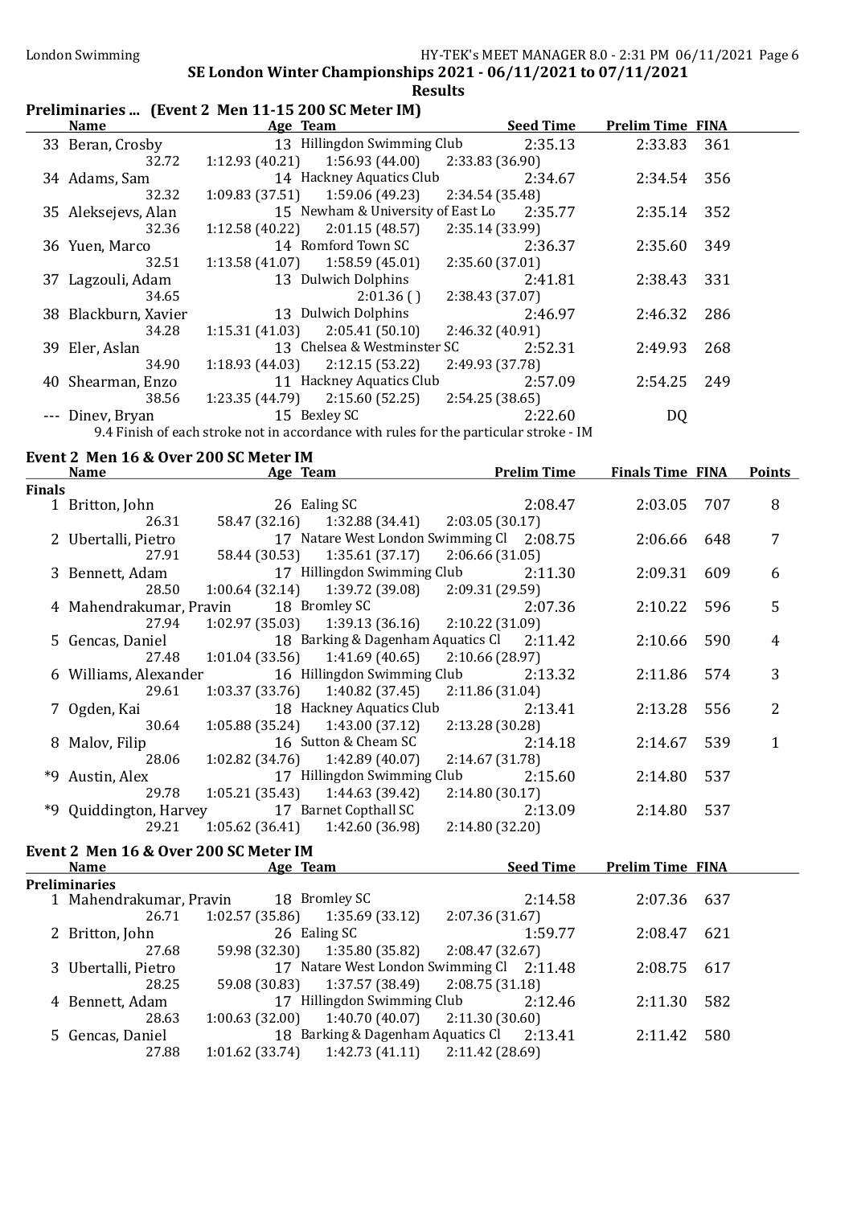## SE London Winter Championships 2021 - 06/11/2021 to 07/11/2021

### Results

### Preliminaries ... (Event 2 Men 11-15 200 SC Meter IM)

| | Name | Age | Team | Seed Time | Prelim Time | FINA |
|---|---|---|---|---|---|---|
| 33 | Beran, Crosby | 13 | Hillingdon Swimming Club | 2:35.13 | 2:33.83 | 361 |
| | 32.72 | 1:12.93 (40.21) | 1:56.93 (44.00) | 2:33.83 (36.90) | | |
| 34 | Adams, Sam | 14 | Hackney Aquatics Club | 2:34.67 | 2:34.54 | 356 |
| | 32.32 | 1:09.83 (37.51) | 1:59.06 (49.23) | 2:34.54 (35.48) | | |
| 35 | Aleksejevs, Alan | 15 | Newham & University of East Lo | 2:35.77 | 2:35.14 | 352 |
| | 32.36 | 1:12.58 (40.22) | 2:01.15 (48.57) | 2:35.14 (33.99) | | |
| 36 | Yuen, Marco | 14 | Romford Town SC | 2:36.37 | 2:35.60 | 349 |
| | 32.51 | 1:13.58 (41.07) | 1:58.59 (45.01) | 2:35.60 (37.01) | | |
| 37 | Lagzouli, Adam | 13 | Dulwich Dolphins | 2:41.81 | 2:38.43 | 331 |
| | 34.65 | | 2:01.36 ( ) | 2:38.43 (37.07) | | |
| 38 | Blackburn, Xavier | 13 | Dulwich Dolphins | 2:46.97 | 2:46.32 | 286 |
| | 34.28 | 1:15.31 (41.03) | 2:05.41 (50.10) | 2:46.32 (40.91) | | |
| 39 | Eler, Aslan | 13 | Chelsea & Westminster SC | 2:52.31 | 2:49.93 | 268 |
| | 34.90 | 1:18.93 (44.03) | 2:12.15 (53.22) | 2:49.93 (37.78) | | |
| 40 | Shearman, Enzo | 11 | Hackney Aquatics Club | 2:57.09 | 2:54.25 | 249 |
| | 38.56 | 1:23.35 (44.79) | 2:15.60 (52.25) | 2:54.25 (38.65) | | |
| --- | Dinev, Bryan | 15 | Bexley SC | 2:22.60 | DQ | |

9.4 Finish of each stroke not in accordance with rules for the particular stroke - IM

### Event 2 Men 16 & Over 200 SC Meter IM

| | Name | Age | Team | Prelim Time | Finals Time | FINA | Points |
|---|---|---|---|---|---|---|---|
| **Finals** | | | | | | | |
| 1 | Britton, John | 26 | Ealing SC | 2:08.47 | 2:03.05 | 707 | 8 |
| | 26.31 | 58.47 (32.16) | 1:32.88 (34.41) | 2:03.05 (30.17) | | | |
| 2 | Ubertalli, Pietro | 17 | Natare West London Swimming Cl | 2:08.75 | 2:06.66 | 648 | 7 |
| | 27.91 | 58.44 (30.53) | 1:35.61 (37.17) | 2:06.66 (31.05) | | | |
| 3 | Bennett, Adam | 17 | Hillingdon Swimming Club | 2:11.30 | 2:09.31 | 609 | 6 |
| | 28.50 | 1:00.64 (32.14) | 1:39.72 (39.08) | 2:09.31 (29.59) | | | |
| 4 | Mahendrakumar, Pravin | 18 | Bromley SC | 2:07.36 | 2:10.22 | 596 | 5 |
| | 27.94 | 1:02.97 (35.03) | 1:39.13 (36.16) | 2:10.22 (31.09) | | | |
| 5 | Gencas, Daniel | 18 | Barking & Dagenham Aquatics Cl | 2:11.42 | 2:10.66 | 590 | 4 |
| | 27.48 | 1:01.04 (33.56) | 1:41.69 (40.65) | 2:10.66 (28.97) | | | |
| 6 | Williams, Alexander | 16 | Hillingdon Swimming Club | 2:13.32 | 2:11.86 | 574 | 3 |
| | 29.61 | 1:03.37 (33.76) | 1:40.82 (37.45) | 2:11.86 (31.04) | | | |
| 7 | Ogden, Kai | 18 | Hackney Aquatics Club | 2:13.41 | 2:13.28 | 556 | 2 |
| | 30.64 | 1:05.88 (35.24) | 1:43.00 (37.12) | 2:13.28 (30.28) | | | |
| 8 | Malov, Filip | 16 | Sutton & Cheam SC | 2:14.18 | 2:14.67 | 539 | 1 |
| | 28.06 | 1:02.82 (34.76) | 1:42.89 (40.07) | 2:14.67 (31.78) | | | |
| *9 | Austin, Alex | 17 | Hillingdon Swimming Club | 2:15.60 | 2:14.80 | 537 | |
| | 29.78 | 1:05.21 (35.43) | 1:44.63 (39.42) | 2:14.80 (30.17) | | | |
| *9 | Quiddington, Harvey | 17 | Barnet Copthall SC | 2:13.09 | 2:14.80 | 537 | |
| | 29.21 | 1:05.62 (36.41) | 1:42.60 (36.98) | 2:14.80 (32.20) | | | |

### Event 2 Men 16 & Over 200 SC Meter IM

| | Name | Age | Team | Seed Time | Prelim Time | FINA |
|---|---|---|---|---|---|---|
| **Preliminaries** | | | | | | |
| 1 | Mahendrakumar, Pravin | 18 | Bromley SC | 2:14.58 | 2:07.36 | 637 |
| | 26.71 | 1:02.57 (35.86) | 1:35.69 (33.12) | 2:07.36 (31.67) | | |
| 2 | Britton, John | 26 | Ealing SC | 1:59.77 | 2:08.47 | 621 |
| | 27.68 | 59.98 (32.30) | 1:35.80 (35.82) | 2:08.47 (32.67) | | |
| 3 | Ubertalli, Pietro | 17 | Natare West London Swimming Cl | 2:11.48 | 2:08.75 | 617 |
| | 28.25 | 59.08 (30.83) | 1:37.57 (38.49) | 2:08.75 (31.18) | | |
| 4 | Bennett, Adam | 17 | Hillingdon Swimming Club | 2:12.46 | 2:11.30 | 582 |
| | 28.63 | 1:00.63 (32.00) | 1:40.70 (40.07) | 2:11.30 (30.60) | | |
| 5 | Gencas, Daniel | 18 | Barking & Dagenham Aquatics Cl | 2:13.41 | 2:11.42 | 580 |
| | 27.88 | 1:01.62 (33.74) | 1:42.73 (41.11) | 2:11.42 (28.69) | | |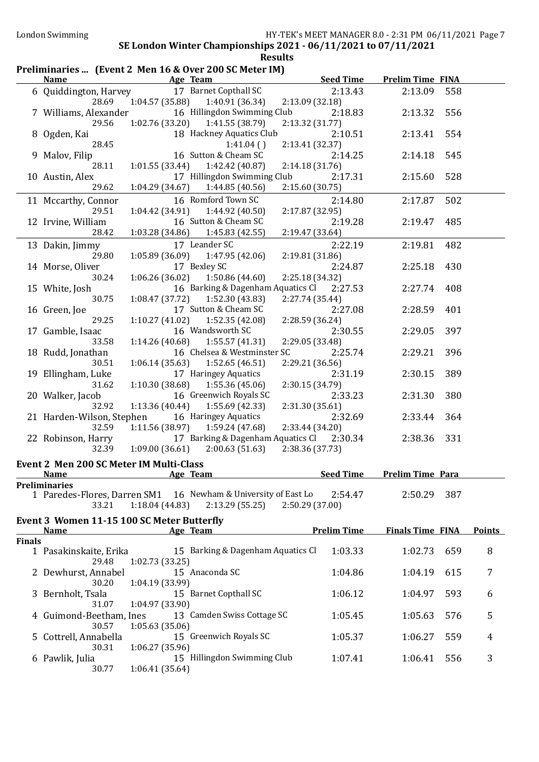SE London Winter Championships 2021 - 06/11/2021 to 07/11/2021

**Results**

## Preliminaries ... (Event 2 Men 16 & Over 200 SC Meter IM)

| | Name | Age | Team | Seed Time | Prelim Time | FINA |
|---|---|---|---|---|---|---|
| 6 | Quiddington, Harvey | 17 | Barnet Copthall SC | 2:13.43 | 2:13.09 | 558 |
| | 28.69 | 1:04.57 (35.88) | 1:40.91 (36.34) | 2:13.09 (32.18) | | |
| 7 | Williams, Alexander | 16 | Hillingdon Swimming Club | 2:18.83 | 2:13.32 | 556 |
| | 29.56 | 1:02.76 (33.20) | 1:41.55 (38.79) | 2:13.32 (31.77) | | |
| 8 | Ogden, Kai | 18 | Hackney Aquatics Club | 2:10.51 | 2:13.41 | 554 |
| | 28.45 | | 1:41.04 ( ) | 2:13.41 (32.37) | | |
| 9 | Malov, Filip | 16 | Sutton & Cheam SC | 2:14.25 | 2:14.18 | 545 |
| | 28.11 | 1:01.55 (33.44) | 1:42.42 (40.87) | 2:14.18 (31.76) | | |
| 10 | Austin, Alex | 17 | Hillingdon Swimming Club | 2:17.31 | 2:15.60 | 528 |
| | 29.62 | 1:04.29 (34.67) | 1:44.85 (40.56) | 2:15.60 (30.75) | | |
| 11 | Mccarthy, Connor | 16 | Romford Town SC | 2:14.80 | 2:17.87 | 502 |
| | 29.51 | 1:04.42 (34.91) | 1:44.92 (40.50) | 2:17.87 (32.95) | | |
| 12 | Irvine, William | 16 | Sutton & Cheam SC | 2:19.28 | 2:19.47 | 485 |
| | 28.42 | 1:03.28 (34.86) | 1:45.83 (42.55) | 2:19.47 (33.64) | | |
| 13 | Dakin, Jimmy | 17 | Leander SC | 2:22.19 | 2:19.81 | 482 |
| | 29.80 | 1:05.89 (36.09) | 1:47.95 (42.06) | 2:19.81 (31.86) | | |
| 14 | Morse, Oliver | 17 | Bexley SC | 2:24.87 | 2:25.18 | 430 |
| | 30.24 | 1:06.26 (36.02) | 1:50.86 (44.60) | 2:25.18 (34.32) | | |
| 15 | White, Josh | 16 | Barking & Dagenham Aquatics Cl | 2:27.53 | 2:27.74 | 408 |
| | 30.75 | 1:08.47 (37.72) | 1:52.30 (43.83) | 2:27.74 (35.44) | | |
| 16 | Green, Joe | 17 | Sutton & Cheam SC | 2:27.08 | 2:28.59 | 401 |
| | 29.25 | 1:10.27 (41.02) | 1:52.35 (42.08) | 2:28.59 (36.24) | | |
| 17 | Gamble, Isaac | 16 | Wandsworth SC | 2:30.55 | 2:29.05 | 397 |
| | 33.58 | 1:14.26 (40.68) | 1:55.57 (41.31) | 2:29.05 (33.48) | | |
| 18 | Rudd, Jonathan | 16 | Chelsea & Westminster SC | 2:25.74 | 2:29.21 | 396 |
| | 30.51 | 1:06.14 (35.63) | 1:52.65 (46.51) | 2:29.21 (36.56) | | |
| 19 | Ellingham, Luke | 17 | Haringey Aquatics | 2:31.19 | 2:30.15 | 389 |
| | 31.62 | 1:10.30 (38.68) | 1:55.36 (45.06) | 2:30.15 (34.79) | | |
| 20 | Walker, Jacob | 16 | Greenwich Royals SC | 2:33.23 | 2:31.30 | 380 |
| | 32.92 | 1:13.36 (40.44) | 1:55.69 (42.33) | 2:31.30 (35.61) | | |
| 21 | Harden-Wilson, Stephen | 16 | Haringey Aquatics | 2:32.69 | 2:33.44 | 364 |
| | 32.59 | 1:11.56 (38.97) | 1:59.24 (47.68) | 2:33.44 (34.20) | | |
| 22 | Robinson, Harry | 17 | Barking & Dagenham Aquatics Cl | 2:30.34 | 2:38.36 | 331 |
| | 32.39 | 1:09.00 (36.61) | 2:00.63 (51.63) | 2:38.36 (37.73) | | |

## Event 2 Men 200 SC Meter IM Multi-Class

| | Name | Age | Team | Seed Time | Prelim Time | Para |
|---|---|---|---|---|---|---|
| **Preliminaries** | | | | | | |
| 1 | Paredes-Flores, Darren SM1 | 16 | Newham & University of East Lo | 2:54.47 | 2:50.29 | 387 |
| | 33.21 | 1:18.04 (44.83) | 2:13.29 (55.25) | 2:50.29 (37.00) | | |

## Event 3 Women 11-15 100 SC Meter Butterfly

| | Name | Age | Team | Prelim Time | Finals Time | FINA | Points |
|---|---|---|---|---|---|---|---|
| **Finals** | | | | | | | |
| 1 | Pasakinskaite, Erika | 15 | Barking & Dagenham Aquatics Cl | 1:03.33 | 1:02.73 | 659 | 8 |
| | 29.48 | 1:02.73 (33.25) | | | | | |
| 2 | Dewhurst, Annabel | 15 | Anaconda SC | 1:04.86 | 1:04.19 | 615 | 7 |
| | 30.20 | 1:04.19 (33.99) | | | | | |
| 3 | Bernholt, Tsala | 15 | Barnet Copthall SC | 1:06.12 | 1:04.97 | 593 | 6 |
| | 31.07 | 1:04.97 (33.90) | | | | | |
| 4 | Guimond-Beetham, Ines | 13 | Camden Swiss Cottage SC | 1:05.45 | 1:05.63 | 576 | 5 |
| | 30.57 | 1:05.63 (35.06) | | | | | |
| 5 | Cottrell, Annabella | 15 | Greenwich Royals SC | 1:05.37 | 1:06.27 | 559 | 4 |
| | 30.31 | 1:06.27 (35.96) | | | | | |
| 6 | Pawlik, Julia | 15 | Hillingdon Swimming Club | 1:07.41 | 1:06.41 | 556 | 3 |
| | 30.77 | 1:06.41 (35.64) | | | | | |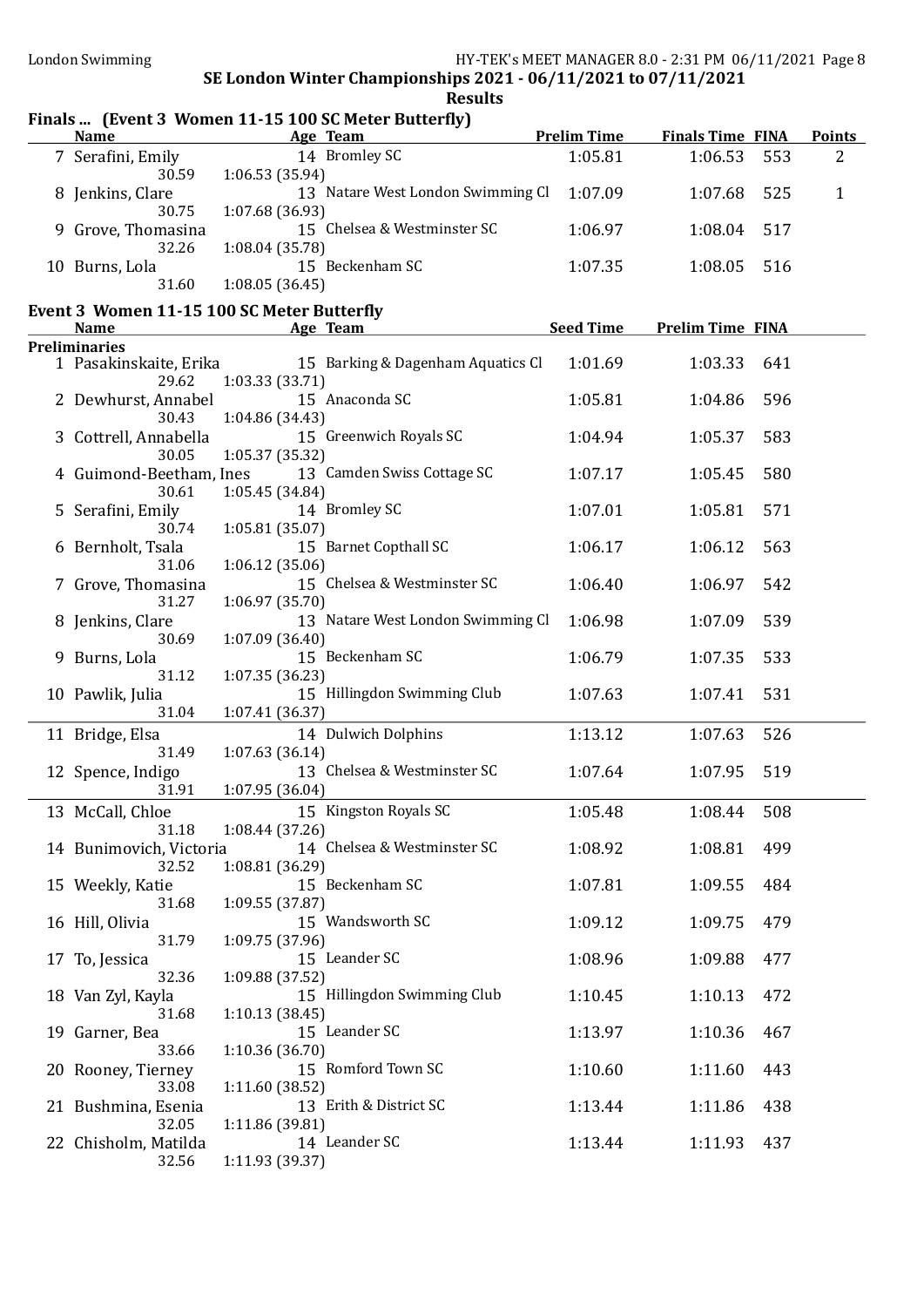SE London Winter Championships 2021 - 06/11/2021 to 07/11/2021

Results

## Finals ... (Event 3 Women 11-15 100 SC Meter Butterfly)

| | Name | Age | Team | Prelim Time | Finals Time | FINA | Points |
|---|---|---|---|---|---|---|---|
| 7 | Serafini, Emily | 14 | Bromley SC | 1:05.81 | 1:06.53 | 553 | 2 |
| | 30.59 | | 1:06.53 (35.94) | | | | |
| 8 | Jenkins, Clare | 13 | Natare West London Swimming Cl | 1:07.09 | 1:07.68 | 525 | 1 |
| | 30.75 | | 1:07.68 (36.93) | | | | |
| 9 | Grove, Thomasina | 15 | Chelsea & Westminster SC | 1:06.97 | 1:08.04 | 517 | |
| | 32.26 | | 1:08.04 (35.78) | | | | |
| 10 | Burns, Lola | 15 | Beckenham SC | 1:07.35 | 1:08.05 | 516 | |
| | 31.60 | | 1:08.05 (36.45) | | | | |

## Event 3 Women 11-15 100 SC Meter Butterfly

**Preliminaries**

| | Name | Age | Team | Seed Time | Prelim Time | FINA |
|---|---|---|---|---|---|---|
| 1 | Pasakinskaite, Erika | 15 | Barking & Dagenham Aquatics Cl | 1:01.69 | 1:03.33 | 641 |
| | 29.62 | | 1:03.33 (33.71) | | | |
| 2 | Dewhurst, Annabel | 15 | Anaconda SC | 1:05.81 | 1:04.86 | 596 |
| | 30.43 | | 1:04.86 (34.43) | | | |
| 3 | Cottrell, Annabella | 15 | Greenwich Royals SC | 1:04.94 | 1:05.37 | 583 |
| | 30.05 | | 1:05.37 (35.32) | | | |
| 4 | Guimond-Beetham, Ines | 13 | Camden Swiss Cottage SC | 1:07.17 | 1:05.45 | 580 |
| | 30.61 | | 1:05.45 (34.84) | | | |
| 5 | Serafini, Emily | 14 | Bromley SC | 1:07.01 | 1:05.81 | 571 |
| | 30.74 | | 1:05.81 (35.07) | | | |
| 6 | Bernholt, Tsala | 15 | Barnet Copthall SC | 1:06.17 | 1:06.12 | 563 |
| | 31.06 | | 1:06.12 (35.06) | | | |
| 7 | Grove, Thomasina | 15 | Chelsea & Westminster SC | 1:06.40 | 1:06.97 | 542 |
| | 31.27 | | 1:06.97 (35.70) | | | |
| 8 | Jenkins, Clare | 13 | Natare West London Swimming Cl | 1:06.98 | 1:07.09 | 539 |
| | 30.69 | | 1:07.09 (36.40) | | | |
| 9 | Burns, Lola | 15 | Beckenham SC | 1:06.79 | 1:07.35 | 533 |
| | 31.12 | | 1:07.35 (36.23) | | | |
| 10 | Pawlik, Julia | 15 | Hillingdon Swimming Club | 1:07.63 | 1:07.41 | 531 |
| | 31.04 | | 1:07.41 (36.37) | | | |
| 11 | Bridge, Elsa | 14 | Dulwich Dolphins | 1:13.12 | 1:07.63 | 526 |
| | 31.49 | | 1:07.63 (36.14) | | | |
| 12 | Spence, Indigo | 13 | Chelsea & Westminster SC | 1:07.64 | 1:07.95 | 519 |
| | 31.91 | | 1:07.95 (36.04) | | | |
| 13 | McCall, Chloe | 15 | Kingston Royals SC | 1:05.48 | 1:08.44 | 508 |
| | 31.18 | | 1:08.44 (37.26) | | | |
| 14 | Bunimovich, Victoria | 14 | Chelsea & Westminster SC | 1:08.92 | 1:08.81 | 499 |
| | 32.52 | | 1:08.81 (36.29) | | | |
| 15 | Weekly, Katie | 15 | Beckenham SC | 1:07.81 | 1:09.55 | 484 |
| | 31.68 | | 1:09.55 (37.87) | | | |
| 16 | Hill, Olivia | 15 | Wandsworth SC | 1:09.12 | 1:09.75 | 479 |
| | 31.79 | | 1:09.75 (37.96) | | | |
| 17 | To, Jessica | 15 | Leander SC | 1:08.96 | 1:09.88 | 477 |
| | 32.36 | | 1:09.88 (37.52) | | | |
| 18 | Van Zyl, Kayla | 15 | Hillingdon Swimming Club | 1:10.45 | 1:10.13 | 472 |
| | 31.68 | | 1:10.13 (38.45) | | | |
| 19 | Garner, Bea | 15 | Leander SC | 1:13.97 | 1:10.36 | 467 |
| | 33.66 | | 1:10.36 (36.70) | | | |
| 20 | Rooney, Tierney | 15 | Romford Town SC | 1:10.60 | 1:11.60 | 443 |
| | 33.08 | | 1:11.60 (38.52) | | | |
| 21 | Bushmina, Esenia | 13 | Erith & District SC | 1:13.44 | 1:11.86 | 438 |
| | 32.05 | | 1:11.86 (39.81) | | | |
| 22 | Chisholm, Matilda | 14 | Leander SC | 1:13.44 | 1:11.93 | 437 |
| | 32.56 | | 1:11.93 (39.37) | | | |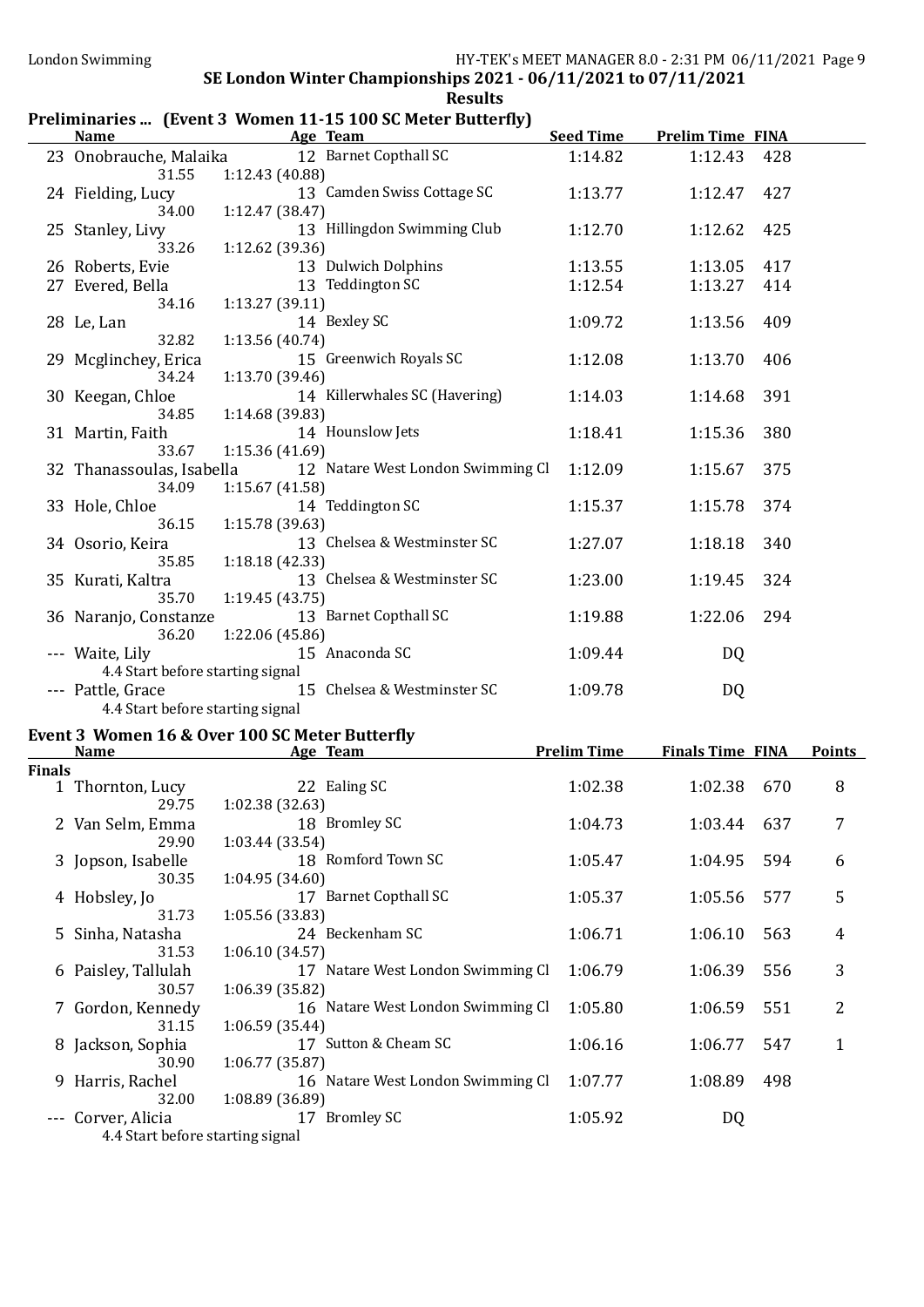## SE London Winter Championships 2021 - 06/11/2021 to 07/11/2021

### Results

### Preliminaries ... (Event 3 Women 11-15 100 SC Meter Butterfly)

| | Name | Age | Team | Seed Time | Prelim Time | FINA |
|---|---|---|---|---|---|---|
| 23 | Onobrauche, Malaika | 12 | Barnet Copthall SC | 1:14.82 | 1:12.43 | 428 |
| | 31.55 | 1:12.43 (40.88) | | | | |
| 24 | Fielding, Lucy | 13 | Camden Swiss Cottage SC | 1:13.77 | 1:12.47 | 427 |
| | 34.00 | 1:12.47 (38.47) | | | | |
| 25 | Stanley, Livy | 13 | Hillingdon Swimming Club | 1:12.70 | 1:12.62 | 425 |
| | 33.26 | 1:12.62 (39.36) | | | | |
| 26 | Roberts, Evie | 13 | Dulwich Dolphins | 1:13.55 | 1:13.05 | 417 |
| 27 | Evered, Bella | 13 | Teddington SC | 1:12.54 | 1:13.27 | 414 |
| | 34.16 | 1:13.27 (39.11) | | | | |
| 28 | Le, Lan | 14 | Bexley SC | 1:09.72 | 1:13.56 | 409 |
| | 32.82 | 1:13.56 (40.74) | | | | |
| 29 | Mcglinchey, Erica | 15 | Greenwich Royals SC | 1:12.08 | 1:13.70 | 406 |
| | 34.24 | 1:13.70 (39.46) | | | | |
| 30 | Keegan, Chloe | 14 | Killerwhales SC (Havering) | 1:14.03 | 1:14.68 | 391 |
| | 34.85 | 1:14.68 (39.83) | | | | |
| 31 | Martin, Faith | 14 | Hounslow Jets | 1:18.41 | 1:15.36 | 380 |
| | 33.67 | 1:15.36 (41.69) | | | | |
| 32 | Thanassoulas, Isabella | 12 | Natare West London Swimming Cl | 1:12.09 | 1:15.67 | 375 |
| | 34.09 | 1:15.67 (41.58) | | | | |
| 33 | Hole, Chloe | 14 | Teddington SC | 1:15.37 | 1:15.78 | 374 |
| | 36.15 | 1:15.78 (39.63) | | | | |
| 34 | Osorio, Keira | 13 | Chelsea & Westminster SC | 1:27.07 | 1:18.18 | 340 |
| | 35.85 | 1:18.18 (42.33) | | | | |
| 35 | Kurati, Kaltra | 13 | Chelsea & Westminster SC | 1:23.00 | 1:19.45 | 324 |
| | 35.70 | 1:19.45 (43.75) | | | | |
| 36 | Naranjo, Constanze | 13 | Barnet Copthall SC | 1:19.88 | 1:22.06 | 294 |
| | 36.20 | 1:22.06 (45.86) | | | | |
| --- | Waite, Lily | 15 | Anaconda SC | 1:09.44 | DQ | |
| | 4.4 Start before starting signal | | | | | |
| --- | Pattle, Grace | 15 | Chelsea & Westminster SC | 1:09.78 | DQ | |
| | 4.4 Start before starting signal | | | | | |

### Event 3 Women 16 & Over 100 SC Meter Butterfly

| | Name | Age | Team | Prelim Time | Finals Time | FINA | Points |
|---|---|---|---|---|---|---|---|
| **Finals** | | | | | | | |
| 1 | Thornton, Lucy | 22 | Ealing SC | 1:02.38 | 1:02.38 | 670 | 8 |
| | 29.75 | 1:02.38 (32.63) | | | | | |
| 2 | Van Selm, Emma | 18 | Bromley SC | 1:04.73 | 1:03.44 | 637 | 7 |
| | 29.90 | 1:03.44 (33.54) | | | | | |
| 3 | Jopson, Isabelle | 18 | Romford Town SC | 1:05.47 | 1:04.95 | 594 | 6 |
| | 30.35 | 1:04.95 (34.60) | | | | | |
| 4 | Hobsley, Jo | 17 | Barnet Copthall SC | 1:05.37 | 1:05.56 | 577 | 5 |
| | 31.73 | 1:05.56 (33.83) | | | | | |
| 5 | Sinha, Natasha | 24 | Beckenham SC | 1:06.71 | 1:06.10 | 563 | 4 |
| | 31.53 | 1:06.10 (34.57) | | | | | |
| 6 | Paisley, Tallulah | 17 | Natare West London Swimming Cl | 1:06.79 | 1:06.39 | 556 | 3 |
| | 30.57 | 1:06.39 (35.82) | | | | | |
| 7 | Gordon, Kennedy | 16 | Natare West London Swimming Cl | 1:05.80 | 1:06.59 | 551 | 2 |
| | 31.15 | 1:06.59 (35.44) | | | | | |
| 8 | Jackson, Sophia | 17 | Sutton & Cheam SC | 1:06.16 | 1:06.77 | 547 | 1 |
| | 30.90 | 1:06.77 (35.87) | | | | | |
| 9 | Harris, Rachel | 16 | Natare West London Swimming Cl | 1:07.77 | 1:08.89 | 498 | |
| | 32.00 | 1:08.89 (36.89) | | | | | |
| --- | Corver, Alicia | 17 | Bromley SC | 1:05.92 | DQ | | |
| | 4.4 Start before starting signal | | | | | | |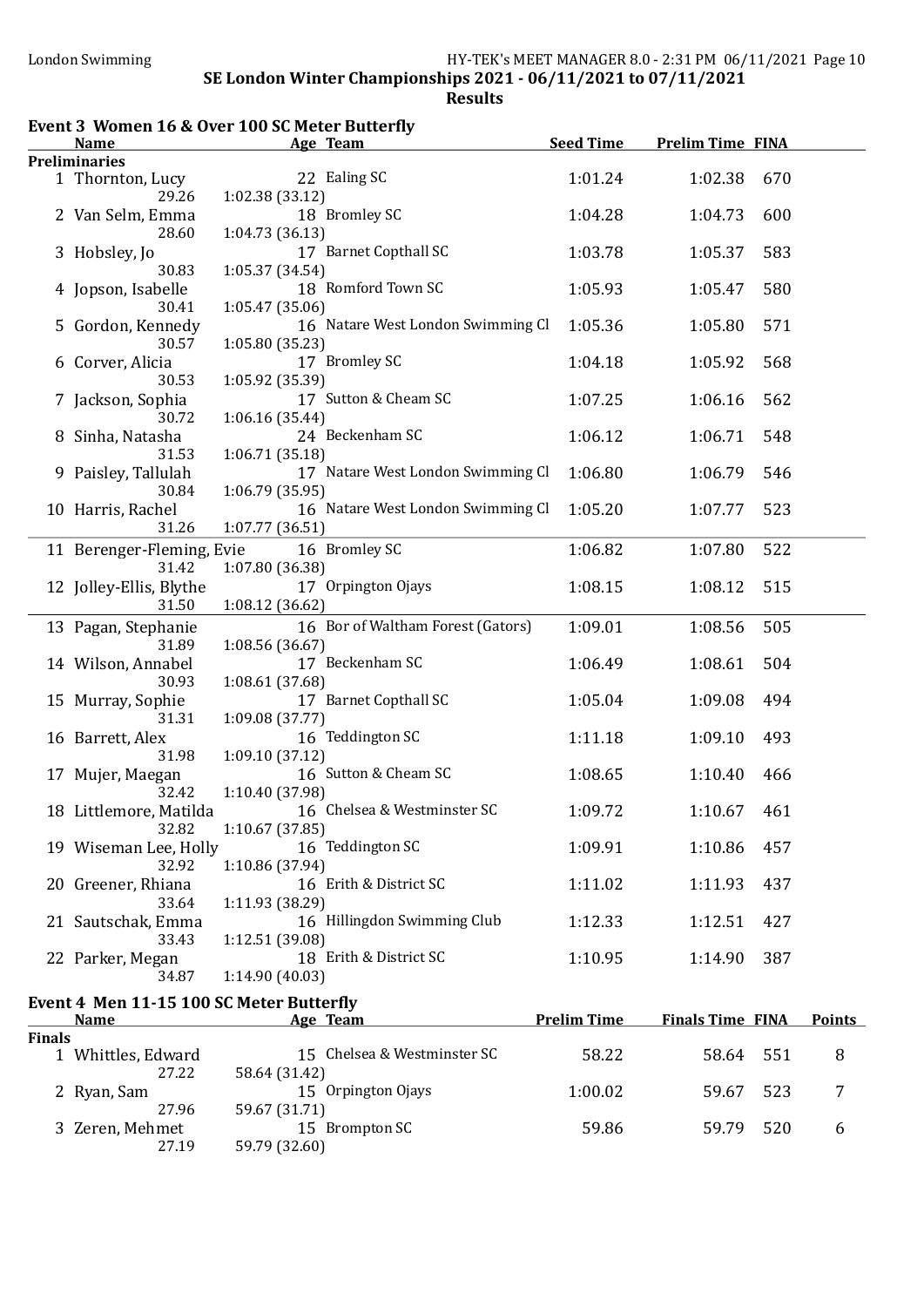SE London Winter Championships 2021 - 06/11/2021 to 07/11/2021

**Results**

## Event 3 Women 16 & Over 100 SC Meter Butterfly

**Preliminaries**

| | Name | Age | Team | Seed Time | Prelim Time | FINA |
|---|---|---|---|---|---|---|
| 1 | Thornton, Lucy | 22 | Ealing SC | 1:01.24 | 1:02.38 | 670 |
| | 29.26 | 1:02.38 (33.12) | | | | |
| 2 | Van Selm, Emma | 18 | Bromley SC | 1:04.28 | 1:04.73 | 600 |
| | 28.60 | 1:04.73 (36.13) | | | | |
| 3 | Hobsley, Jo | 17 | Barnet Copthall SC | 1:03.78 | 1:05.37 | 583 |
| | 30.83 | 1:05.37 (34.54) | | | | |
| 4 | Jopson, Isabelle | 18 | Romford Town SC | 1:05.93 | 1:05.47 | 580 |
| | 30.41 | 1:05.47 (35.06) | | | | |
| 5 | Gordon, Kennedy | 16 | Natare West London Swimming Cl | 1:05.36 | 1:05.80 | 571 |
| | 30.57 | 1:05.80 (35.23) | | | | |
| 6 | Corver, Alicia | 17 | Bromley SC | 1:04.18 | 1:05.92 | 568 |
| | 30.53 | 1:05.92 (35.39) | | | | |
| 7 | Jackson, Sophia | 17 | Sutton & Cheam SC | 1:07.25 | 1:06.16 | 562 |
| | 30.72 | 1:06.16 (35.44) | | | | |
| 8 | Sinha, Natasha | 24 | Beckenham SC | 1:06.12 | 1:06.71 | 548 |
| | 31.53 | 1:06.71 (35.18) | | | | |
| 9 | Paisley, Tallulah | 17 | Natare West London Swimming Cl | 1:06.80 | 1:06.79 | 546 |
| | 30.84 | 1:06.79 (35.95) | | | | |
| 10 | Harris, Rachel | 16 | Natare West London Swimming Cl | 1:05.20 | 1:07.77 | 523 |
| | 31.26 | 1:07.77 (36.51) | | | | |
| 11 | Berenger-Fleming, Evie | 16 | Bromley SC | 1:06.82 | 1:07.80 | 522 |
| | 31.42 | 1:07.80 (36.38) | | | | |
| 12 | Jolley-Ellis, Blythe | 17 | Orpington Ojays | 1:08.15 | 1:08.12 | 515 |
| | 31.50 | 1:08.12 (36.62) | | | | |
| 13 | Pagan, Stephanie | 16 | Bor of Waltham Forest (Gators) | 1:09.01 | 1:08.56 | 505 |
| | 31.89 | 1:08.56 (36.67) | | | | |
| 14 | Wilson, Annabel | 17 | Beckenham SC | 1:06.49 | 1:08.61 | 504 |
| | 30.93 | 1:08.61 (37.68) | | | | |
| 15 | Murray, Sophie | 17 | Barnet Copthall SC | 1:05.04 | 1:09.08 | 494 |
| | 31.31 | 1:09.08 (37.77) | | | | |
| 16 | Barrett, Alex | 16 | Teddington SC | 1:11.18 | 1:09.10 | 493 |
| | 31.98 | 1:09.10 (37.12) | | | | |
| 17 | Mujer, Maegan | 16 | Sutton & Cheam SC | 1:08.65 | 1:10.40 | 466 |
| | 32.42 | 1:10.40 (37.98) | | | | |
| 18 | Littlemore, Matilda | 16 | Chelsea & Westminster SC | 1:09.72 | 1:10.67 | 461 |
| | 32.82 | 1:10.67 (37.85) | | | | |
| 19 | Wiseman Lee, Holly | 16 | Teddington SC | 1:09.91 | 1:10.86 | 457 |
| | 32.92 | 1:10.86 (37.94) | | | | |
| 20 | Greener, Rhiana | 16 | Erith & District SC | 1:11.02 | 1:11.93 | 437 |
| | 33.64 | 1:11.93 (38.29) | | | | |
| 21 | Sautschak, Emma | 16 | Hillingdon Swimming Club | 1:12.33 | 1:12.51 | 427 |
| | 33.43 | 1:12.51 (39.08) | | | | |
| 22 | Parker, Megan | 18 | Erith & District SC | 1:10.95 | 1:14.90 | 387 |
| | 34.87 | 1:14.90 (40.03) | | | | |

## Event 4 Men 11-15 100 SC Meter Butterfly

**Finals**

| | Name | Age | Team | Prelim Time | Finals Time | FINA | Points |
|---|---|---|---|---|---|---|---|
| 1 | Whittles, Edward | 15 | Chelsea & Westminster SC | 58.22 | 58.64 | 551 | 8 |
| | 27.22 | 58.64 (31.42) | | | | | |
| 2 | Ryan, Sam | 15 | Orpington Ojays | 1:00.02 | 59.67 | 523 | 7 |
| | 27.96 | 59.67 (31.71) | | | | | |
| 3 | Zeren, Mehmet | 15 | Brompton SC | 59.86 | 59.79 | 520 | 6 |
| | 27.19 | 59.79 (32.60) | | | | | |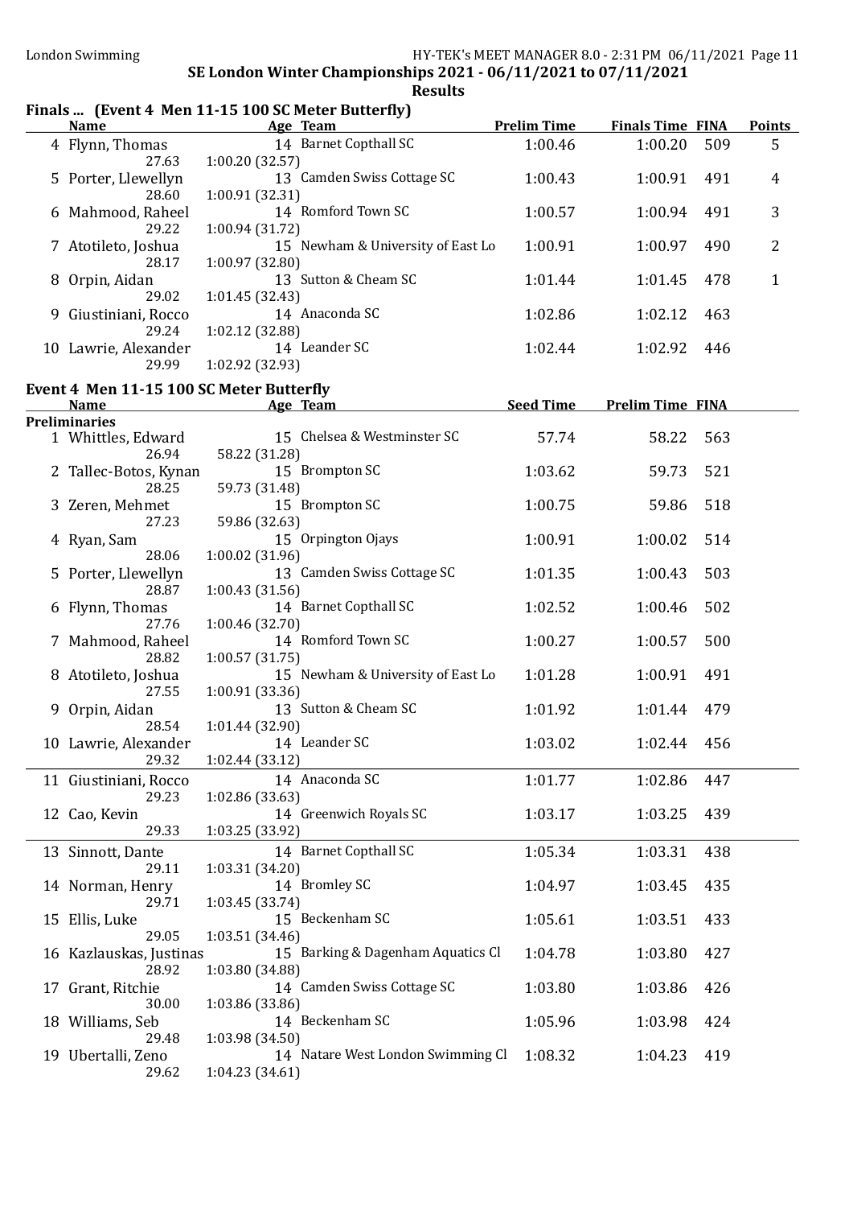## SE London Winter Championships 2021 - 06/11/2021 to 07/11/2021

### Results

#### Finals ... (Event 4 Men 11-15 100 SC Meter Butterfly)

| | Name | Age | Team | Prelim Time | Finals Time | FINA | Points |
|---|---|---|---|---|---|---|---|
| 4 | Flynn, Thomas | 14 | Barnet Copthall SC | 1:00.46 | 1:00.20 | 509 | 5 |
| | 27.63 | 1:00.20 (32.57) | | | | | |
| 5 | Porter, Llewellyn | 13 | Camden Swiss Cottage SC | 1:00.43 | 1:00.91 | 491 | 4 |
| | 28.60 | 1:00.91 (32.31) | | | | | |
| 6 | Mahmood, Raheel | 14 | Romford Town SC | 1:00.57 | 1:00.94 | 491 | 3 |
| | 29.22 | 1:00.94 (31.72) | | | | | |
| 7 | Atotileto, Joshua | 15 | Newham & University of East Lo | 1:00.91 | 1:00.97 | 490 | 2 |
| | 28.17 | 1:00.97 (32.80) | | | | | |
| 8 | Orpin, Aidan | 13 | Sutton & Cheam SC | 1:01.44 | 1:01.45 | 478 | 1 |
| | 29.02 | 1:01.45 (32.43) | | | | | |
| 9 | Giustiniani, Rocco | 14 | Anaconda SC | 1:02.86 | 1:02.12 | 463 | |
| | 29.24 | 1:02.12 (32.88) | | | | | |
| 10 | Lawrie, Alexander | 14 | Leander SC | 1:02.44 | 1:02.92 | 446 | |
| | 29.99 | 1:02.92 (32.93) | | | | | |

#### Event 4 Men 11-15 100 SC Meter Butterfly

| | Name | Age | Team | Seed Time | Prelim Time | FINA |
|---|---|---|---|---|---|---|
| **Preliminaries** | | | | | | |
| 1 | Whittles, Edward | 15 | Chelsea & Westminster SC | 57.74 | 58.22 | 563 |
| | 26.94 | 58.22 (31.28) | | | | |
| 2 | Tallec-Botos, Kynan | 15 | Brompton SC | 1:03.62 | 59.73 | 521 |
| | 28.25 | 59.73 (31.48) | | | | |
| 3 | Zeren, Mehmet | 15 | Brompton SC | 1:00.75 | 59.86 | 518 |
| | 27.23 | 59.86 (32.63) | | | | |
| 4 | Ryan, Sam | 15 | Orpington Ojays | 1:00.91 | 1:00.02 | 514 |
| | 28.06 | 1:00.02 (31.96) | | | | |
| 5 | Porter, Llewellyn | 13 | Camden Swiss Cottage SC | 1:01.35 | 1:00.43 | 503 |
| | 28.87 | 1:00.43 (31.56) | | | | |
| 6 | Flynn, Thomas | 14 | Barnet Copthall SC | 1:02.52 | 1:00.46 | 502 |
| | 27.76 | 1:00.46 (32.70) | | | | |
| 7 | Mahmood, Raheel | 14 | Romford Town SC | 1:00.27 | 1:00.57 | 500 |
| | 28.82 | 1:00.57 (31.75) | | | | |
| 8 | Atotileto, Joshua | 15 | Newham & University of East Lo | 1:01.28 | 1:00.91 | 491 |
| | 27.55 | 1:00.91 (33.36) | | | | |
| 9 | Orpin, Aidan | 13 | Sutton & Cheam SC | 1:01.92 | 1:01.44 | 479 |
| | 28.54 | 1:01.44 (32.90) | | | | |
| 10 | Lawrie, Alexander | 14 | Leander SC | 1:03.02 | 1:02.44 | 456 |
| | 29.32 | 1:02.44 (33.12) | | | | |
| 11 | Giustiniani, Rocco | 14 | Anaconda SC | 1:01.77 | 1:02.86 | 447 |
| | 29.23 | 1:02.86 (33.63) | | | | |
| 12 | Cao, Kevin | 14 | Greenwich Royals SC | 1:03.17 | 1:03.25 | 439 |
| | 29.33 | 1:03.25 (33.92) | | | | |
| 13 | Sinnott, Dante | 14 | Barnet Copthall SC | 1:05.34 | 1:03.31 | 438 |
| | 29.11 | 1:03.31 (34.20) | | | | |
| 14 | Norman, Henry | 14 | Bromley SC | 1:04.97 | 1:03.45 | 435 |
| | 29.71 | 1:03.45 (33.74) | | | | |
| 15 | Ellis, Luke | 15 | Beckenham SC | 1:05.61 | 1:03.51 | 433 |
| | 29.05 | 1:03.51 (34.46) | | | | |
| 16 | Kazlauskas, Justinas | 15 | Barking & Dagenham Aquatics Cl | 1:04.78 | 1:03.80 | 427 |
| | 28.92 | 1:03.80 (34.88) | | | | |
| 17 | Grant, Ritchie | 14 | Camden Swiss Cottage SC | 1:03.80 | 1:03.86 | 426 |
| | 30.00 | 1:03.86 (33.86) | | | | |
| 18 | Williams, Seb | 14 | Beckenham SC | 1:05.96 | 1:03.98 | 424 |
| | 29.48 | 1:03.98 (34.50) | | | | |
| 19 | Ubertalli, Zeno | 14 | Natare West London Swimming Cl | 1:08.32 | 1:04.23 | 419 |
| | 29.62 | 1:04.23 (34.61) | | | | |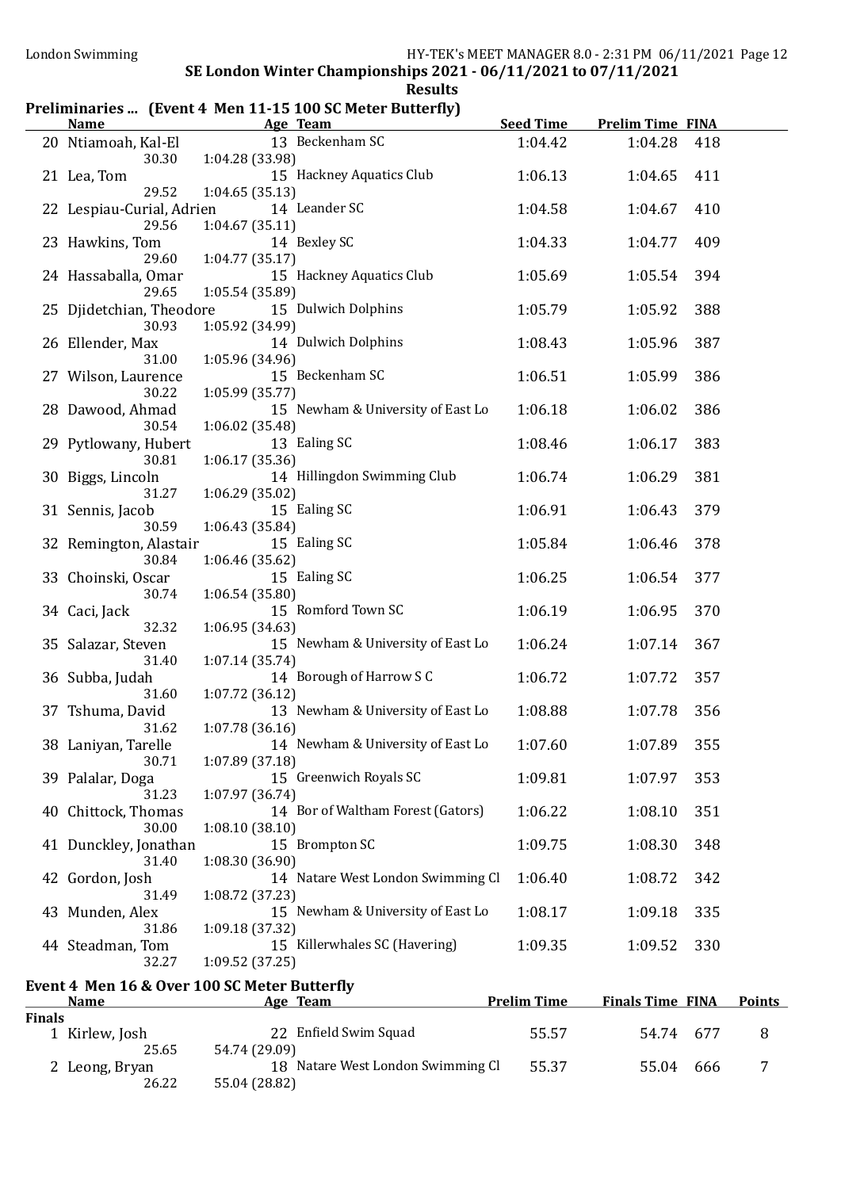**SE London Winter Championships 2021 - 06/11/2021 to 07/11/2021**

**Results**

## Preliminaries ... (Event 4 Men 11-15 100 SC Meter Butterfly)

| | Name | Age | Team | Seed Time | Prelim Time | FINA |
|---|---|---|---|---|---|---|
| 20 | Ntiamoah, Kal-El | 13 | Beckenham SC | 1:04.42 | 1:04.28 | 418 |
| | 30.30 | 1:04.28 (33.98) | | | | |
| 21 | Lea, Tom | 15 | Hackney Aquatics Club | 1:06.13 | 1:04.65 | 411 |
| | 29.52 | 1:04.65 (35.13) | | | | |
| 22 | Lespiau-Curial, Adrien | 14 | Leander SC | 1:04.58 | 1:04.67 | 410 |
| | 29.56 | 1:04.67 (35.11) | | | | |
| 23 | Hawkins, Tom | 14 | Bexley SC | 1:04.33 | 1:04.77 | 409 |
| | 29.60 | 1:04.77 (35.17) | | | | |
| 24 | Hassaballa, Omar | 15 | Hackney Aquatics Club | 1:05.69 | 1:05.54 | 394 |
| | 29.65 | 1:05.54 (35.89) | | | | |
| 25 | Djidetchian, Theodore | 15 | Dulwich Dolphins | 1:05.79 | 1:05.92 | 388 |
| | 30.93 | 1:05.92 (34.99) | | | | |
| 26 | Ellender, Max | 14 | Dulwich Dolphins | 1:08.43 | 1:05.96 | 387 |
| | 31.00 | 1:05.96 (34.96) | | | | |
| 27 | Wilson, Laurence | 15 | Beckenham SC | 1:06.51 | 1:05.99 | 386 |
| | 30.22 | 1:05.99 (35.77) | | | | |
| 28 | Dawood, Ahmad | 15 | Newham & University of East Lo | 1:06.18 | 1:06.02 | 386 |
| | 30.54 | 1:06.02 (35.48) | | | | |
| 29 | Pytlowany, Hubert | 13 | Ealing SC | 1:08.46 | 1:06.17 | 383 |
| | 30.81 | 1:06.17 (35.36) | | | | |
| 30 | Biggs, Lincoln | 14 | Hillingdon Swimming Club | 1:06.74 | 1:06.29 | 381 |
| | 31.27 | 1:06.29 (35.02) | | | | |
| 31 | Sennis, Jacob | 15 | Ealing SC | 1:06.91 | 1:06.43 | 379 |
| | 30.59 | 1:06.43 (35.84) | | | | |
| 32 | Remington, Alastair | 15 | Ealing SC | 1:05.84 | 1:06.46 | 378 |
| | 30.84 | 1:06.46 (35.62) | | | | |
| 33 | Choinski, Oscar | 15 | Ealing SC | 1:06.25 | 1:06.54 | 377 |
| | 30.74 | 1:06.54 (35.80) | | | | |
| 34 | Caci, Jack | 15 | Romford Town SC | 1:06.19 | 1:06.95 | 370 |
| | 32.32 | 1:06.95 (34.63) | | | | |
| 35 | Salazar, Steven | 15 | Newham & University of East Lo | 1:06.24 | 1:07.14 | 367 |
| | 31.40 | 1:07.14 (35.74) | | | | |
| 36 | Subba, Judah | 14 | Borough of Harrow S C | 1:06.72 | 1:07.72 | 357 |
| | 31.60 | 1:07.72 (36.12) | | | | |
| 37 | Tshuma, David | 13 | Newham & University of East Lo | 1:08.88 | 1:07.78 | 356 |
| | 31.62 | 1:07.78 (36.16) | | | | |
| 38 | Laniyan, Tarelle | 14 | Newham & University of East Lo | 1:07.60 | 1:07.89 | 355 |
| | 30.71 | 1:07.89 (37.18) | | | | |
| 39 | Palalar, Doga | 15 | Greenwich Royals SC | 1:09.81 | 1:07.97 | 353 |
| | 31.23 | 1:07.97 (36.74) | | | | |
| 40 | Chittock, Thomas | 14 | Bor of Waltham Forest (Gators) | 1:06.22 | 1:08.10 | 351 |
| | 30.00 | 1:08.10 (38.10) | | | | |
| 41 | Dunckley, Jonathan | 15 | Brompton SC | 1:09.75 | 1:08.30 | 348 |
| | 31.40 | 1:08.30 (36.90) | | | | |
| 42 | Gordon, Josh | 14 | Natare West London Swimming Cl | 1:06.40 | 1:08.72 | 342 |
| | 31.49 | 1:08.72 (37.23) | | | | |
| 43 | Munden, Alex | 15 | Newham & University of East Lo | 1:08.17 | 1:09.18 | 335 |
| | 31.86 | 1:09.18 (37.32) | | | | |
| 44 | Steadman, Tom | 15 | Killerwhales SC (Havering) | 1:09.35 | 1:09.52 | 330 |
| | 32.27 | 1:09.52 (37.25) | | | | |

## Event 4 Men 16 & Over 100 SC Meter Butterfly

| | Name | Age | Team | Prelim Time | Finals Time | FINA | Points |
|---|---|---|---|---|---|---|---|
| **Finals** | | | | | | | |
| 1 | Kirlew, Josh | 22 | Enfield Swim Squad | 55.57 | 54.74 | 677 | 8 |
| | 25.65 | 54.74 (29.09) | | | | | |
| 2 | Leong, Bryan | 18 | Natare West London Swimming Cl | 55.37 | 55.04 | 666 | 7 |
| | 26.22 | 55.04 (28.82) | | | | | |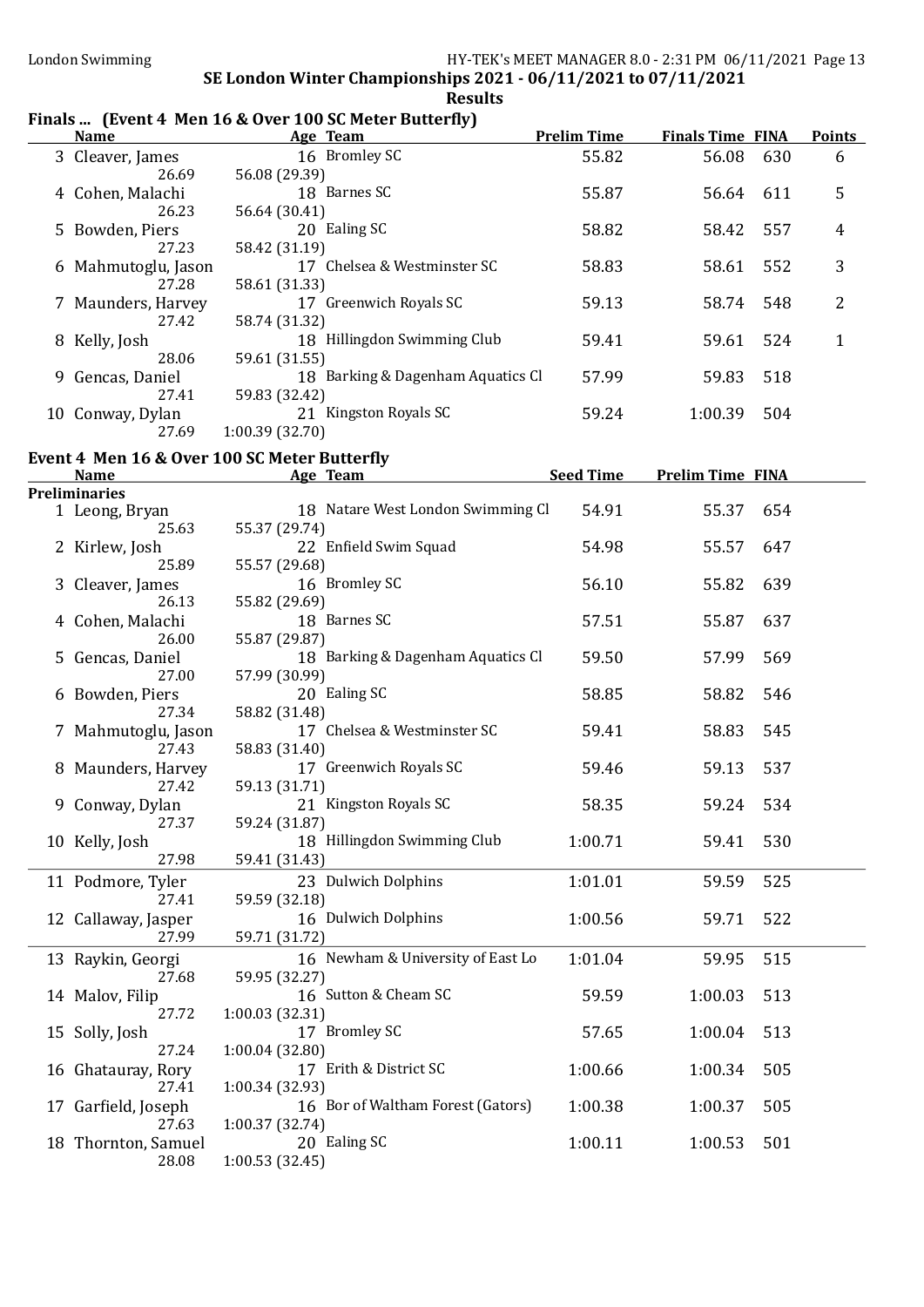# SE London Winter Championships 2021 - 06/11/2021 to 07/11/2021

## Results

### Finals ... (Event 4 Men 16 & Over 100 SC Meter Butterfly)

| | Name | Age | Team | Prelim Time | Finals Time | FINA | Points |
|---|---|---|---|---|---|---|---|
| 3 | Cleaver, James | 16 | Bromley SC | 55.82 | 56.08 | 630 | 6 |
| | 26.69 | 56.08 (29.39) | | | | | |
| 4 | Cohen, Malachi | 18 | Barnes SC | 55.87 | 56.64 | 611 | 5 |
| | 26.23 | 56.64 (30.41) | | | | | |
| 5 | Bowden, Piers | 20 | Ealing SC | 58.82 | 58.42 | 557 | 4 |
| | 27.23 | 58.42 (31.19) | | | | | |
| 6 | Mahmutoglu, Jason | 17 | Chelsea & Westminster SC | 58.83 | 58.61 | 552 | 3 |
| | 27.28 | 58.61 (31.33) | | | | | |
| 7 | Maunders, Harvey | 17 | Greenwich Royals SC | 59.13 | 58.74 | 548 | 2 |
| | 27.42 | 58.74 (31.32) | | | | | |
| 8 | Kelly, Josh | 18 | Hillingdon Swimming Club | 59.41 | 59.61 | 524 | 1 |
| | 28.06 | 59.61 (31.55) | | | | | |
| 9 | Gencas, Daniel | 18 | Barking & Dagenham Aquatics Cl | 57.99 | 59.83 | 518 | |
| | 27.41 | 59.83 (32.42) | | | | | |
| 10 | Conway, Dylan | 21 | Kingston Royals SC | 59.24 | 1:00.39 | 504 | |
| | 27.69 | 1:00.39 (32.70) | | | | | |

### Event 4 Men 16 & Over 100 SC Meter Butterfly

| | Name | Age | Team | Seed Time | Prelim Time | FINA |
|---|---|---|---|---|---|---|
| **Preliminaries** | | | | | | |
| 1 | Leong, Bryan | 18 | Natare West London Swimming Cl | 54.91 | 55.37 | 654 |
| | 25.63 | 55.37 (29.74) | | | | |
| 2 | Kirlew, Josh | 22 | Enfield Swim Squad | 54.98 | 55.57 | 647 |
| | 25.89 | 55.57 (29.68) | | | | |
| 3 | Cleaver, James | 16 | Bromley SC | 56.10 | 55.82 | 639 |
| | 26.13 | 55.82 (29.69) | | | | |
| 4 | Cohen, Malachi | 18 | Barnes SC | 57.51 | 55.87 | 637 |
| | 26.00 | 55.87 (29.87) | | | | |
| 5 | Gencas, Daniel | 18 | Barking & Dagenham Aquatics Cl | 59.50 | 57.99 | 569 |
| | 27.00 | 57.99 (30.99) | | | | |
| 6 | Bowden, Piers | 20 | Ealing SC | 58.85 | 58.82 | 546 |
| | 27.34 | 58.82 (31.48) | | | | |
| 7 | Mahmutoglu, Jason | 17 | Chelsea & Westminster SC | 59.41 | 58.83 | 545 |
| | 27.43 | 58.83 (31.40) | | | | |
| 8 | Maunders, Harvey | 17 | Greenwich Royals SC | 59.46 | 59.13 | 537 |
| | 27.42 | 59.13 (31.71) | | | | |
| 9 | Conway, Dylan | 21 | Kingston Royals SC | 58.35 | 59.24 | 534 |
| | 27.37 | 59.24 (31.87) | | | | |
| 10 | Kelly, Josh | 18 | Hillingdon Swimming Club | 1:00.71 | 59.41 | 530 |
| | 27.98 | 59.41 (31.43) | | | | |
| 11 | Podmore, Tyler | 23 | Dulwich Dolphins | 1:01.01 | 59.59 | 525 |
| | 27.41 | 59.59 (32.18) | | | | |
| 12 | Callaway, Jasper | 16 | Dulwich Dolphins | 1:00.56 | 59.71 | 522 |
| | 27.99 | 59.71 (31.72) | | | | |
| 13 | Raykin, Georgi | 16 | Newham & University of East Lo | 1:01.04 | 59.95 | 515 |
| | 27.68 | 59.95 (32.27) | | | | |
| 14 | Malov, Filip | 16 | Sutton & Cheam SC | 59.59 | 1:00.03 | 513 |
| | 27.72 | 1:00.03 (32.31) | | | | |
| 15 | Solly, Josh | 17 | Bromley SC | 57.65 | 1:00.04 | 513 |
| | 27.24 | 1:00.04 (32.80) | | | | |
| 16 | Ghatauray, Rory | 17 | Erith & District SC | 1:00.66 | 1:00.34 | 505 |
| | 27.41 | 1:00.34 (32.93) | | | | |
| 17 | Garfield, Joseph | 16 | Bor of Waltham Forest (Gators) | 1:00.38 | 1:00.37 | 505 |
| | 27.63 | 1:00.37 (32.74) | | | | |
| 18 | Thornton, Samuel | 20 | Ealing SC | 1:00.11 | 1:00.53 | 501 |
| | 28.08 | 1:00.53 (32.45) | | | | |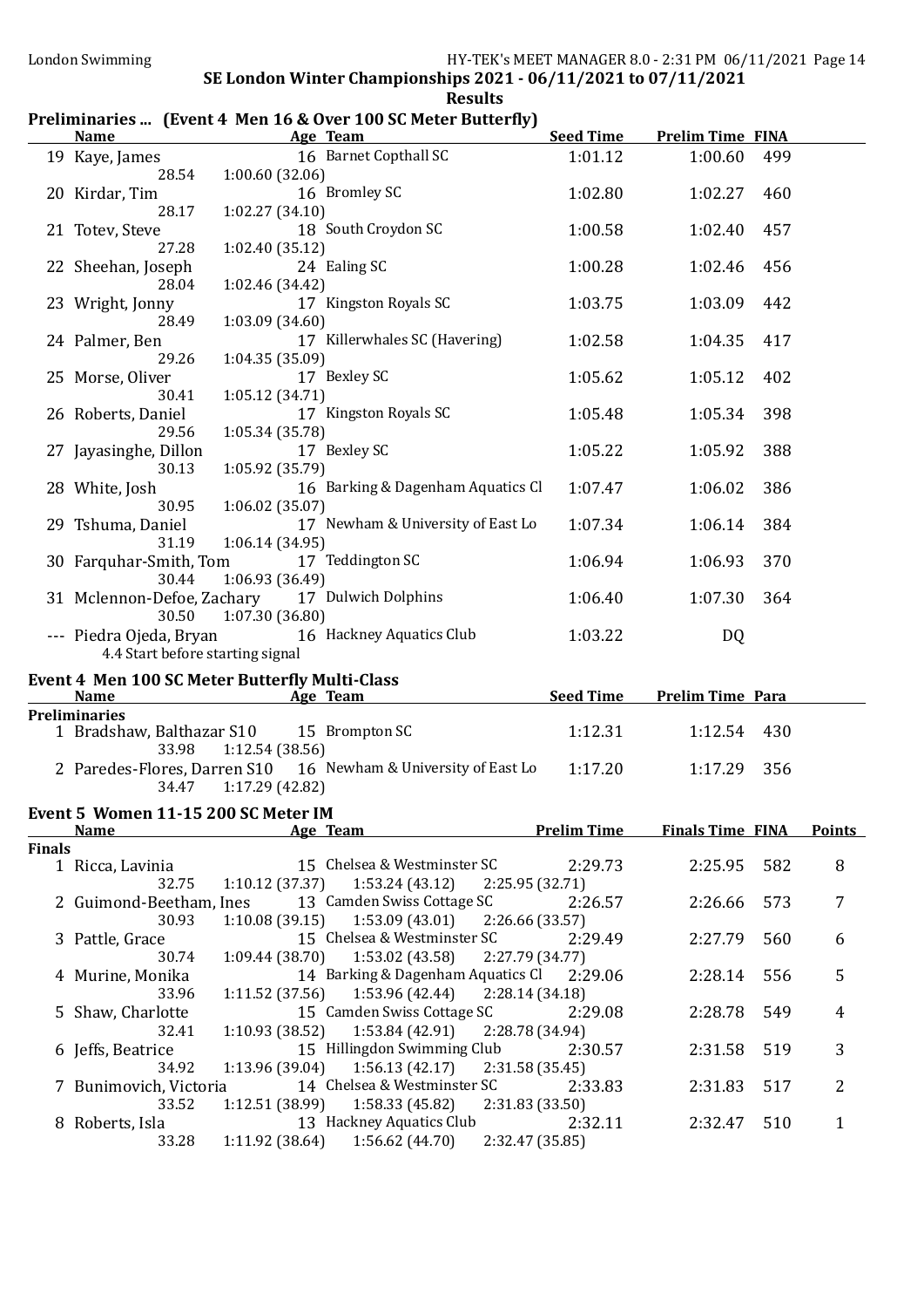SE London Winter Championships 2021 - 06/11/2021 to 07/11/2021

**Results**

## Preliminaries ... (Event 4 Men 16 & Over 100 SC Meter Butterfly)

| | Name | Age | Team | Seed Time | Prelim Time | FINA |
|---|---|---|---|---|---|---|
| 19 | Kaye, James | 16 | Barnet Copthall SC | 1:01.12 | 1:00.60 | 499 |
| | 28.54 | 1:00.60 (32.06) | | | | |
| 20 | Kirdar, Tim | 16 | Bromley SC | 1:02.80 | 1:02.27 | 460 |
| | 28.17 | 1:02.27 (34.10) | | | | |
| 21 | Totev, Steve | 18 | South Croydon SC | 1:00.58 | 1:02.40 | 457 |
| | 27.28 | 1:02.40 (35.12) | | | | |
| 22 | Sheehan, Joseph | 24 | Ealing SC | 1:00.28 | 1:02.46 | 456 |
| | 28.04 | 1:02.46 (34.42) | | | | |
| 23 | Wright, Jonny | 17 | Kingston Royals SC | 1:03.75 | 1:03.09 | 442 |
| | 28.49 | 1:03.09 (34.60) | | | | |
| 24 | Palmer, Ben | 17 | Killerwhales SC (Havering) | 1:02.58 | 1:04.35 | 417 |
| | 29.26 | 1:04.35 (35.09) | | | | |
| 25 | Morse, Oliver | 17 | Bexley SC | 1:05.62 | 1:05.12 | 402 |
| | 30.41 | 1:05.12 (34.71) | | | | |
| 26 | Roberts, Daniel | 17 | Kingston Royals SC | 1:05.48 | 1:05.34 | 398 |
| | 29.56 | 1:05.34 (35.78) | | | | |
| 27 | Jayasinghe, Dillon | 17 | Bexley SC | 1:05.22 | 1:05.92 | 388 |
| | 30.13 | 1:05.92 (35.79) | | | | |
| 28 | White, Josh | 16 | Barking & Dagenham Aquatics Cl | 1:07.47 | 1:06.02 | 386 |
| | 30.95 | 1:06.02 (35.07) | | | | |
| 29 | Tshuma, Daniel | 17 | Newham & University of East Lo | 1:07.34 | 1:06.14 | 384 |
| | 31.19 | 1:06.14 (34.95) | | | | |
| 30 | Farquhar-Smith, Tom | 17 | Teddington SC | 1:06.94 | 1:06.93 | 370 |
| | 30.44 | 1:06.93 (36.49) | | | | |
| 31 | Mclennon-Defoe, Zachary | 17 | Dulwich Dolphins | 1:06.40 | 1:07.30 | 364 |
| | 30.50 | 1:07.30 (36.80) | | | | |
| --- | Piedra Ojeda, Bryan | 16 | Hackney Aquatics Club | 1:03.22 | DQ | |
| | 4.4 Start before starting signal | | | | | |

## Event 4 Men 100 SC Meter Butterfly Multi-Class

| | Name | Age | Team | Seed Time | Prelim Time | Para |
|---|---|---|---|---|---|---|
| **Preliminaries** | | | | | | |
| 1 | Bradshaw, Balthazar S10 | 15 | Brompton SC | 1:12.31 | 1:12.54 | 430 |
| | 33.98 | 1:12.54 (38.56) | | | | |
| 2 | Paredes-Flores, Darren S10 | 16 | Newham & University of East Lo | 1:17.20 | 1:17.29 | 356 |
| | 34.47 | 1:17.29 (42.82) | | | | |

## Event 5 Women 11-15 200 SC Meter IM

| | Name | Age | Team | Prelim Time | Finals Time | FINA | Points |
|---|---|---|---|---|---|---|---|
| **Finals** | | | | | | | |
| 1 | Ricca, Lavinia | 15 | Chelsea & Westminster SC | 2:29.73 | 2:25.95 | 582 | 8 |
| | 32.75 | 1:10.12 (37.37) | 1:53.24 (43.12) | 2:25.95 (32.71) | | | |
| 2 | Guimond-Beetham, Ines | 13 | Camden Swiss Cottage SC | 2:26.57 | 2:26.66 | 573 | 7 |
| | 30.93 | 1:10.08 (39.15) | 1:53.09 (43.01) | 2:26.66 (33.57) | | | |
| 3 | Pattle, Grace | 15 | Chelsea & Westminster SC | 2:29.49 | 2:27.79 | 560 | 6 |
| | 30.74 | 1:09.44 (38.70) | 1:53.02 (43.58) | 2:27.79 (34.77) | | | |
| 4 | Murine, Monika | 14 | Barking & Dagenham Aquatics Cl | 2:29.06 | 2:28.14 | 556 | 5 |
| | 33.96 | 1:11.52 (37.56) | 1:53.96 (42.44) | 2:28.14 (34.18) | | | |
| 5 | Shaw, Charlotte | 15 | Camden Swiss Cottage SC | 2:29.08 | 2:28.78 | 549 | 4 |
| | 32.41 | 1:10.93 (38.52) | 1:53.84 (42.91) | 2:28.78 (34.94) | | | |
| 6 | Jeffs, Beatrice | 15 | Hillingdon Swimming Club | 2:30.57 | 2:31.58 | 519 | 3 |
| | 34.92 | 1:13.96 (39.04) | 1:56.13 (42.17) | 2:31.58 (35.45) | | | |
| 7 | Bunimovich, Victoria | 14 | Chelsea & Westminster SC | 2:33.83 | 2:31.83 | 517 | 2 |
| | 33.52 | 1:12.51 (38.99) | 1:58.33 (45.82) | 2:31.83 (33.50) | | | |
| 8 | Roberts, Isla | 13 | Hackney Aquatics Club | 2:32.11 | 2:32.47 | 510 | 1 |
| | 33.28 | 1:11.92 (38.64) | 1:56.62 (44.70) | 2:32.47 (35.85) | | | |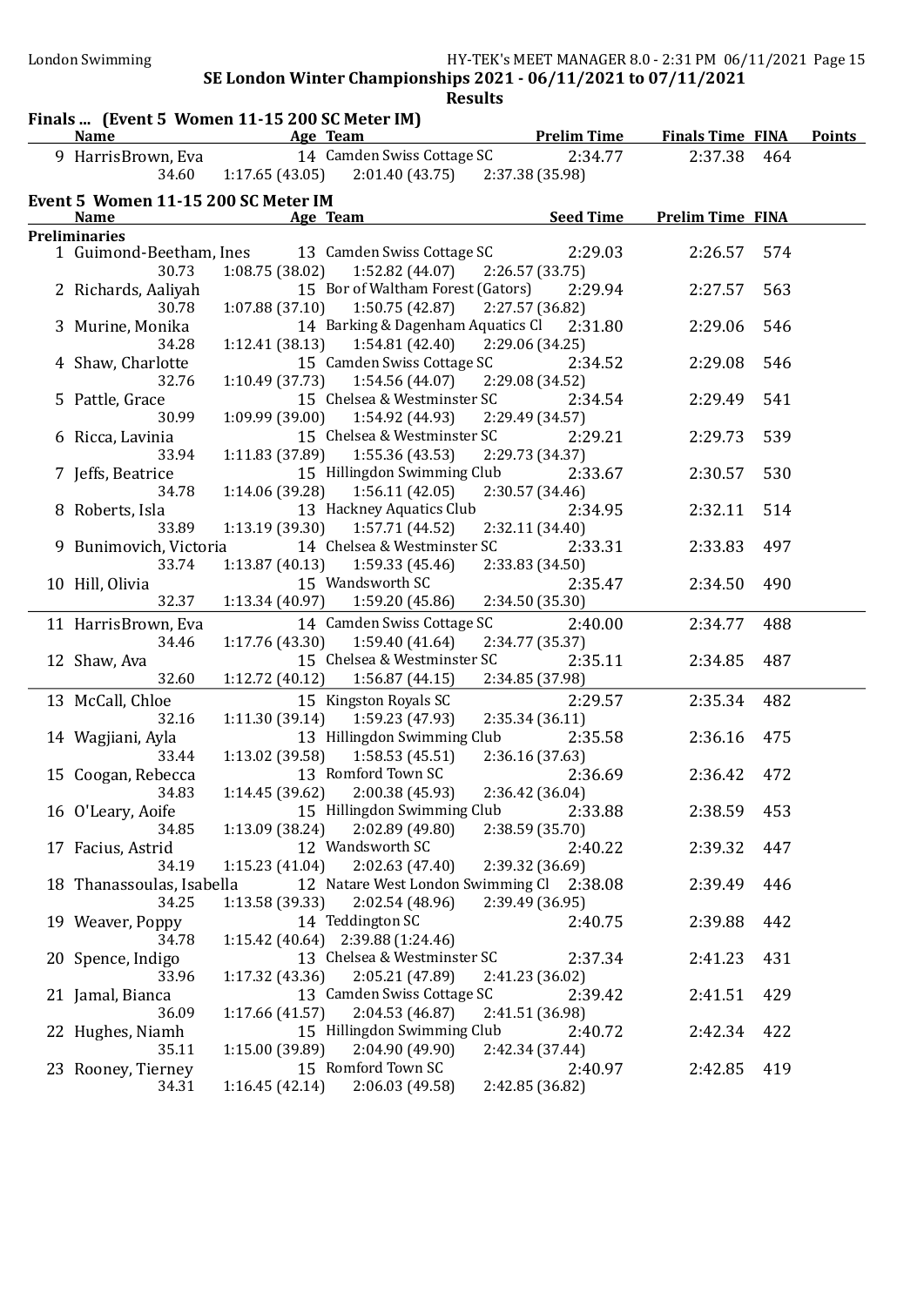SE London Winter Championships 2021 - 06/11/2021 to 07/11/2021

Results

## Finals ... (Event 5 Women 11-15 200 SC Meter IM)

| Name | Age | Team | Prelim Time | Finals Time | FINA | Points |
|---|---|---|---|---|---|---|
| 9 HarrisBrown, Eva | 14 | Camden Swiss Cottage SC | 2:34.77 | 2:37.38 | 464 | |
| 34.60 | 1:17.65 (43.05) | 2:01.40 (43.75) | 2:37.38 (35.98) | | | |

## Event 5 Women 11-15 200 SC Meter IM

| Name | Age | Team | Seed Time | Prelim Time | FINA |
|---|---|---|---|---|---|
| **Preliminaries** | | | | | |
| 1 Guimond-Beetham, Ines | 13 | Camden Swiss Cottage SC | 2:29.03 | 2:26.57 | 574 |
| 30.73 | 1:08.75 (38.02) | 1:52.82 (44.07) | 2:26.57 (33.75) | | |
| 2 Richards, Aaliyah | 15 | Bor of Waltham Forest (Gators) | 2:29.94 | 2:27.57 | 563 |
| 30.78 | 1:07.88 (37.10) | 1:50.75 (42.87) | 2:27.57 (36.82) | | |
| 3 Murine, Monika | 14 | Barking & Dagenham Aquatics Cl | 2:31.80 | 2:29.06 | 546 |
| 34.28 | 1:12.41 (38.13) | 1:54.81 (42.40) | 2:29.06 (34.25) | | |
| 4 Shaw, Charlotte | 15 | Camden Swiss Cottage SC | 2:34.52 | 2:29.08 | 546 |
| 32.76 | 1:10.49 (37.73) | 1:54.56 (44.07) | 2:29.08 (34.52) | | |
| 5 Pattle, Grace | 15 | Chelsea & Westminster SC | 2:34.54 | 2:29.49 | 541 |
| 30.99 | 1:09.99 (39.00) | 1:54.92 (44.93) | 2:29.49 (34.57) | | |
| 6 Ricca, Lavinia | 15 | Chelsea & Westminster SC | 2:29.21 | 2:29.73 | 539 |
| 33.94 | 1:11.83 (37.89) | 1:55.36 (43.53) | 2:29.73 (34.37) | | |
| 7 Jeffs, Beatrice | 15 | Hillingdon Swimming Club | 2:33.67 | 2:30.57 | 530 |
| 34.78 | 1:14.06 (39.28) | 1:56.11 (42.05) | 2:30.57 (34.46) | | |
| 8 Roberts, Isla | 13 | Hackney Aquatics Club | 2:34.95 | 2:32.11 | 514 |
| 33.89 | 1:13.19 (39.30) | 1:57.71 (44.52) | 2:32.11 (34.40) | | |
| 9 Bunimovich, Victoria | 14 | Chelsea & Westminster SC | 2:33.31 | 2:33.83 | 497 |
| 33.74 | 1:13.87 (40.13) | 1:59.33 (45.46) | 2:33.83 (34.50) | | |
| 10 Hill, Olivia | 15 | Wandsworth SC | 2:35.47 | 2:34.50 | 490 |
| 32.37 | 1:13.34 (40.97) | 1:59.20 (45.86) | 2:34.50 (35.30) | | |
| 11 HarrisBrown, Eva | 14 | Camden Swiss Cottage SC | 2:40.00 | 2:34.77 | 488 |
| 34.46 | 1:17.76 (43.30) | 1:59.40 (41.64) | 2:34.77 (35.37) | | |
| 12 Shaw, Ava | 15 | Chelsea & Westminster SC | 2:35.11 | 2:34.85 | 487 |
| 32.60 | 1:12.72 (40.12) | 1:56.87 (44.15) | 2:34.85 (37.98) | | |
| 13 McCall, Chloe | 15 | Kingston Royals SC | 2:29.57 | 2:35.34 | 482 |
| 32.16 | 1:11.30 (39.14) | 1:59.23 (47.93) | 2:35.34 (36.11) | | |
| 14 Wagjiani, Ayla | 13 | Hillingdon Swimming Club | 2:35.58 | 2:36.16 | 475 |
| 33.44 | 1:13.02 (39.58) | 1:58.53 (45.51) | 2:36.16 (37.63) | | |
| 15 Coogan, Rebecca | 13 | Romford Town SC | 2:36.69 | 2:36.42 | 472 |
| 34.83 | 1:14.45 (39.62) | 2:00.38 (45.93) | 2:36.42 (36.04) | | |
| 16 O'Leary, Aoife | 15 | Hillingdon Swimming Club | 2:33.88 | 2:38.59 | 453 |
| 34.85 | 1:13.09 (38.24) | 2:02.89 (49.80) | 2:38.59 (35.70) | | |
| 17 Facius, Astrid | 12 | Wandsworth SC | 2:40.22 | 2:39.32 | 447 |
| 34.19 | 1:15.23 (41.04) | 2:02.63 (47.40) | 2:39.32 (36.69) | | |
| 18 Thanassoulas, Isabella | 12 | Natare West London Swimming Cl | 2:38.08 | 2:39.49 | 446 |
| 34.25 | 1:13.58 (39.33) | 2:02.54 (48.96) | 2:39.49 (36.95) | | |
| 19 Weaver, Poppy | 14 | Teddington SC | 2:40.75 | 2:39.88 | 442 |
| 34.78 | 1:15.42 (40.64) | 2:39.88 (1:24.46) | | | |
| 20 Spence, Indigo | 13 | Chelsea & Westminster SC | 2:37.34 | 2:41.23 | 431 |
| 33.96 | 1:17.32 (43.36) | 2:05.21 (47.89) | 2:41.23 (36.02) | | |
| 21 Jamal, Bianca | 13 | Camden Swiss Cottage SC | 2:39.42 | 2:41.51 | 429 |
| 36.09 | 1:17.66 (41.57) | 2:04.53 (46.87) | 2:41.51 (36.98) | | |
| 22 Hughes, Niamh | 15 | Hillingdon Swimming Club | 2:40.72 | 2:42.34 | 422 |
| 35.11 | 1:15.00 (39.89) | 2:04.90 (49.90) | 2:42.34 (37.44) | | |
| 23 Rooney, Tierney | 15 | Romford Town SC | 2:40.97 | 2:42.85 | 419 |
| 34.31 | 1:16.45 (42.14) | 2:06.03 (49.58) | 2:42.85 (36.82) | | |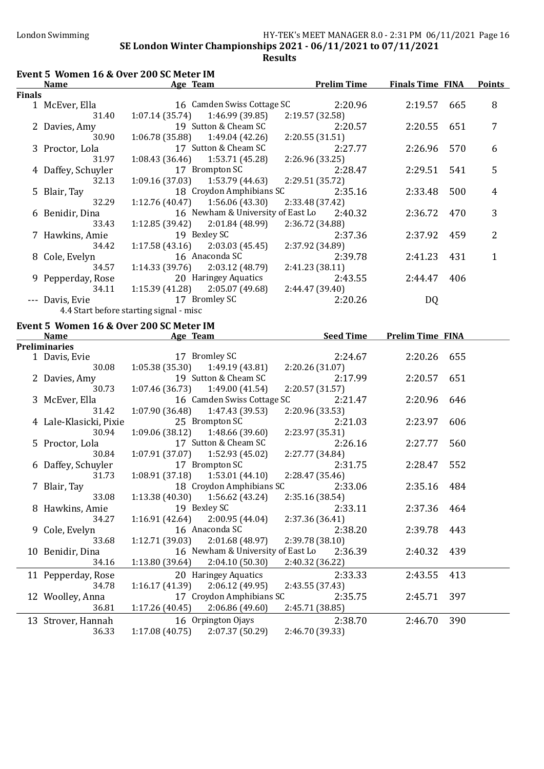**SE London Winter Championships 2021 - 06/11/2021 to 07/11/2021**

**Results**

## Event 5 Women 16 & Over 200 SC Meter IM

| | Name | Age | Team | Prelim Time | Finals Time | FINA | Points |
|---|---|---|---|---|---|---|---|
| **Finals** | | | | | | | |
| 1 | McEver, Ella | 16 | Camden Swiss Cottage SC | 2:20.96 | 2:19.57 | 665 | 8 |
| | 31.40 | 1:07.14 (35.74) | 1:46.99 (39.85) | 2:19.57 (32.58) | | | |
| 2 | Davies, Amy | 19 | Sutton & Cheam SC | 2:20.57 | 2:20.55 | 651 | 7 |
| | 30.90 | 1:06.78 (35.88) | 1:49.04 (42.26) | 2:20.55 (31.51) | | | |
| 3 | Proctor, Lola | 17 | Sutton & Cheam SC | 2:27.77 | 2:26.96 | 570 | 6 |
| | 31.97 | 1:08.43 (36.46) | 1:53.71 (45.28) | 2:26.96 (33.25) | | | |
| 4 | Daffey, Schuyler | 17 | Brompton SC | 2:28.47 | 2:29.51 | 541 | 5 |
| | 32.13 | 1:09.16 (37.03) | 1:53.79 (44.63) | 2:29.51 (35.72) | | | |
| 5 | Blair, Tay | 18 | Croydon Amphibians SC | 2:35.16 | 2:33.48 | 500 | 4 |
| | 32.29 | 1:12.76 (40.47) | 1:56.06 (43.30) | 2:33.48 (37.42) | | | |
| 6 | Benidir, Dina | 16 | Newham & University of East Lo | 2:40.32 | 2:36.72 | 470 | 3 |
| | 33.43 | 1:12.85 (39.42) | 2:01.84 (48.99) | 2:36.72 (34.88) | | | |
| 7 | Hawkins, Amie | 19 | Bexley SC | 2:37.36 | 2:37.92 | 459 | 2 |
| | 34.42 | 1:17.58 (43.16) | 2:03.03 (45.45) | 2:37.92 (34.89) | | | |
| 8 | Cole, Evelyn | 16 | Anaconda SC | 2:39.78 | 2:41.23 | 431 | 1 |
| | 34.57 | 1:14.33 (39.76) | 2:03.12 (48.79) | 2:41.23 (38.11) | | | |
| 9 | Pepperday, Rose | 20 | Haringey Aquatics | 2:43.55 | 2:44.47 | 406 | |
| | 34.11 | 1:15.39 (41.28) | 2:05.07 (49.68) | 2:44.47 (39.40) | | | |
| --- | Davis, Evie | 17 | Bromley SC | 2:20.26 | DQ | | |
| | 4.4 Start before starting signal - misc | | | | | | |

## Event 5 Women 16 & Over 200 SC Meter IM

| | Name | Age | Team | Seed Time | Prelim Time | FINA |
|---|---|---|---|---|---|---|
| **Preliminaries** | | | | | | |
| 1 | Davis, Evie | 17 | Bromley SC | 2:24.67 | 2:20.26 | 655 |
| | 30.08 | 1:05.38 (35.30) | 1:49.19 (43.81) | 2:20.26 (31.07) | | |
| 2 | Davies, Amy | 19 | Sutton & Cheam SC | 2:17.99 | 2:20.57 | 651 |
| | 30.73 | 1:07.46 (36.73) | 1:49.00 (41.54) | 2:20.57 (31.57) | | |
| 3 | McEver, Ella | 16 | Camden Swiss Cottage SC | 2:21.47 | 2:20.96 | 646 |
| | 31.42 | 1:07.90 (36.48) | 1:47.43 (39.53) | 2:20.96 (33.53) | | |
| 4 | Lale-Klasicki, Pixie | 25 | Brompton SC | 2:21.03 | 2:23.97 | 606 |
| | 30.94 | 1:09.06 (38.12) | 1:48.66 (39.60) | 2:23.97 (35.31) | | |
| 5 | Proctor, Lola | 17 | Sutton & Cheam SC | 2:26.16 | 2:27.77 | 560 |
| | 30.84 | 1:07.91 (37.07) | 1:52.93 (45.02) | 2:27.77 (34.84) | | |
| 6 | Daffey, Schuyler | 17 | Brompton SC | 2:31.75 | 2:28.47 | 552 |
| | 31.73 | 1:08.91 (37.18) | 1:53.01 (44.10) | 2:28.47 (35.46) | | |
| 7 | Blair, Tay | 18 | Croydon Amphibians SC | 2:33.06 | 2:35.16 | 484 |
| | 33.08 | 1:13.38 (40.30) | 1:56.62 (43.24) | 2:35.16 (38.54) | | |
| 8 | Hawkins, Amie | 19 | Bexley SC | 2:33.11 | 2:37.36 | 464 |
| | 34.27 | 1:16.91 (42.64) | 2:00.95 (44.04) | 2:37.36 (36.41) | | |
| 9 | Cole, Evelyn | 16 | Anaconda SC | 2:38.20 | 2:39.78 | 443 |
| | 33.68 | 1:12.71 (39.03) | 2:01.68 (48.97) | 2:39.78 (38.10) | | |
| 10 | Benidir, Dina | 16 | Newham & University of East Lo | 2:36.39 | 2:40.32 | 439 |
| | 34.16 | 1:13.80 (39.64) | 2:04.10 (50.30) | 2:40.32 (36.22) | | |
| 11 | Pepperday, Rose | 20 | Haringey Aquatics | 2:33.33 | 2:43.55 | 413 |
| | 34.78 | 1:16.17 (41.39) | 2:06.12 (49.95) | 2:43.55 (37.43) | | |
| 12 | Woolley, Anna | 17 | Croydon Amphibians SC | 2:35.75 | 2:45.71 | 397 |
| | 36.81 | 1:17.26 (40.45) | 2:06.86 (49.60) | 2:45.71 (38.85) | | |
| 13 | Strover, Hannah | 16 | Orpington Ojays | 2:38.70 | 2:46.70 | 390 |
| | 36.33 | 1:17.08 (40.75) | 2:07.37 (50.29) | 2:46.70 (39.33) | | |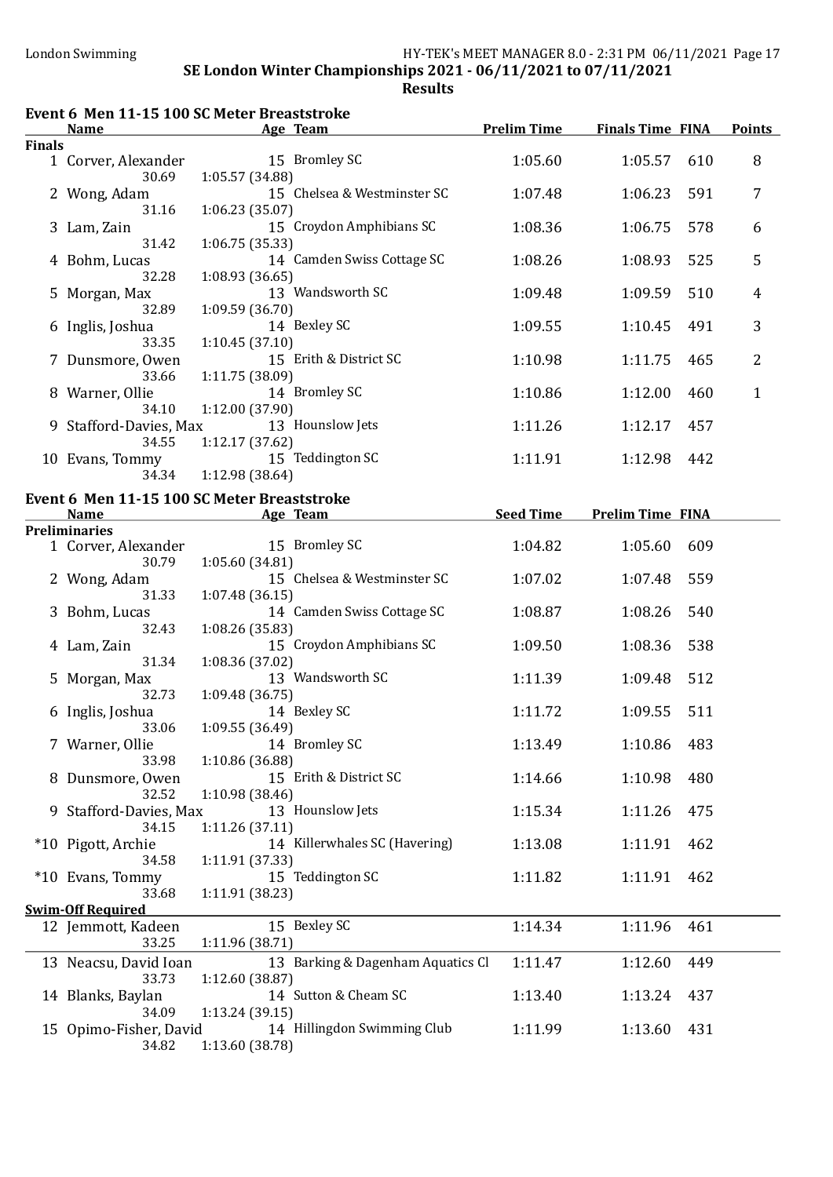SE London Winter Championships 2021 - 06/11/2021 to 07/11/2021

**Results**

## Event 6 Men 11-15 100 SC Meter Breaststroke

| | Name | Age | Team | Prelim Time | Finals Time | FINA | Points |
|---|---|---|---|---|---|---|---|
| **Finals** | | | | | | | |
| 1 | Corver, Alexander | 15 | Bromley SC | 1:05.60 | 1:05.57 | 610 | 8 |
| | 30.69 | 1:05.57 (34.88) | | | | | |
| 2 | Wong, Adam | 15 | Chelsea & Westminster SC | 1:07.48 | 1:06.23 | 591 | 7 |
| | 31.16 | 1:06.23 (35.07) | | | | | |
| 3 | Lam, Zain | 15 | Croydon Amphibians SC | 1:08.36 | 1:06.75 | 578 | 6 |
| | 31.42 | 1:06.75 (35.33) | | | | | |
| 4 | Bohm, Lucas | 14 | Camden Swiss Cottage SC | 1:08.26 | 1:08.93 | 525 | 5 |
| | 32.28 | 1:08.93 (36.65) | | | | | |
| 5 | Morgan, Max | 13 | Wandsworth SC | 1:09.48 | 1:09.59 | 510 | 4 |
| | 32.89 | 1:09.59 (36.70) | | | | | |
| 6 | Inglis, Joshua | 14 | Bexley SC | 1:09.55 | 1:10.45 | 491 | 3 |
| | 33.35 | 1:10.45 (37.10) | | | | | |
| 7 | Dunsmore, Owen | 15 | Erith & District SC | 1:10.98 | 1:11.75 | 465 | 2 |
| | 33.66 | 1:11.75 (38.09) | | | | | |
| 8 | Warner, Ollie | 14 | Bromley SC | 1:10.86 | 1:12.00 | 460 | 1 |
| | 34.10 | 1:12.00 (37.90) | | | | | |
| 9 | Stafford-Davies, Max | 13 | Hounslow Jets | 1:11.26 | 1:12.17 | 457 | |
| | 34.55 | 1:12.17 (37.62) | | | | | |
| 10 | Evans, Tommy | 15 | Teddington SC | 1:11.91 | 1:12.98 | 442 | |
| | 34.34 | 1:12.98 (38.64) | | | | | |

## Event 6 Men 11-15 100 SC Meter Breaststroke

| | Name | Age | Team | Seed Time | Prelim Time | FINA |
|---|---|---|---|---|---|---|
| **Preliminaries** | | | | | | |
| 1 | Corver, Alexander | 15 | Bromley SC | 1:04.82 | 1:05.60 | 609 |
| | 30.79 | 1:05.60 (34.81) | | | | |
| 2 | Wong, Adam | 15 | Chelsea & Westminster SC | 1:07.02 | 1:07.48 | 559 |
| | 31.33 | 1:07.48 (36.15) | | | | |
| 3 | Bohm, Lucas | 14 | Camden Swiss Cottage SC | 1:08.87 | 1:08.26 | 540 |
| | 32.43 | 1:08.26 (35.83) | | | | |
| 4 | Lam, Zain | 15 | Croydon Amphibians SC | 1:09.50 | 1:08.36 | 538 |
| | 31.34 | 1:08.36 (37.02) | | | | |
| 5 | Morgan, Max | 13 | Wandsworth SC | 1:11.39 | 1:09.48 | 512 |
| | 32.73 | 1:09.48 (36.75) | | | | |
| 6 | Inglis, Joshua | 14 | Bexley SC | 1:11.72 | 1:09.55 | 511 |
| | 33.06 | 1:09.55 (36.49) | | | | |
| 7 | Warner, Ollie | 14 | Bromley SC | 1:13.49 | 1:10.86 | 483 |
| | 33.98 | 1:10.86 (36.88) | | | | |
| 8 | Dunsmore, Owen | 15 | Erith & District SC | 1:14.66 | 1:10.98 | 480 |
| | 32.52 | 1:10.98 (38.46) | | | | |
| 9 | Stafford-Davies, Max | 13 | Hounslow Jets | 1:15.34 | 1:11.26 | 475 |
| | 34.15 | 1:11.26 (37.11) | | | | |
| *10 | Pigott, Archie | 14 | Killerwhales SC (Havering) | 1:13.08 | 1:11.91 | 462 |
| | 34.58 | 1:11.91 (37.33) | | | | |
| *10 | Evans, Tommy | 15 | Teddington SC | 1:11.82 | 1:11.91 | 462 |
| | 33.68 | 1:11.91 (38.23) | | | | |
| **Swim-Off Required** | | | | | | |
| 12 | Jemmott, Kadeen | 15 | Bexley SC | 1:14.34 | 1:11.96 | 461 |
| | 33.25 | 1:11.96 (38.71) | | | | |
| 13 | Neacsu, David Ioan | 13 | Barking & Dagenham Aquatics Cl | 1:11.47 | 1:12.60 | 449 |
| | 33.73 | 1:12.60 (38.87) | | | | |
| 14 | Blanks, Baylan | 14 | Sutton & Cheam SC | 1:13.40 | 1:13.24 | 437 |
| | 34.09 | 1:13.24 (39.15) | | | | |
| 15 | Opimo-Fisher, David | 14 | Hillingdon Swimming Club | 1:11.99 | 1:13.60 | 431 |
| | 34.82 | 1:13.60 (38.78) | | | | |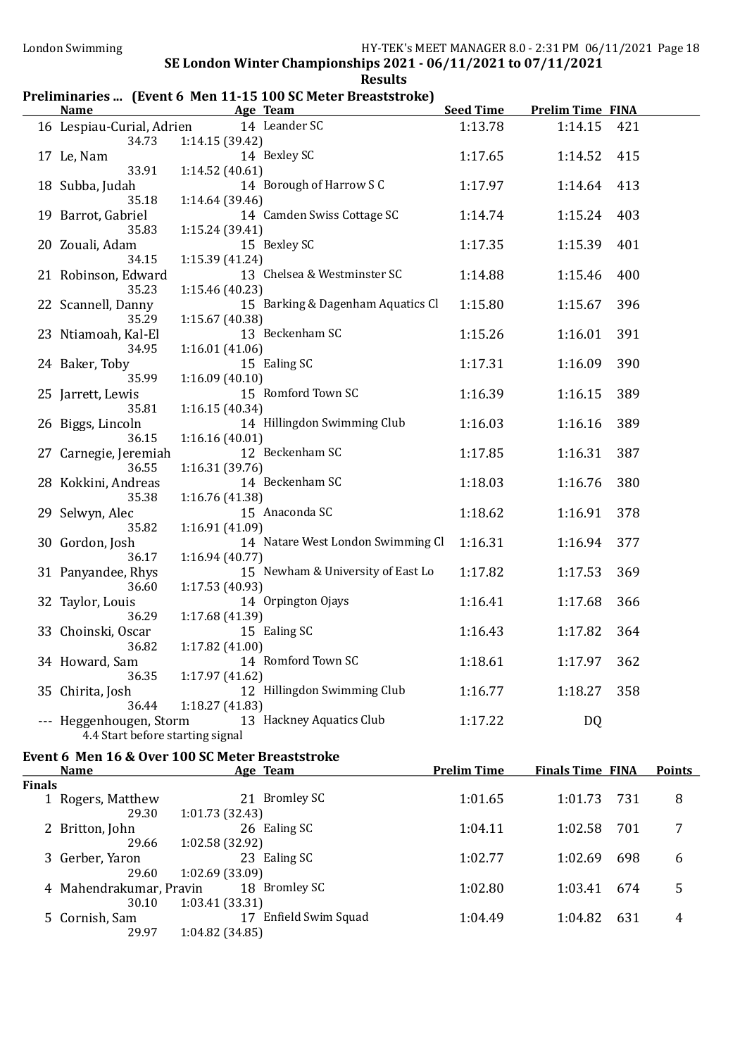SE London Winter Championships 2021 - 06/11/2021 to 07/11/2021

**Results**

## Preliminaries ... (Event 6 Men 11-15 100 SC Meter Breaststroke)

| | Name | Age | Team | Seed Time | Prelim Time | FINA |
|---|---|---|---|---|---|---|
| 16 | Lespiau-Curial, Adrien | 14 | Leander SC | 1:13.78 | 1:14.15 | 421 |
| | 34.73 | 1:14.15 (39.42) | | | | |
| 17 | Le, Nam | 14 | Bexley SC | 1:17.65 | 1:14.52 | 415 |
| | 33.91 | 1:14.52 (40.61) | | | | |
| 18 | Subba, Judah | 14 | Borough of Harrow S C | 1:17.97 | 1:14.64 | 413 |
| | 35.18 | 1:14.64 (39.46) | | | | |
| 19 | Barrot, Gabriel | 14 | Camden Swiss Cottage SC | 1:14.74 | 1:15.24 | 403 |
| | 35.83 | 1:15.24 (39.41) | | | | |
| 20 | Zouali, Adam | 15 | Bexley SC | 1:17.35 | 1:15.39 | 401 |
| | 34.15 | 1:15.39 (41.24) | | | | |
| 21 | Robinson, Edward | 13 | Chelsea & Westminster SC | 1:14.88 | 1:15.46 | 400 |
| | 35.23 | 1:15.46 (40.23) | | | | |
| 22 | Scannell, Danny | 15 | Barking & Dagenham Aquatics Cl | 1:15.80 | 1:15.67 | 396 |
| | 35.29 | 1:15.67 (40.38) | | | | |
| 23 | Ntiamoah, Kal-El | 13 | Beckenham SC | 1:15.26 | 1:16.01 | 391 |
| | 34.95 | 1:16.01 (41.06) | | | | |
| 24 | Baker, Toby | 15 | Ealing SC | 1:17.31 | 1:16.09 | 390 |
| | 35.99 | 1:16.09 (40.10) | | | | |
| 25 | Jarrett, Lewis | 15 | Romford Town SC | 1:16.39 | 1:16.15 | 389 |
| | 35.81 | 1:16.15 (40.34) | | | | |
| 26 | Biggs, Lincoln | 14 | Hillingdon Swimming Club | 1:16.03 | 1:16.16 | 389 |
| | 36.15 | 1:16.16 (40.01) | | | | |
| 27 | Carnegie, Jeremiah | 12 | Beckenham SC | 1:17.85 | 1:16.31 | 387 |
| | 36.55 | 1:16.31 (39.76) | | | | |
| 28 | Kokkini, Andreas | 14 | Beckenham SC | 1:18.03 | 1:16.76 | 380 |
| | 35.38 | 1:16.76 (41.38) | | | | |
| 29 | Selwyn, Alec | 15 | Anaconda SC | 1:18.62 | 1:16.91 | 378 |
| | 35.82 | 1:16.91 (41.09) | | | | |
| 30 | Gordon, Josh | 14 | Natare West London Swimming Cl | 1:16.31 | 1:16.94 | 377 |
| | 36.17 | 1:16.94 (40.77) | | | | |
| 31 | Panyandee, Rhys | 15 | Newham & University of East Lo | 1:17.82 | 1:17.53 | 369 |
| | 36.60 | 1:17.53 (40.93) | | | | |
| 32 | Taylor, Louis | 14 | Orpington Ojays | 1:16.41 | 1:17.68 | 366 |
| | 36.29 | 1:17.68 (41.39) | | | | |
| 33 | Choinski, Oscar | 15 | Ealing SC | 1:16.43 | 1:17.82 | 364 |
| | 36.82 | 1:17.82 (41.00) | | | | |
| 34 | Howard, Sam | 14 | Romford Town SC | 1:18.61 | 1:17.97 | 362 |
| | 36.35 | 1:17.97 (41.62) | | | | |
| 35 | Chirita, Josh | 12 | Hillingdon Swimming Club | 1:16.77 | 1:18.27 | 358 |
| | 36.44 | 1:18.27 (41.83) | | | | |
| --- | Heggenhougen, Storm | 13 | Hackney Aquatics Club | 1:17.22 | DQ | |
| | 4.4 Start before starting signal | | | | | |

## Event 6 Men 16 & Over 100 SC Meter Breaststroke

| | Name | Age | Team | Prelim Time | Finals Time | FINA | Points |
|---|---|---|---|---|---|---|---|
| **Finals** | | | | | | | |
| 1 | Rogers, Matthew | 21 | Bromley SC | 1:01.65 | 1:01.73 | 731 | 8 |
| | 29.30 | 1:01.73 (32.43) | | | | | |
| 2 | Britton, John | 26 | Ealing SC | 1:04.11 | 1:02.58 | 701 | 7 |
| | 29.66 | 1:02.58 (32.92) | | | | | |
| 3 | Gerber, Yaron | 23 | Ealing SC | 1:02.77 | 1:02.69 | 698 | 6 |
| | 29.60 | 1:02.69 (33.09) | | | | | |
| 4 | Mahendrakumar, Pravin | 18 | Bromley SC | 1:02.80 | 1:03.41 | 674 | 5 |
| | 30.10 | 1:03.41 (33.31) | | | | | |
| 5 | Cornish, Sam | 17 | Enfield Swim Squad | 1:04.49 | 1:04.82 | 631 | 4 |
| | 29.97 | 1:04.82 (34.85) | | | | | |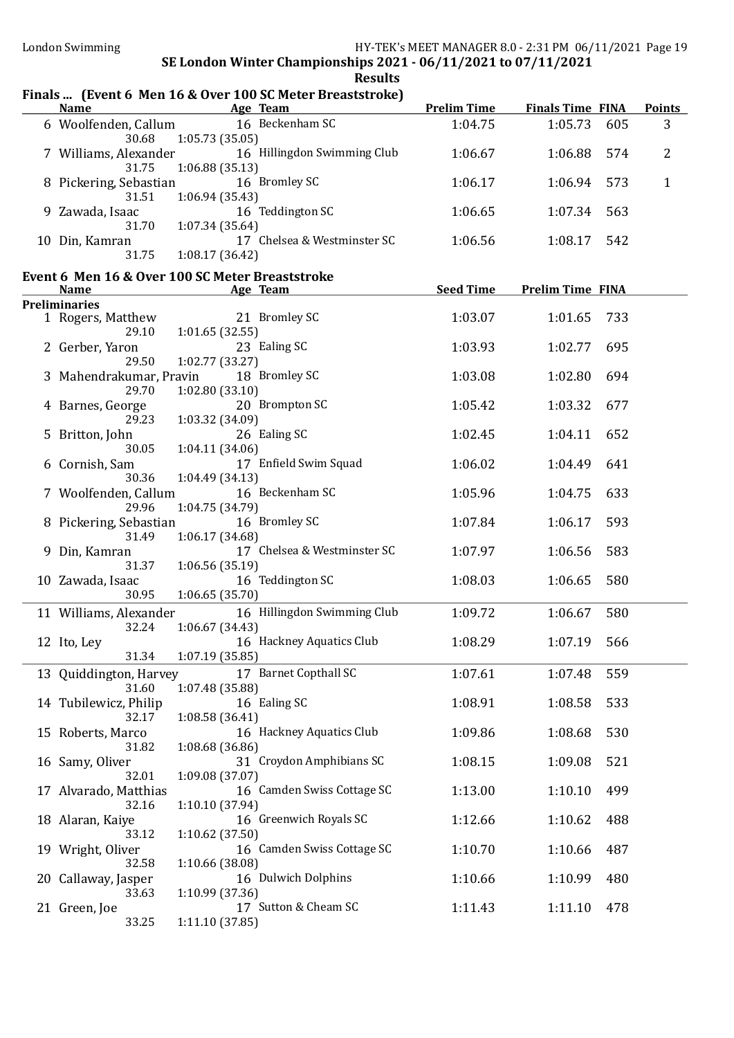**SE London Winter Championships 2021 - 06/11/2021 to 07/11/2021**

**Results**

## Finals ... (Event 6 Men 16 & Over 100 SC Meter Breaststroke)

| | Name | Age | Team | Prelim Time | Finals Time | FINA | Points |
|---|---|---|---|---|---|---|---|
| 6 | Woolfenden, Callum | 16 | Beckenham SC | 1:04.75 | 1:05.73 | 605 | 3 |
| | 30.68 | 1:05.73 (35.05) | | | | | |
| 7 | Williams, Alexander | 16 | Hillingdon Swimming Club | 1:06.67 | 1:06.88 | 574 | 2 |
| | 31.75 | 1:06.88 (35.13) | | | | | |
| 8 | Pickering, Sebastian | 16 | Bromley SC | 1:06.17 | 1:06.94 | 573 | 1 |
| | 31.51 | 1:06.94 (35.43) | | | | | |
| 9 | Zawada, Isaac | 16 | Teddington SC | 1:06.65 | 1:07.34 | 563 | |
| | 31.70 | 1:07.34 (35.64) | | | | | |
| 10 | Din, Kamran | 17 | Chelsea & Westminster SC | 1:06.56 | 1:08.17 | 542 | |
| | 31.75 | 1:08.17 (36.42) | | | | | |

## Event 6 Men 16 & Over 100 SC Meter Breaststroke

| | Name | Age | Team | Seed Time | Prelim Time | FINA |
|---|---|---|---|---|---|---|
| **Preliminaries** | | | | | | |
| 1 | Rogers, Matthew | 21 | Bromley SC | 1:03.07 | 1:01.65 | 733 |
| | 29.10 | 1:01.65 (32.55) | | | | |
| 2 | Gerber, Yaron | 23 | Ealing SC | 1:03.93 | 1:02.77 | 695 |
| | 29.50 | 1:02.77 (33.27) | | | | |
| 3 | Mahendrakumar, Pravin | 18 | Bromley SC | 1:03.08 | 1:02.80 | 694 |
| | 29.70 | 1:02.80 (33.10) | | | | |
| 4 | Barnes, George | 20 | Brompton SC | 1:05.42 | 1:03.32 | 677 |
| | 29.23 | 1:03.32 (34.09) | | | | |
| 5 | Britton, John | 26 | Ealing SC | 1:02.45 | 1:04.11 | 652 |
| | 30.05 | 1:04.11 (34.06) | | | | |
| 6 | Cornish, Sam | 17 | Enfield Swim Squad | 1:06.02 | 1:04.49 | 641 |
| | 30.36 | 1:04.49 (34.13) | | | | |
| 7 | Woolfenden, Callum | 16 | Beckenham SC | 1:05.96 | 1:04.75 | 633 |
| | 29.96 | 1:04.75 (34.79) | | | | |
| 8 | Pickering, Sebastian | 16 | Bromley SC | 1:07.84 | 1:06.17 | 593 |
| | 31.49 | 1:06.17 (34.68) | | | | |
| 9 | Din, Kamran | 17 | Chelsea & Westminster SC | 1:07.97 | 1:06.56 | 583 |
| | 31.37 | 1:06.56 (35.19) | | | | |
| 10 | Zawada, Isaac | 16 | Teddington SC | 1:08.03 | 1:06.65 | 580 |
| | 30.95 | 1:06.65 (35.70) | | | | |
| 11 | Williams, Alexander | 16 | Hillingdon Swimming Club | 1:09.72 | 1:06.67 | 580 |
| | 32.24 | 1:06.67 (34.43) | | | | |
| 12 | Ito, Ley | 16 | Hackney Aquatics Club | 1:08.29 | 1:07.19 | 566 |
| | 31.34 | 1:07.19 (35.85) | | | | |
| 13 | Quiddington, Harvey | 17 | Barnet Copthall SC | 1:07.61 | 1:07.48 | 559 |
| | 31.60 | 1:07.48 (35.88) | | | | |
| 14 | Tubilewicz, Philip | 16 | Ealing SC | 1:08.91 | 1:08.58 | 533 |
| | 32.17 | 1:08.58 (36.41) | | | | |
| 15 | Roberts, Marco | 16 | Hackney Aquatics Club | 1:09.86 | 1:08.68 | 530 |
| | 31.82 | 1:08.68 (36.86) | | | | |
| 16 | Samy, Oliver | 31 | Croydon Amphibians SC | 1:08.15 | 1:09.08 | 521 |
| | 32.01 | 1:09.08 (37.07) | | | | |
| 17 | Alvarado, Matthias | 16 | Camden Swiss Cottage SC | 1:13.00 | 1:10.10 | 499 |
| | 32.16 | 1:10.10 (37.94) | | | | |
| 18 | Alaran, Kaiye | 16 | Greenwich Royals SC | 1:12.66 | 1:10.62 | 488 |
| | 33.12 | 1:10.62 (37.50) | | | | |
| 19 | Wright, Oliver | 16 | Camden Swiss Cottage SC | 1:10.70 | 1:10.66 | 487 |
| | 32.58 | 1:10.66 (38.08) | | | | |
| 20 | Callaway, Jasper | 16 | Dulwich Dolphins | 1:10.66 | 1:10.99 | 480 |
| | 33.63 | 1:10.99 (37.36) | | | | |
| 21 | Green, Joe | 17 | Sutton & Cheam SC | 1:11.43 | 1:11.10 | 478 |
| | 33.25 | 1:11.10 (37.85) | | | | |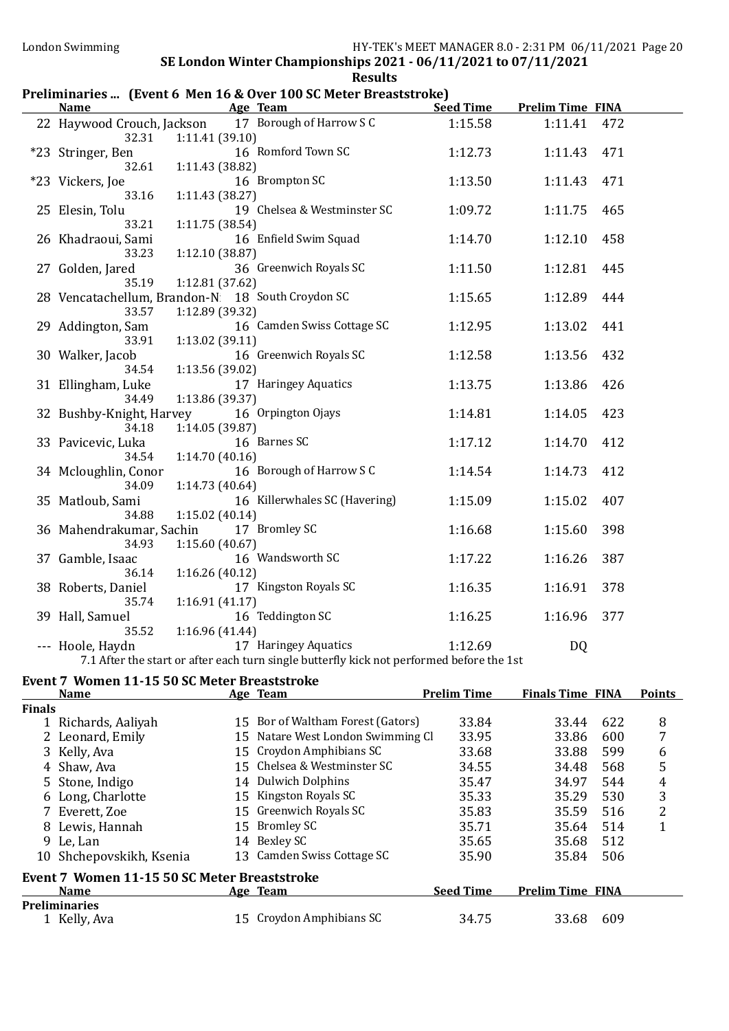SE London Winter Championships 2021 - 06/11/2021 to 07/11/2021

**Results**

## Preliminaries ... (Event 6 Men 16 & Over 100 SC Meter Breaststroke)

| | Name | Age | Team | Seed Time | Prelim Time | FINA |
|---|---|---|---|---|---|---|
| 22 | Haywood Crouch, Jackson | 17 | Borough of Harrow S C | 1:15.58 | 1:11.41 | 472 |
| | 32.31 1:11.41 (39.10) | | | | | |
| *23 | Stringer, Ben | 16 | Romford Town SC | 1:12.73 | 1:11.43 | 471 |
| | 32.61 1:11.43 (38.82) | | | | | |
| *23 | Vickers, Joe | 16 | Brompton SC | 1:13.50 | 1:11.43 | 471 |
| | 33.16 1:11.43 (38.27) | | | | | |
| 25 | Elesin, Tolu | 19 | Chelsea & Westminster SC | 1:09.72 | 1:11.75 | 465 |
| | 33.21 1:11.75 (38.54) | | | | | |
| 26 | Khadraoui, Sami | 16 | Enfield Swim Squad | 1:14.70 | 1:12.10 | 458 |
| | 33.23 1:12.10 (38.87) | | | | | |
| 27 | Golden, Jared | 36 | Greenwich Royals SC | 1:11.50 | 1:12.81 | 445 |
| | 35.19 1:12.81 (37.62) | | | | | |
| 28 | Vencatachellum, Brandon-N | 18 | South Croydon SC | 1:15.65 | 1:12.89 | 444 |
| | 33.57 1:12.89 (39.32) | | | | | |
| 29 | Addington, Sam | 16 | Camden Swiss Cottage SC | 1:12.95 | 1:13.02 | 441 |
| | 33.91 1:13.02 (39.11) | | | | | |
| 30 | Walker, Jacob | 16 | Greenwich Royals SC | 1:12.58 | 1:13.56 | 432 |
| | 34.54 1:13.56 (39.02) | | | | | |
| 31 | Ellingham, Luke | 17 | Haringey Aquatics | 1:13.75 | 1:13.86 | 426 |
| | 34.49 1:13.86 (39.37) | | | | | |
| 32 | Bushby-Knight, Harvey | 16 | Orpington Ojays | 1:14.81 | 1:14.05 | 423 |
| | 34.18 1:14.05 (39.87) | | | | | |
| 33 | Pavicevic, Luka | 16 | Barnes SC | 1:17.12 | 1:14.70 | 412 |
| | 34.54 1:14.70 (40.16) | | | | | |
| 34 | Mcloughlin, Conor | 16 | Borough of Harrow S C | 1:14.54 | 1:14.73 | 412 |
| | 34.09 1:14.73 (40.64) | | | | | |
| 35 | Matloub, Sami | 16 | Killerwhales SC (Havering) | 1:15.09 | 1:15.02 | 407 |
| | 34.88 1:15.02 (40.14) | | | | | |
| 36 | Mahendrakumar, Sachin | 17 | Bromley SC | 1:16.68 | 1:15.60 | 398 |
| | 34.93 1:15.60 (40.67) | | | | | |
| 37 | Gamble, Isaac | 16 | Wandsworth SC | 1:17.22 | 1:16.26 | 387 |
| | 36.14 1:16.26 (40.12) | | | | | |
| 38 | Roberts, Daniel | 17 | Kingston Royals SC | 1:16.35 | 1:16.91 | 378 |
| | 35.74 1:16.91 (41.17) | | | | | |
| 39 | Hall, Samuel | 16 | Teddington SC | 1:16.25 | 1:16.96 | 377 |
| | 35.52 1:16.96 (41.44) | | | | | |
| --- | Hoole, Haydn | 17 | Haringey Aquatics | 1:12.69 | DQ | |

7.1 After the start or after each turn single butterfly kick not performed before the 1st

## Event 7 Women 11-15 50 SC Meter Breaststroke

| | Name | Age | Team | Prelim Time | Finals Time | FINA | Points |
|---|---|---|---|---|---|---|---|
| **Finals** | | | | | | | |
| 1 | Richards, Aaliyah | 15 | Bor of Waltham Forest (Gators) | 33.84 | 33.44 | 622 | 8 |
| 2 | Leonard, Emily | 15 | Natare West London Swimming Cl | 33.95 | 33.86 | 600 | 7 |
| 3 | Kelly, Ava | 15 | Croydon Amphibians SC | 33.68 | 33.88 | 599 | 6 |
| 4 | Shaw, Ava | 15 | Chelsea & Westminster SC | 34.55 | 34.48 | 568 | 5 |
| 5 | Stone, Indigo | 14 | Dulwich Dolphins | 35.47 | 34.97 | 544 | 4 |
| 6 | Long, Charlotte | 15 | Kingston Royals SC | 35.33 | 35.29 | 530 | 3 |
| 7 | Everett, Zoe | 15 | Greenwich Royals SC | 35.83 | 35.59 | 516 | 2 |
| 8 | Lewis, Hannah | 15 | Bromley SC | 35.71 | 35.64 | 514 | 1 |
| 9 | Le, Lan | 14 | Bexley SC | 35.65 | 35.68 | 512 | |
| 10 | Shchepovskikh, Ksenia | 13 | Camden Swiss Cottage SC | 35.90 | 35.84 | 506 | |

## Event 7 Women 11-15 50 SC Meter Breaststroke

| | Name | Age | Team | Seed Time | Prelim Time | FINA |
|---|---|---|---|---|---|---|
| **Preliminaries** | | | | | | |
| 1 | Kelly, Ava | 15 | Croydon Amphibians SC | 34.75 | 33.68 | 609 |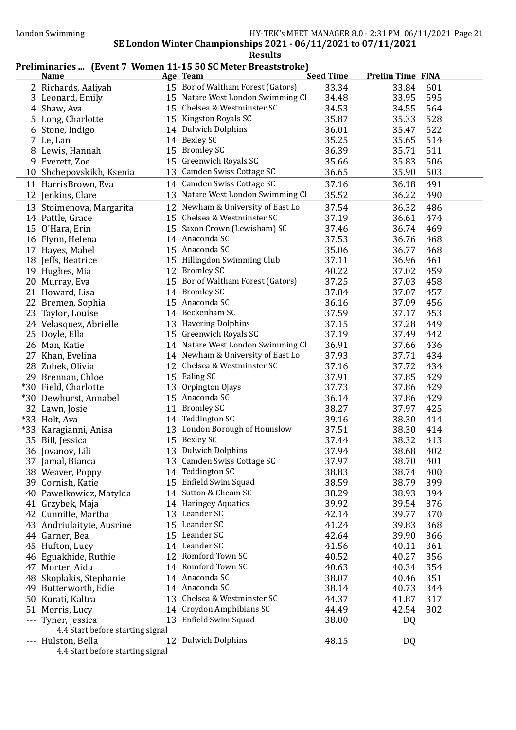London Swimming

## SE London Winter Championships 2021 - 06/11/2021 to 07/11/2021

### Results

#### Preliminaries ... (Event 7 Women 11-15 50 SC Meter Breaststroke)

| | Name | Age | Team | Seed Time | Prelim Time | FINA |
|---|---|---|---|---|---|---|
| 2 | Richards, Aaliyah | 15 | Bor of Waltham Forest (Gators) | 33.34 | 33.84 | 601 |
| 3 | Leonard, Emily | 15 | Natare West London Swimming Cl | 34.48 | 33.95 | 595 |
| 4 | Shaw, Ava | 15 | Chelsea & Westminster SC | 34.53 | 34.55 | 564 |
| 5 | Long, Charlotte | 15 | Kingston Royals SC | 35.87 | 35.33 | 528 |
| 6 | Stone, Indigo | 14 | Dulwich Dolphins | 36.01 | 35.47 | 522 |
| 7 | Le, Lan | 14 | Bexley SC | 35.25 | 35.65 | 514 |
| 8 | Lewis, Hannah | 15 | Bromley SC | 36.39 | 35.71 | 511 |
| 9 | Everett, Zoe | 15 | Greenwich Royals SC | 35.66 | 35.83 | 506 |
| 10 | Shchepovskikh, Ksenia | 13 | Camden Swiss Cottage SC | 36.65 | 35.90 | 503 |
| 11 | HarrisBrown, Eva | 14 | Camden Swiss Cottage SC | 37.16 | 36.18 | 491 |
| 12 | Jenkins, Clare | 13 | Natare West London Swimming Cl | 35.52 | 36.22 | 490 |
| 13 | Stoimenova, Margarita | 12 | Newham & University of East Lo | 37.54 | 36.32 | 486 |
| 14 | Pattle, Grace | 15 | Chelsea & Westminster SC | 37.19 | 36.61 | 474 |
| 15 | O'Hara, Erin | 15 | Saxon Crown (Lewisham) SC | 37.46 | 36.74 | 469 |
| 16 | Flynn, Helena | 14 | Anaconda SC | 37.53 | 36.76 | 468 |
| 17 | Hayes, Mabel | 15 | Anaconda SC | 35.06 | 36.77 | 468 |
| 18 | Jeffs, Beatrice | 15 | Hillingdon Swimming Club | 37.11 | 36.96 | 461 |
| 19 | Hughes, Mia | 12 | Bromley SC | 40.22 | 37.02 | 459 |
| 20 | Murray, Eva | 15 | Bor of Waltham Forest (Gators) | 37.25 | 37.03 | 458 |
| 21 | Howard, Lisa | 14 | Bromley SC | 37.84 | 37.07 | 457 |
| 22 | Bremen, Sophia | 15 | Anaconda SC | 36.16 | 37.09 | 456 |
| 23 | Taylor, Louise | 14 | Beckenham SC | 37.59 | 37.17 | 453 |
| 24 | Velasquez, Abrielle | 13 | Havering Dolphins | 37.15 | 37.28 | 449 |
| 25 | Doyle, Ella | 15 | Greenwich Royals SC | 37.19 | 37.49 | 442 |
| 26 | Man, Katie | 14 | Natare West London Swimming Cl | 36.91 | 37.66 | 436 |
| 27 | Khan, Evelina | 14 | Newham & University of East Lo | 37.93 | 37.71 | 434 |
| 28 | Zobek, Olivia | 12 | Chelsea & Westminster SC | 37.16 | 37.72 | 434 |
| 29 | Brennan, Chloe | 15 | Ealing SC | 37.91 | 37.85 | 429 |
| *30 | Field, Charlotte | 13 | Orpington Ojays | 37.73 | 37.86 | 429 |
| *30 | Dewhurst, Annabel | 15 | Anaconda SC | 36.14 | 37.86 | 429 |
| 32 | Lawn, Josie | 11 | Bromley SC | 38.27 | 37.97 | 425 |
| *33 | Holt, Ava | 14 | Teddington SC | 39.16 | 38.30 | 414 |
| *33 | Karagianni, Anisa | 13 | London Borough of Hounslow | 37.51 | 38.30 | 414 |
| 35 | Bill, Jessica | 15 | Bexley SC | 37.44 | 38.32 | 413 |
| 36 | Jovanov, Lili | 13 | Dulwich Dolphins | 37.94 | 38.68 | 402 |
| 37 | Jamal, Bianca | 13 | Camden Swiss Cottage SC | 37.97 | 38.70 | 401 |
| 38 | Weaver, Poppy | 14 | Teddington SC | 38.83 | 38.74 | 400 |
| 39 | Cornish, Katie | 15 | Enfield Swim Squad | 38.59 | 38.79 | 399 |
| 40 | Pawelkowicz, Matylda | 14 | Sutton & Cheam SC | 38.29 | 38.93 | 394 |
| 41 | Grzybek, Maja | 14 | Haringey Aquatics | 39.92 | 39.54 | 376 |
| 42 | Cunniffe, Martha | 13 | Leander SC | 42.14 | 39.77 | 370 |
| 43 | Andriulaityte, Ausrine | 15 | Leander SC | 41.24 | 39.83 | 368 |
| 44 | Garner, Bea | 15 | Leander SC | 42.64 | 39.90 | 366 |
| 45 | Hufton, Lucy | 14 | Leander SC | 41.56 | 40.11 | 361 |
| 46 | Eguakhide, Ruthie | 12 | Romford Town SC | 40.52 | 40.27 | 356 |
| 47 | Morter, Aida | 14 | Romford Town SC | 40.63 | 40.34 | 354 |
| 48 | Skoplakis, Stephanie | 14 | Anaconda SC | 38.07 | 40.46 | 351 |
| 49 | Butterworth, Edie | 14 | Anaconda SC | 38.14 | 40.73 | 344 |
| 50 | Kurati, Kaltra | 13 | Chelsea & Westminster SC | 44.37 | 41.87 | 317 |
| 51 | Morris, Lucy | 14 | Croydon Amphibians SC | 44.49 | 42.54 | 302 |
| --- | Tyner, Jessica | 13 | Enfield Swim Squad | 38.00 | DQ | |
| | 4.4 Start before starting signal | | | | | |
| --- | Hulston, Bella | 12 | Dulwich Dolphins | 48.15 | DQ | |
| | 4.4 Start before starting signal | | | | | |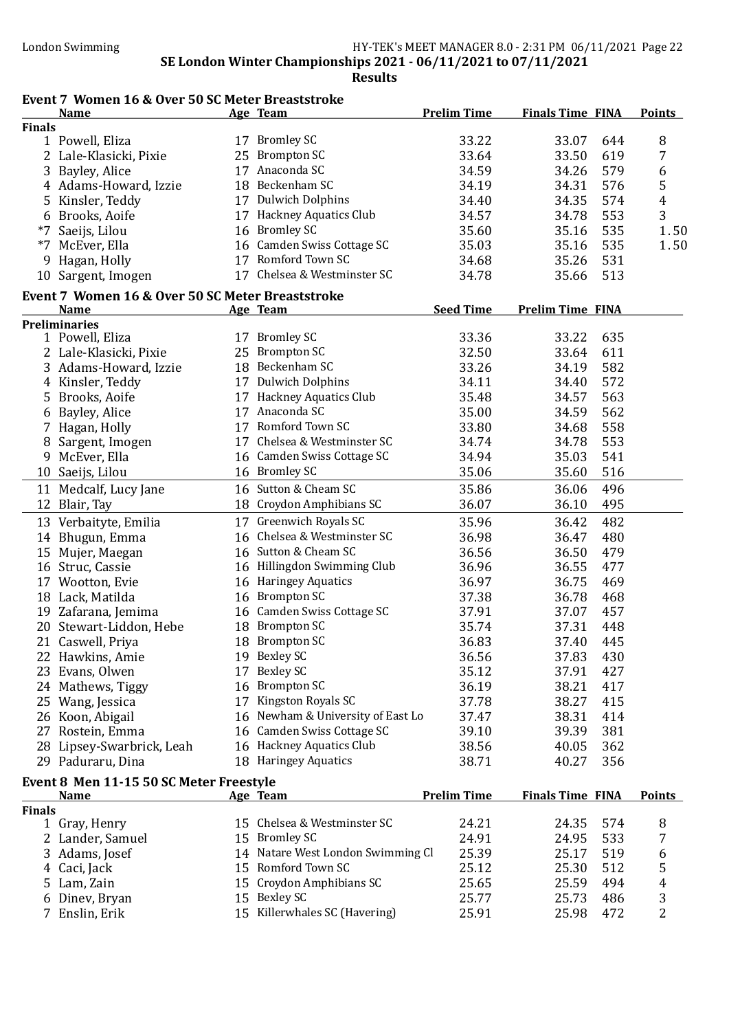SE London Winter Championships 2021 - 06/11/2021 to 07/11/2021

**Results**

## Event 7 Women 16 & Over 50 SC Meter Breaststroke

| | Name | Age | Team | Prelim Time | Finals Time | FINA | Points |
|---|---|---|---|---|---|---|---|
| **Finals** | | | | | | | |
| 1 | Powell, Eliza | 17 | Bromley SC | 33.22 | 33.07 | 644 | 8 |
| 2 | Lale-Klasicki, Pixie | 25 | Brompton SC | 33.64 | 33.50 | 619 | 7 |
| 3 | Bayley, Alice | 17 | Anaconda SC | 34.59 | 34.26 | 579 | 6 |
| 4 | Adams-Howard, Izzie | 18 | Beckenham SC | 34.19 | 34.31 | 576 | 5 |
| 5 | Kinsler, Teddy | 17 | Dulwich Dolphins | 34.40 | 34.35 | 574 | 4 |
| 6 | Brooks, Aoife | 17 | Hackney Aquatics Club | 34.57 | 34.78 | 553 | 3 |
| *7 | Saeijs, Lilou | 16 | Bromley SC | 35.60 | 35.16 | 535 | 1.50 |
| *7 | McEver, Ella | 16 | Camden Swiss Cottage SC | 35.03 | 35.16 | 535 | 1.50 |
| 9 | Hagan, Holly | 17 | Romford Town SC | 34.68 | 35.26 | 531 | |
| 10 | Sargent, Imogen | 17 | Chelsea & Westminster SC | 34.78 | 35.66 | 513 | |

## Event 7 Women 16 & Over 50 SC Meter Breaststroke

| | Name | Age | Team | Seed Time | Prelim Time | FINA |
|---|---|---|---|---|---|---|
| **Preliminaries** | | | | | | |
| 1 | Powell, Eliza | 17 | Bromley SC | 33.36 | 33.22 | 635 |
| 2 | Lale-Klasicki, Pixie | 25 | Brompton SC | 32.50 | 33.64 | 611 |
| 3 | Adams-Howard, Izzie | 18 | Beckenham SC | 33.26 | 34.19 | 582 |
| 4 | Kinsler, Teddy | 17 | Dulwich Dolphins | 34.11 | 34.40 | 572 |
| 5 | Brooks, Aoife | 17 | Hackney Aquatics Club | 35.48 | 34.57 | 563 |
| 6 | Bayley, Alice | 17 | Anaconda SC | 35.00 | 34.59 | 562 |
| 7 | Hagan, Holly | 17 | Romford Town SC | 33.80 | 34.68 | 558 |
| 8 | Sargent, Imogen | 17 | Chelsea & Westminster SC | 34.74 | 34.78 | 553 |
| 9 | McEver, Ella | 16 | Camden Swiss Cottage SC | 34.94 | 35.03 | 541 |
| 10 | Saeijs, Lilou | 16 | Bromley SC | 35.06 | 35.60 | 516 |
| 11 | Medcalf, Lucy Jane | 16 | Sutton & Cheam SC | 35.86 | 36.06 | 496 |
| 12 | Blair, Tay | 18 | Croydon Amphibians SC | 36.07 | 36.10 | 495 |
| 13 | Verbaityte, Emilia | 17 | Greenwich Royals SC | 35.96 | 36.42 | 482 |
| 14 | Bhugun, Emma | 16 | Chelsea & Westminster SC | 36.98 | 36.47 | 480 |
| 15 | Mujer, Maegan | 16 | Sutton & Cheam SC | 36.56 | 36.50 | 479 |
| 16 | Struc, Cassie | 16 | Hillingdon Swimming Club | 36.96 | 36.55 | 477 |
| 17 | Wootton, Evie | 16 | Haringey Aquatics | 36.97 | 36.75 | 469 |
| 18 | Lack, Matilda | 16 | Brompton SC | 37.38 | 36.78 | 468 |
| 19 | Zafarana, Jemima | 16 | Camden Swiss Cottage SC | 37.91 | 37.07 | 457 |
| 20 | Stewart-Liddon, Hebe | 18 | Brompton SC | 35.74 | 37.31 | 448 |
| 21 | Caswell, Priya | 18 | Brompton SC | 36.83 | 37.40 | 445 |
| 22 | Hawkins, Amie | 19 | Bexley SC | 36.56 | 37.83 | 430 |
| 23 | Evans, Olwen | 17 | Bexley SC | 35.12 | 37.91 | 427 |
| 24 | Mathews, Tiggy | 16 | Brompton SC | 36.19 | 38.21 | 417 |
| 25 | Wang, Jessica | 17 | Kingston Royals SC | 37.78 | 38.27 | 415 |
| 26 | Koon, Abigail | 16 | Newham & University of East Lo | 37.47 | 38.31 | 414 |
| 27 | Rostein, Emma | 16 | Camden Swiss Cottage SC | 39.10 | 39.39 | 381 |
| 28 | Lipsey-Swarbrick, Leah | 16 | Hackney Aquatics Club | 38.56 | 40.05 | 362 |
| 29 | Paduraru, Dina | 18 | Haringey Aquatics | 38.71 | 40.27 | 356 |

## Event 8 Men 11-15 50 SC Meter Freestyle

| | Name | Age | Team | Prelim Time | Finals Time | FINA | Points |
|---|---|---|---|---|---|---|---|
| **Finals** | | | | | | | |
| 1 | Gray, Henry | 15 | Chelsea & Westminster SC | 24.21 | 24.35 | 574 | 8 |
| 2 | Lander, Samuel | 15 | Bromley SC | 24.91 | 24.95 | 533 | 7 |
| 3 | Adams, Josef | 14 | Natare West London Swimming Cl | 25.39 | 25.17 | 519 | 6 |
| 4 | Caci, Jack | 15 | Romford Town SC | 25.12 | 25.30 | 512 | 5 |
| 5 | Lam, Zain | 15 | Croydon Amphibians SC | 25.65 | 25.59 | 494 | 4 |
| 6 | Dinev, Bryan | 15 | Bexley SC | 25.77 | 25.73 | 486 | 3 |
| 7 | Enslin, Erik | 15 | Killerwhales SC (Havering) | 25.91 | 25.98 | 472 | 2 |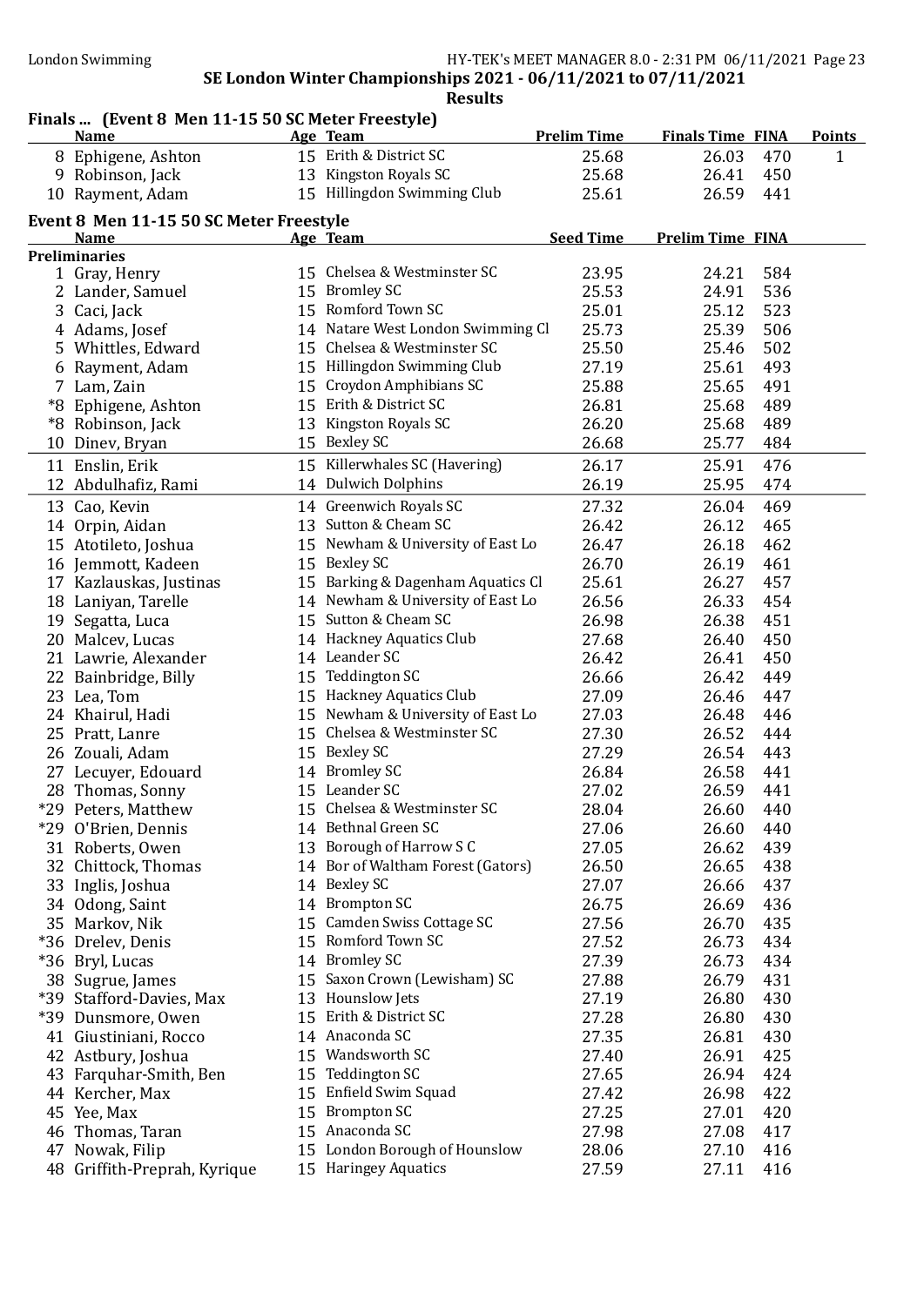SE London Winter Championships 2021 - 06/11/2021 to 07/11/2021

**Results**

## Finals ... (Event 8 Men 11-15 50 SC Meter Freestyle)

| | Name | Age | Team | Prelim Time | Finals Time | FINA | Points |
|---|---|---|---|---|---|---|---|
| 8 | Ephigene, Ashton | 15 | Erith & District SC | 25.68 | 26.03 | 470 | 1 |
| 9 | Robinson, Jack | 13 | Kingston Royals SC | 25.68 | 26.41 | 450 | |
| 10 | Rayment, Adam | 15 | Hillingdon Swimming Club | 25.61 | 26.59 | 441 | |

## Event 8 Men 11-15 50 SC Meter Freestyle

| | Name | Age | Team | Seed Time | Prelim Time | FINA |
|---|---|---|---|---|---|---|
| **Preliminaries** | | | | | | |
| 1 | Gray, Henry | 15 | Chelsea & Westminster SC | 23.95 | 24.21 | 584 |
| 2 | Lander, Samuel | 15 | Bromley SC | 25.53 | 24.91 | 536 |
| 3 | Caci, Jack | 15 | Romford Town SC | 25.01 | 25.12 | 523 |
| 4 | Adams, Josef | 14 | Natare West London Swimming Cl | 25.73 | 25.39 | 506 |
| 5 | Whittles, Edward | 15 | Chelsea & Westminster SC | 25.50 | 25.46 | 502 |
| 6 | Rayment, Adam | 15 | Hillingdon Swimming Club | 27.19 | 25.61 | 493 |
| 7 | Lam, Zain | 15 | Croydon Amphibians SC | 25.88 | 25.65 | 491 |
| *8 | Ephigene, Ashton | 15 | Erith & District SC | 26.81 | 25.68 | 489 |
| *8 | Robinson, Jack | 13 | Kingston Royals SC | 26.20 | 25.68 | 489 |
| 10 | Dinev, Bryan | 15 | Bexley SC | 26.68 | 25.77 | 484 |
| 11 | Enslin, Erik | 15 | Killerwhales SC (Havering) | 26.17 | 25.91 | 476 |
| 12 | Abdulhafiz, Rami | 14 | Dulwich Dolphins | 26.19 | 25.95 | 474 |
| 13 | Cao, Kevin | 14 | Greenwich Royals SC | 27.32 | 26.04 | 469 |
| 14 | Orpin, Aidan | 13 | Sutton & Cheam SC | 26.42 | 26.12 | 465 |
| 15 | Atotileto, Joshua | 15 | Newham & University of East Lo | 26.47 | 26.18 | 462 |
| 16 | Jemmott, Kadeen | 15 | Bexley SC | 26.70 | 26.19 | 461 |
| 17 | Kazlauskas, Justinas | 15 | Barking & Dagenham Aquatics Cl | 25.61 | 26.27 | 457 |
| 18 | Laniyan, Tarelle | 14 | Newham & University of East Lo | 26.56 | 26.33 | 454 |
| 19 | Segatta, Luca | 15 | Sutton & Cheam SC | 26.98 | 26.38 | 451 |
| 20 | Malcev, Lucas | 14 | Hackney Aquatics Club | 27.68 | 26.40 | 450 |
| 21 | Lawrie, Alexander | 14 | Leander SC | 26.42 | 26.41 | 450 |
| 22 | Bainbridge, Billy | 15 | Teddington SC | 26.66 | 26.42 | 449 |
| 23 | Lea, Tom | 15 | Hackney Aquatics Club | 27.09 | 26.46 | 447 |
| 24 | Khairul, Hadi | 15 | Newham & University of East Lo | 27.03 | 26.48 | 446 |
| 25 | Pratt, Lanre | 15 | Chelsea & Westminster SC | 27.30 | 26.52 | 444 |
| 26 | Zouali, Adam | 15 | Bexley SC | 27.29 | 26.54 | 443 |
| 27 | Lecuyer, Edouard | 14 | Bromley SC | 26.84 | 26.58 | 441 |
| 28 | Thomas, Sonny | 15 | Leander SC | 27.02 | 26.59 | 441 |
| *29 | Peters, Matthew | 15 | Chelsea & Westminster SC | 28.04 | 26.60 | 440 |
| *29 | O'Brien, Dennis | 14 | Bethnal Green SC | 27.06 | 26.60 | 440 |
| 31 | Roberts, Owen | 13 | Borough of Harrow S C | 27.05 | 26.62 | 439 |
| 32 | Chittock, Thomas | 14 | Bor of Waltham Forest (Gators) | 26.50 | 26.65 | 438 |
| 33 | Inglis, Joshua | 14 | Bexley SC | 27.07 | 26.66 | 437 |
| 34 | Odong, Saint | 14 | Brompton SC | 26.75 | 26.69 | 436 |
| 35 | Markov, Nik | 15 | Camden Swiss Cottage SC | 27.56 | 26.70 | 435 |
| *36 | Drelev, Denis | 15 | Romford Town SC | 27.52 | 26.73 | 434 |
| *36 | Bryl, Lucas | 14 | Bromley SC | 27.39 | 26.73 | 434 |
| 38 | Sugrue, James | 15 | Saxon Crown (Lewisham) SC | 27.88 | 26.79 | 431 |
| *39 | Stafford-Davies, Max | 13 | Hounslow Jets | 27.19 | 26.80 | 430 |
| *39 | Dunsmore, Owen | 15 | Erith & District SC | 27.28 | 26.80 | 430 |
| 41 | Giustiniani, Rocco | 14 | Anaconda SC | 27.35 | 26.81 | 430 |
| 42 | Astbury, Joshua | 15 | Wandsworth SC | 27.40 | 26.91 | 425 |
| 43 | Farquhar-Smith, Ben | 15 | Teddington SC | 27.65 | 26.94 | 424 |
| 44 | Kercher, Max | 15 | Enfield Swim Squad | 27.42 | 26.98 | 422 |
| 45 | Yee, Max | 15 | Brompton SC | 27.25 | 27.01 | 420 |
| 46 | Thomas, Taran | 15 | Anaconda SC | 27.98 | 27.08 | 417 |
| 47 | Nowak, Filip | 15 | London Borough of Hounslow | 28.06 | 27.10 | 416 |
| 48 | Griffith-Preprah, Kyrique | 15 | Haringey Aquatics | 27.59 | 27.11 | 416 |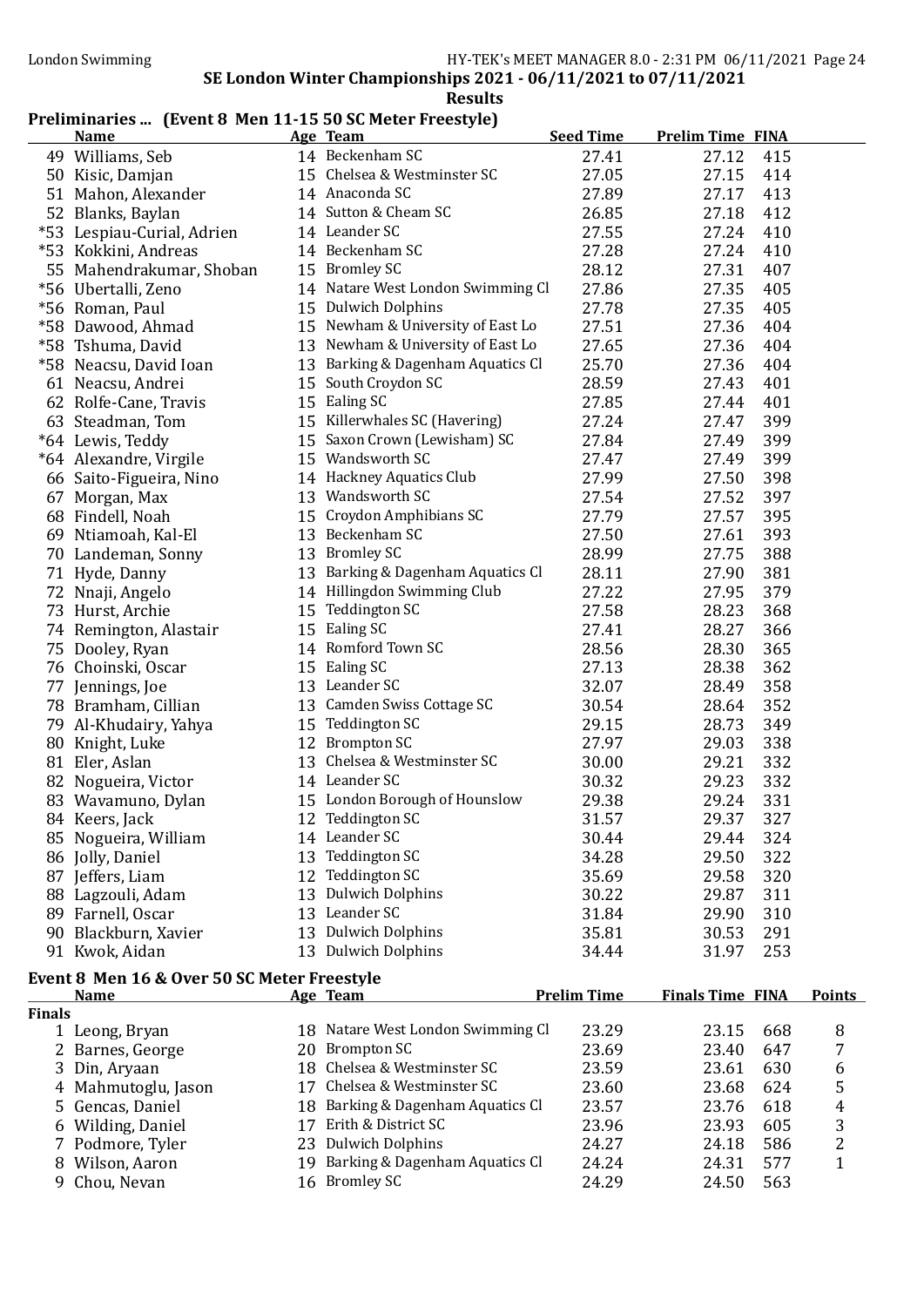SE London Winter Championships 2021 - 06/11/2021 to 07/11/2021

**Results**

## Preliminaries ... (Event 8 Men 11-15 50 SC Meter Freestyle)

| | Name | Age | Team | Seed Time | Prelim Time | FINA |
|---|---|---|---|---|---|---|
| 49 | Williams, Seb | 14 | Beckenham SC | 27.41 | 27.12 | 415 |
| 50 | Kisic, Damjan | 15 | Chelsea & Westminster SC | 27.05 | 27.15 | 414 |
| 51 | Mahon, Alexander | 14 | Anaconda SC | 27.89 | 27.17 | 413 |
| 52 | Blanks, Baylan | 14 | Sutton & Cheam SC | 26.85 | 27.18 | 412 |
| *53 | Lespiau-Curial, Adrien | 14 | Leander SC | 27.55 | 27.24 | 410 |
| *53 | Kokkini, Andreas | 14 | Beckenham SC | 27.28 | 27.24 | 410 |
| 55 | Mahendrakumar, Shoban | 15 | Bromley SC | 28.12 | 27.31 | 407 |
| *56 | Ubertalli, Zeno | 14 | Natare West London Swimming Cl | 27.86 | 27.35 | 405 |
| *56 | Roman, Paul | 15 | Dulwich Dolphins | 27.78 | 27.35 | 405 |
| *58 | Dawood, Ahmad | 15 | Newham & University of East Lo | 27.51 | 27.36 | 404 |
| *58 | Tshuma, David | 13 | Newham & University of East Lo | 27.65 | 27.36 | 404 |
| *58 | Neacsu, David Ioan | 13 | Barking & Dagenham Aquatics Cl | 25.70 | 27.36 | 404 |
| 61 | Neacsu, Andrei | 15 | South Croydon SC | 28.59 | 27.43 | 401 |
| 62 | Rolfe-Cane, Travis | 15 | Ealing SC | 27.85 | 27.44 | 401 |
| 63 | Steadman, Tom | 15 | Killerwhales SC (Havering) | 27.24 | 27.47 | 399 |
| *64 | Lewis, Teddy | 15 | Saxon Crown (Lewisham) SC | 27.84 | 27.49 | 399 |
| *64 | Alexandre, Virgile | 15 | Wandsworth SC | 27.47 | 27.49 | 399 |
| 66 | Saito-Figueira, Nino | 14 | Hackney Aquatics Club | 27.99 | 27.50 | 398 |
| 67 | Morgan, Max | 13 | Wandsworth SC | 27.54 | 27.52 | 397 |
| 68 | Findell, Noah | 15 | Croydon Amphibians SC | 27.79 | 27.57 | 395 |
| 69 | Ntiamoah, Kal-El | 13 | Beckenham SC | 27.50 | 27.61 | 393 |
| 70 | Landeman, Sonny | 13 | Bromley SC | 28.99 | 27.75 | 388 |
| 71 | Hyde, Danny | 13 | Barking & Dagenham Aquatics Cl | 28.11 | 27.90 | 381 |
| 72 | Nnaji, Angelo | 14 | Hillingdon Swimming Club | 27.22 | 27.95 | 379 |
| 73 | Hurst, Archie | 15 | Teddington SC | 27.58 | 28.23 | 368 |
| 74 | Remington, Alastair | 15 | Ealing SC | 27.41 | 28.27 | 366 |
| 75 | Dooley, Ryan | 14 | Romford Town SC | 28.56 | 28.30 | 365 |
| 76 | Choinski, Oscar | 15 | Ealing SC | 27.13 | 28.38 | 362 |
| 77 | Jennings, Joe | 13 | Leander SC | 32.07 | 28.49 | 358 |
| 78 | Bramham, Cillian | 13 | Camden Swiss Cottage SC | 30.54 | 28.64 | 352 |
| 79 | Al-Khudairy, Yahya | 15 | Teddington SC | 29.15 | 28.73 | 349 |
| 80 | Knight, Luke | 12 | Brompton SC | 27.97 | 29.03 | 338 |
| 81 | Eler, Aslan | 13 | Chelsea & Westminster SC | 30.00 | 29.21 | 332 |
| 82 | Nogueira, Victor | 14 | Leander SC | 30.32 | 29.23 | 332 |
| 83 | Wavamuno, Dylan | 15 | London Borough of Hounslow | 29.38 | 29.24 | 331 |
| 84 | Keers, Jack | 12 | Teddington SC | 31.57 | 29.37 | 327 |
| 85 | Nogueira, William | 14 | Leander SC | 30.44 | 29.44 | 324 |
| 86 | Jolly, Daniel | 13 | Teddington SC | 34.28 | 29.50 | 322 |
| 87 | Jeffers, Liam | 12 | Teddington SC | 35.69 | 29.58 | 320 |
| 88 | Lagzouli, Adam | 13 | Dulwich Dolphins | 30.22 | 29.87 | 311 |
| 89 | Farnell, Oscar | 13 | Leander SC | 31.84 | 29.90 | 310 |
| 90 | Blackburn, Xavier | 13 | Dulwich Dolphins | 35.81 | 30.53 | 291 |
| 91 | Kwok, Aidan | 13 | Dulwich Dolphins | 34.44 | 31.97 | 253 |

## Event 8 Men 16 & Over 50 SC Meter Freestyle

| | Name | Age | Team | Prelim Time | Finals Time | FINA | Points |
|---|---|---|---|---|---|---|---|
| **Finals** | | | | | | | |
| 1 | Leong, Bryan | 18 | Natare West London Swimming Cl | 23.29 | 23.15 | 668 | 8 |
| 2 | Barnes, George | 20 | Brompton SC | 23.69 | 23.40 | 647 | 7 |
| 3 | Din, Aryaan | 18 | Chelsea & Westminster SC | 23.59 | 23.61 | 630 | 6 |
| 4 | Mahmutoglu, Jason | 17 | Chelsea & Westminster SC | 23.60 | 23.68 | 624 | 5 |
| 5 | Gencas, Daniel | 18 | Barking & Dagenham Aquatics Cl | 23.57 | 23.76 | 618 | 4 |
| 6 | Wilding, Daniel | 17 | Erith & District SC | 23.96 | 23.93 | 605 | 3 |
| 7 | Podmore, Tyler | 23 | Dulwich Dolphins | 24.27 | 24.18 | 586 | 2 |
| 8 | Wilson, Aaron | 19 | Barking & Dagenham Aquatics Cl | 24.24 | 24.31 | 577 | 1 |
| 9 | Chou, Nevan | 16 | Bromley SC | 24.29 | 24.50 | 563 | |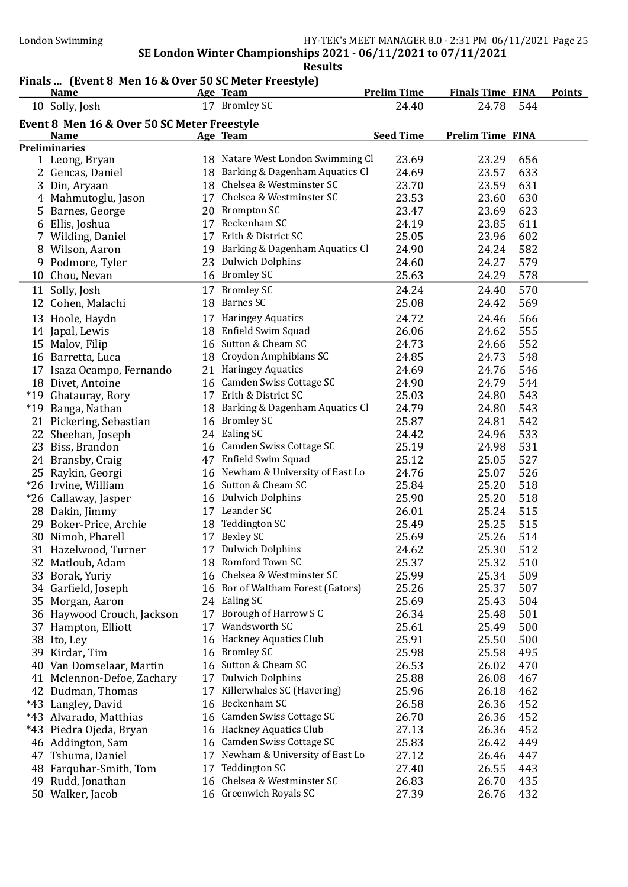SE London Winter Championships 2021 - 06/11/2021 to 07/11/2021

**Results**

## Finals ... (Event 8 Men 16 & Over 50 SC Meter Freestyle)

| | Name | Age | Team | Prelim Time | Finals Time | FINA | Points |
|---|---|---|---|---|---|---|---|
| 10 | Solly, Josh | 17 | Bromley SC | 24.40 | 24.78 | 544 | |

## Event 8 Men 16 & Over 50 SC Meter Freestyle

| | Name | Age | Team | Seed Time | Prelim Time | FINA |
|---|---|---|---|---|---|---|
| **Preliminaries** | | | | | | |
| 1 | Leong, Bryan | 18 | Natare West London Swimming Cl | 23.69 | 23.29 | 656 |
| 2 | Gencas, Daniel | 18 | Barking & Dagenham Aquatics Cl | 24.69 | 23.57 | 633 |
| 3 | Din, Aryaan | 18 | Chelsea & Westminster SC | 23.70 | 23.59 | 631 |
| 4 | Mahmutoglu, Jason | 17 | Chelsea & Westminster SC | 23.53 | 23.60 | 630 |
| 5 | Barnes, George | 20 | Brompton SC | 23.47 | 23.69 | 623 |
| 6 | Ellis, Joshua | 17 | Beckenham SC | 24.19 | 23.85 | 611 |
| 7 | Wilding, Daniel | 17 | Erith & District SC | 25.05 | 23.96 | 602 |
| 8 | Wilson, Aaron | 19 | Barking & Dagenham Aquatics Cl | 24.90 | 24.24 | 582 |
| 9 | Podmore, Tyler | 23 | Dulwich Dolphins | 24.60 | 24.27 | 579 |
| 10 | Chou, Nevan | 16 | Bromley SC | 25.63 | 24.29 | 578 |
| 11 | Solly, Josh | 17 | Bromley SC | 24.24 | 24.40 | 570 |
| 12 | Cohen, Malachi | 18 | Barnes SC | 25.08 | 24.42 | 569 |
| 13 | Hoole, Haydn | 17 | Haringey Aquatics | 24.72 | 24.46 | 566 |
| 14 | Japal, Lewis | 18 | Enfield Swim Squad | 26.06 | 24.62 | 555 |
| 15 | Malov, Filip | 16 | Sutton & Cheam SC | 24.73 | 24.66 | 552 |
| 16 | Barretta, Luca | 18 | Croydon Amphibians SC | 24.85 | 24.73 | 548 |
| 17 | Isaza Ocampo, Fernando | 21 | Haringey Aquatics | 24.69 | 24.76 | 546 |
| 18 | Divet, Antoine | 16 | Camden Swiss Cottage SC | 24.90 | 24.79 | 544 |
| *19 | Ghatauray, Rory | 17 | Erith & District SC | 25.03 | 24.80 | 543 |
| *19 | Banga, Nathan | 18 | Barking & Dagenham Aquatics Cl | 24.79 | 24.80 | 543 |
| 21 | Pickering, Sebastian | 16 | Bromley SC | 25.87 | 24.81 | 542 |
| 22 | Sheehan, Joseph | 24 | Ealing SC | 24.42 | 24.96 | 533 |
| 23 | Biss, Brandon | 16 | Camden Swiss Cottage SC | 25.19 | 24.98 | 531 |
| 24 | Bransby, Craig | 47 | Enfield Swim Squad | 25.12 | 25.05 | 527 |
| 25 | Raykin, Georgi | 16 | Newham & University of East Lo | 24.76 | 25.07 | 526 |
| *26 | Irvine, William | 16 | Sutton & Cheam SC | 25.84 | 25.20 | 518 |
| *26 | Callaway, Jasper | 16 | Dulwich Dolphins | 25.90 | 25.20 | 518 |
| 28 | Dakin, Jimmy | 17 | Leander SC | 26.01 | 25.24 | 515 |
| 29 | Boker-Price, Archie | 18 | Teddington SC | 25.49 | 25.25 | 515 |
| 30 | Nimoh, Pharell | 17 | Bexley SC | 25.69 | 25.26 | 514 |
| 31 | Hazelwood, Turner | 17 | Dulwich Dolphins | 24.62 | 25.30 | 512 |
| 32 | Matloub, Adam | 18 | Romford Town SC | 25.37 | 25.32 | 510 |
| 33 | Borak, Yuriy | 16 | Chelsea & Westminster SC | 25.99 | 25.34 | 509 |
| 34 | Garfield, Joseph | 16 | Bor of Waltham Forest (Gators) | 25.26 | 25.37 | 507 |
| 35 | Morgan, Aaron | 24 | Ealing SC | 25.69 | 25.43 | 504 |
| 36 | Haywood Crouch, Jackson | 17 | Borough of Harrow S C | 26.34 | 25.48 | 501 |
| 37 | Hampton, Elliott | 17 | Wandsworth SC | 25.61 | 25.49 | 500 |
| 38 | Ito, Ley | 16 | Hackney Aquatics Club | 25.91 | 25.50 | 500 |
| 39 | Kirdar, Tim | 16 | Bromley SC | 25.98 | 25.58 | 495 |
| 40 | Van Domselaar, Martin | 16 | Sutton & Cheam SC | 26.53 | 26.02 | 470 |
| 41 | Mclennon-Defoe, Zachary | 17 | Dulwich Dolphins | 25.88 | 26.08 | 467 |
| 42 | Dudman, Thomas | 17 | Killerwhales SC (Havering) | 25.96 | 26.18 | 462 |
| *43 | Langley, David | 16 | Beckenham SC | 26.58 | 26.36 | 452 |
| *43 | Alvarado, Matthias | 16 | Camden Swiss Cottage SC | 26.70 | 26.36 | 452 |
| *43 | Piedra Ojeda, Bryan | 16 | Hackney Aquatics Club | 27.13 | 26.36 | 452 |
| 46 | Addington, Sam | 16 | Camden Swiss Cottage SC | 25.83 | 26.42 | 449 |
| 47 | Tshuma, Daniel | 17 | Newham & University of East Lo | 27.12 | 26.46 | 447 |
| 48 | Farquhar-Smith, Tom | 17 | Teddington SC | 27.40 | 26.55 | 443 |
| 49 | Rudd, Jonathan | 16 | Chelsea & Westminster SC | 26.83 | 26.70 | 435 |
| 50 | Walker, Jacob | 16 | Greenwich Royals SC | 27.39 | 26.76 | 432 |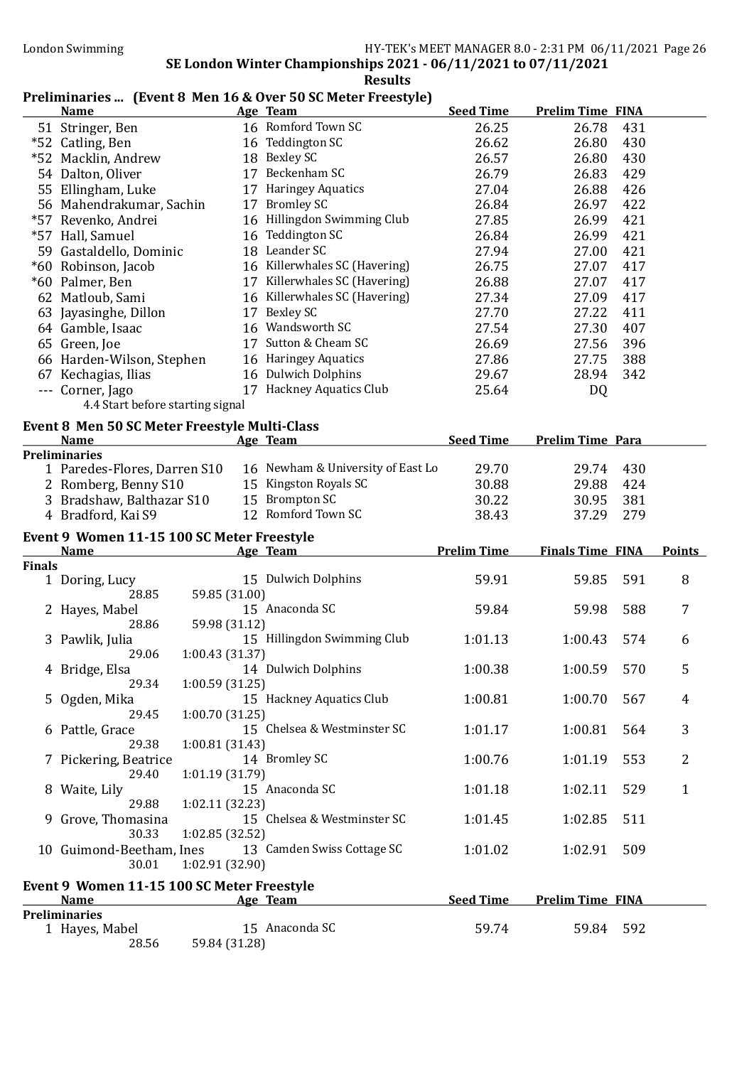SE London Winter Championships 2021 - 06/11/2021 to 07/11/2021

Results

## Preliminaries ... (Event 8 Men 16 & Over 50 SC Meter Freestyle)

| | Name | Age | Team | Seed Time | Prelim Time | FINA |
|---|---|---|---|---|---|---|
| 51 | Stringer, Ben | 16 | Romford Town SC | 26.25 | 26.78 | 431 |
| *52 | Catling, Ben | 16 | Teddington SC | 26.62 | 26.80 | 430 |
| *52 | Macklin, Andrew | 18 | Bexley SC | 26.57 | 26.80 | 430 |
| 54 | Dalton, Oliver | 17 | Beckenham SC | 26.79 | 26.83 | 429 |
| 55 | Ellingham, Luke | 17 | Haringey Aquatics | 27.04 | 26.88 | 426 |
| 56 | Mahendrakumar, Sachin | 17 | Bromley SC | 26.84 | 26.97 | 422 |
| *57 | Revenko, Andrei | 16 | Hillingdon Swimming Club | 27.85 | 26.99 | 421 |
| *57 | Hall, Samuel | 16 | Teddington SC | 26.84 | 26.99 | 421 |
| 59 | Gastaldello, Dominic | 18 | Leander SC | 27.94 | 27.00 | 421 |
| *60 | Robinson, Jacob | 16 | Killerwhales SC (Havering) | 26.75 | 27.07 | 417 |
| *60 | Palmer, Ben | 17 | Killerwhales SC (Havering) | 26.88 | 27.07 | 417 |
| 62 | Matloub, Sami | 16 | Killerwhales SC (Havering) | 27.34 | 27.09 | 417 |
| 63 | Jayasinghe, Dillon | 17 | Bexley SC | 27.70 | 27.22 | 411 |
| 64 | Gamble, Isaac | 16 | Wandsworth SC | 27.54 | 27.30 | 407 |
| 65 | Green, Joe | 17 | Sutton & Cheam SC | 26.69 | 27.56 | 396 |
| 66 | Harden-Wilson, Stephen | 16 | Haringey Aquatics | 27.86 | 27.75 | 388 |
| 67 | Kechagias, Ilias | 16 | Dulwich Dolphins | 29.67 | 28.94 | 342 |
| --- | Corner, Jago | 17 | Hackney Aquatics Club | 25.64 | DQ | |
| | 4.4 Start before starting signal | | | | | |

## Event 8 Men 50 SC Meter Freestyle Multi-Class

| | Name | Age | Team | Seed Time | Prelim Time | Para |
|---|---|---|---|---|---|---|
| **Preliminaries** | | | | | | |
| 1 | Paredes-Flores, Darren S10 | 16 | Newham & University of East Lo | 29.70 | 29.74 | 430 |
| 2 | Romberg, Benny S10 | 15 | Kingston Royals SC | 30.88 | 29.88 | 424 |
| 3 | Bradshaw, Balthazar S10 | 15 | Brompton SC | 30.22 | 30.95 | 381 |
| 4 | Bradford, Kai S9 | 12 | Romford Town SC | 38.43 | 37.29 | 279 |

## Event 9 Women 11-15 100 SC Meter Freestyle

| | Name | Age | Team | Prelim Time | Finals Time | FINA | Points |
|---|---|---|---|---|---|---|---|
| **Finals** | | | | | | | |
| 1 | Doring, Lucy | 15 | Dulwich Dolphins | 59.91 | 59.85 | 591 | 8 |
| | 28.85 | 59.85 (31.00) | | | | | |
| 2 | Hayes, Mabel | 15 | Anaconda SC | 59.84 | 59.98 | 588 | 7 |
| | 28.86 | 59.98 (31.12) | | | | | |
| 3 | Pawlik, Julia | 15 | Hillingdon Swimming Club | 1:01.13 | 1:00.43 | 574 | 6 |
| | 29.06 | 1:00.43 (31.37) | | | | | |
| 4 | Bridge, Elsa | 14 | Dulwich Dolphins | 1:00.38 | 1:00.59 | 570 | 5 |
| | 29.34 | 1:00.59 (31.25) | | | | | |
| 5 | Ogden, Mika | 15 | Hackney Aquatics Club | 1:00.81 | 1:00.70 | 567 | 4 |
| | 29.45 | 1:00.70 (31.25) | | | | | |
| 6 | Pattle, Grace | 15 | Chelsea & Westminster SC | 1:01.17 | 1:00.81 | 564 | 3 |
| | 29.38 | 1:00.81 (31.43) | | | | | |
| 7 | Pickering, Beatrice | 14 | Bromley SC | 1:00.76 | 1:01.19 | 553 | 2 |
| | 29.40 | 1:01.19 (31.79) | | | | | |
| 8 | Waite, Lily | 15 | Anaconda SC | 1:01.18 | 1:02.11 | 529 | 1 |
| | 29.88 | 1:02.11 (32.23) | | | | | |
| 9 | Grove, Thomasina | 15 | Chelsea & Westminster SC | 1:01.45 | 1:02.85 | 511 | |
| | 30.33 | 1:02.85 (32.52) | | | | | |
| 10 | Guimond-Beetham, Ines | 13 | Camden Swiss Cottage SC | 1:01.02 | 1:02.91 | 509 | |
| | 30.01 | 1:02.91 (32.90) | | | | | |

## Event 9 Women 11-15 100 SC Meter Freestyle

| | Name | Age | Team | Seed Time | Prelim Time | FINA |
|---|---|---|---|---|---|---|
| **Preliminaries** | | | | | | |
| 1 | Hayes, Mabel | 15 | Anaconda SC | 59.74 | 59.84 | 592 |
| | 28.56 | 59.84 (31.28) | | | | |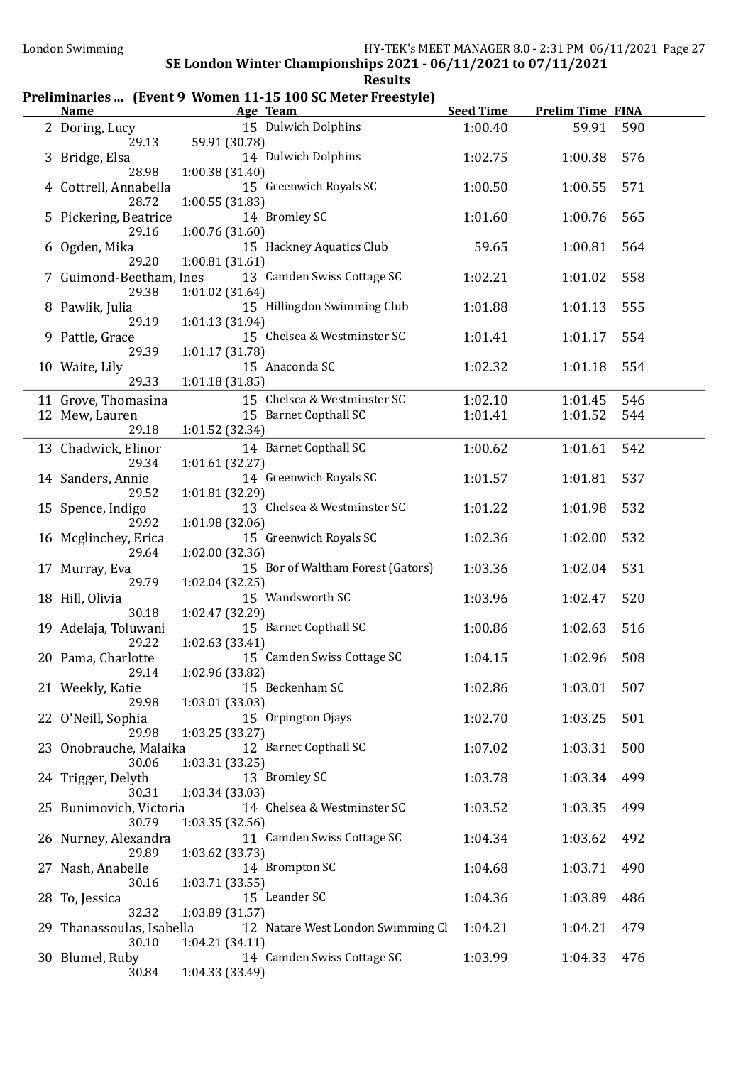SE London Winter Championships 2021 - 06/11/2021 to 07/11/2021

## Results

### Preliminaries ... (Event 9 Women 11-15 100 SC Meter Freestyle)

| | Name | Age | Team | Seed Time | Prelim Time | FINA |
|---|---|---|---|---|---|---|
| 2 | Doring, Lucy | 15 | Dulwich Dolphins | 1:00.40 | 59.91 | 590 |
| | 29.13 | 59.91 (30.78) | | | | |
| 3 | Bridge, Elsa | 14 | Dulwich Dolphins | 1:02.75 | 1:00.38 | 576 |
| | 28.98 | 1:00.38 (31.40) | | | | |
| 4 | Cottrell, Annabella | 15 | Greenwich Royals SC | 1:00.50 | 1:00.55 | 571 |
| | 28.72 | 1:00.55 (31.83) | | | | |
| 5 | Pickering, Beatrice | 14 | Bromley SC | 1:01.60 | 1:00.76 | 565 |
| | 29.16 | 1:00.76 (31.60) | | | | |
| 6 | Ogden, Mika | 15 | Hackney Aquatics Club | 59.65 | 1:00.81 | 564 |
| | 29.20 | 1:00.81 (31.61) | | | | |
| 7 | Guimond-Beetham, Ines | 13 | Camden Swiss Cottage SC | 1:02.21 | 1:01.02 | 558 |
| | 29.38 | 1:01.02 (31.64) | | | | |
| 8 | Pawlik, Julia | 15 | Hillingdon Swimming Club | 1:01.88 | 1:01.13 | 555 |
| | 29.19 | 1:01.13 (31.94) | | | | |
| 9 | Pattle, Grace | 15 | Chelsea & Westminster SC | 1:01.41 | 1:01.17 | 554 |
| | 29.39 | 1:01.17 (31.78) | | | | |
| 10 | Waite, Lily | 15 | Anaconda SC | 1:02.32 | 1:01.18 | 554 |
| | 29.33 | 1:01.18 (31.85) | | | | |
| 11 | Grove, Thomasina | 15 | Chelsea & Westminster SC | 1:02.10 | 1:01.45 | 546 |
| 12 | Mew, Lauren | 15 | Barnet Copthall SC | 1:01.41 | 1:01.52 | 544 |
| | 29.18 | 1:01.52 (32.34) | | | | |
| 13 | Chadwick, Elinor | 14 | Barnet Copthall SC | 1:00.62 | 1:01.61 | 542 |
| | 29.34 | 1:01.61 (32.27) | | | | |
| 14 | Sanders, Annie | 14 | Greenwich Royals SC | 1:01.57 | 1:01.81 | 537 |
| | 29.52 | 1:01.81 (32.29) | | | | |
| 15 | Spence, Indigo | 13 | Chelsea & Westminster SC | 1:01.22 | 1:01.98 | 532 |
| | 29.92 | 1:01.98 (32.06) | | | | |
| 16 | Mcglinchey, Erica | 15 | Greenwich Royals SC | 1:02.36 | 1:02.00 | 532 |
| | 29.64 | 1:02.00 (32.36) | | | | |
| 17 | Murray, Eva | 15 | Bor of Waltham Forest (Gators) | 1:03.36 | 1:02.04 | 531 |
| | 29.79 | 1:02.04 (32.25) | | | | |
| 18 | Hill, Olivia | 15 | Wandsworth SC | 1:03.96 | 1:02.47 | 520 |
| | 30.18 | 1:02.47 (32.29) | | | | |
| 19 | Adelaja, Toluwani | 15 | Barnet Copthall SC | 1:00.86 | 1:02.63 | 516 |
| | 29.22 | 1:02.63 (33.41) | | | | |
| 20 | Pama, Charlotte | 15 | Camden Swiss Cottage SC | 1:04.15 | 1:02.96 | 508 |
| | 29.14 | 1:02.96 (33.82) | | | | |
| 21 | Weekly, Katie | 15 | Beckenham SC | 1:02.86 | 1:03.01 | 507 |
| | 29.98 | 1:03.01 (33.03) | | | | |
| 22 | O'Neill, Sophia | 15 | Orpington Ojays | 1:02.70 | 1:03.25 | 501 |
| | 29.98 | 1:03.25 (33.27) | | | | |
| 23 | Onobrauche, Malaika | 12 | Barnet Copthall SC | 1:07.02 | 1:03.31 | 500 |
| | 30.06 | 1:03.31 (33.25) | | | | |
| 24 | Trigger, Delyth | 13 | Bromley SC | 1:03.78 | 1:03.34 | 499 |
| | 30.31 | 1:03.34 (33.03) | | | | |
| 25 | Bunimovich, Victoria | 14 | Chelsea & Westminster SC | 1:03.52 | 1:03.35 | 499 |
| | 30.79 | 1:03.35 (32.56) | | | | |
| 26 | Nurney, Alexandra | 11 | Camden Swiss Cottage SC | 1:04.34 | 1:03.62 | 492 |
| | 29.89 | 1:03.62 (33.73) | | | | |
| 27 | Nash, Anabelle | 14 | Brompton SC | 1:04.68 | 1:03.71 | 490 |
| | 30.16 | 1:03.71 (33.55) | | | | |
| 28 | To, Jessica | 15 | Leander SC | 1:04.36 | 1:03.89 | 486 |
| | 32.32 | 1:03.89 (31.57) | | | | |
| 29 | Thanassoulas, Isabella | 12 | Natare West London Swimming Cl | 1:04.21 | 1:04.21 | 479 |
| | 30.10 | 1:04.21 (34.11) | | | | |
| 30 | Blumel, Ruby | 14 | Camden Swiss Cottage SC | 1:03.99 | 1:04.33 | 476 |
| | 30.84 | 1:04.33 (33.49) | | | | |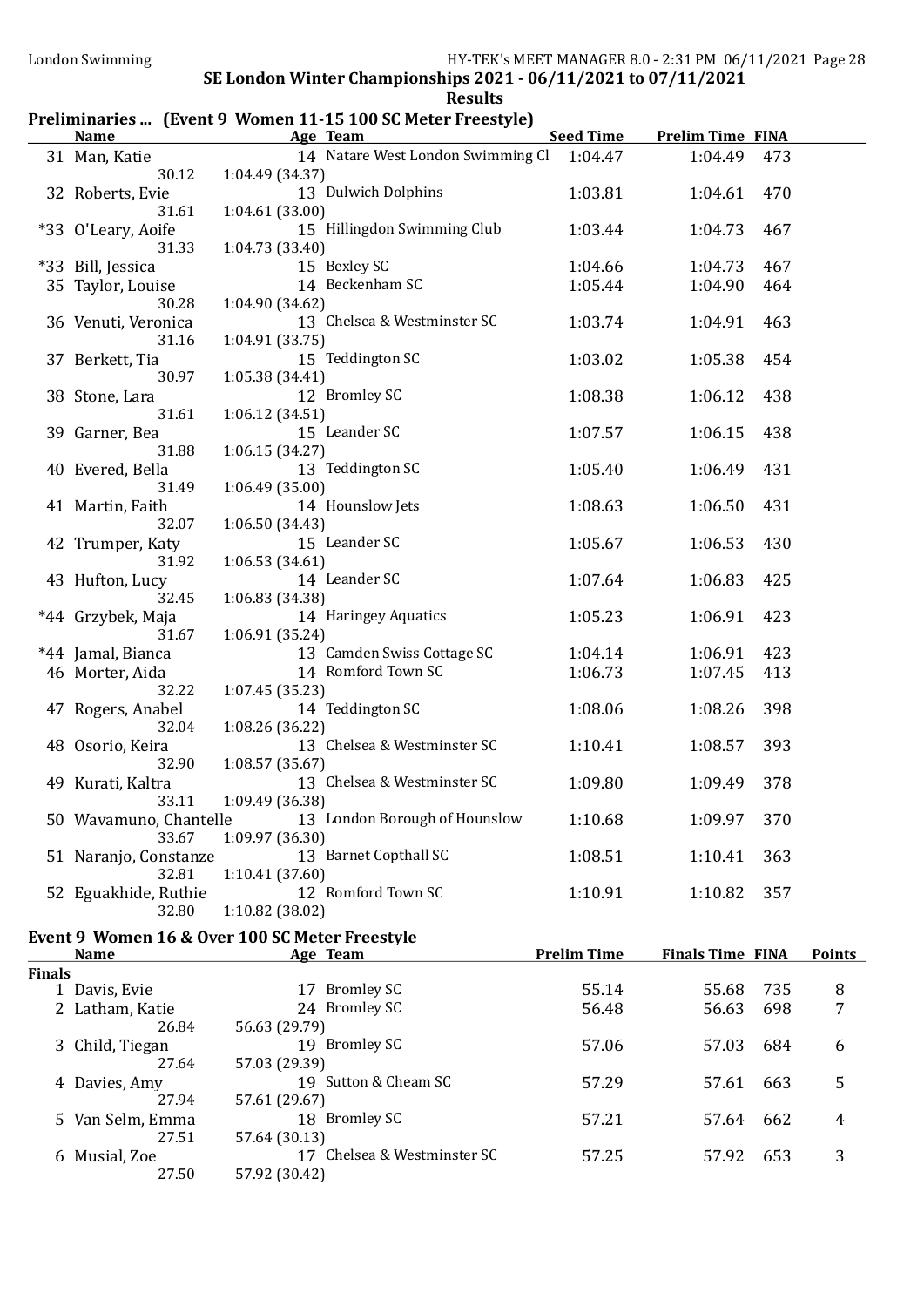SE London Winter Championships 2021 - 06/11/2021 to 07/11/2021

**Results**

## Preliminaries ... (Event 9 Women 11-15 100 SC Meter Freestyle)

| | Name | Age | Team | Seed Time | Prelim Time | FINA |
|---|---|---|---|---|---|---|
| 31 | Man, Katie | 14 | Natare West London Swimming Cl | 1:04.47 | 1:04.49 | 473 |
| | 30.12 | 1:04.49 (34.37) | | | | |
| 32 | Roberts, Evie | 13 | Dulwich Dolphins | 1:03.81 | 1:04.61 | 470 |
| | 31.61 | 1:04.61 (33.00) | | | | |
| *33 | O'Leary, Aoife | 15 | Hillingdon Swimming Club | 1:03.44 | 1:04.73 | 467 |
| | 31.33 | 1:04.73 (33.40) | | | | |
| *33 | Bill, Jessica | 15 | Bexley SC | 1:04.66 | 1:04.73 | 467 |
| 35 | Taylor, Louise | 14 | Beckenham SC | 1:05.44 | 1:04.90 | 464 |
| | 30.28 | 1:04.90 (34.62) | | | | |
| 36 | Venuti, Veronica | 13 | Chelsea & Westminster SC | 1:03.74 | 1:04.91 | 463 |
| | 31.16 | 1:04.91 (33.75) | | | | |
| 37 | Berkett, Tia | 15 | Teddington SC | 1:03.02 | 1:05.38 | 454 |
| | 30.97 | 1:05.38 (34.41) | | | | |
| 38 | Stone, Lara | 12 | Bromley SC | 1:08.38 | 1:06.12 | 438 |
| | 31.61 | 1:06.12 (34.51) | | | | |
| 39 | Garner, Bea | 15 | Leander SC | 1:07.57 | 1:06.15 | 438 |
| | 31.88 | 1:06.15 (34.27) | | | | |
| 40 | Evered, Bella | 13 | Teddington SC | 1:05.40 | 1:06.49 | 431 |
| | 31.49 | 1:06.49 (35.00) | | | | |
| 41 | Martin, Faith | 14 | Hounslow Jets | 1:08.63 | 1:06.50 | 431 |
| | 32.07 | 1:06.50 (34.43) | | | | |
| 42 | Trumper, Katy | 15 | Leander SC | 1:05.67 | 1:06.53 | 430 |
| | 31.92 | 1:06.53 (34.61) | | | | |
| 43 | Hufton, Lucy | 14 | Leander SC | 1:07.64 | 1:06.83 | 425 |
| | 32.45 | 1:06.83 (34.38) | | | | |
| *44 | Grzybek, Maja | 14 | Haringey Aquatics | 1:05.23 | 1:06.91 | 423 |
| | 31.67 | 1:06.91 (35.24) | | | | |
| *44 | Jamal, Bianca | 13 | Camden Swiss Cottage SC | 1:04.14 | 1:06.91 | 423 |
| 46 | Morter, Aida | 14 | Romford Town SC | 1:06.73 | 1:07.45 | 413 |
| | 32.22 | 1:07.45 (35.23) | | | | |
| 47 | Rogers, Anabel | 14 | Teddington SC | 1:08.06 | 1:08.26 | 398 |
| | 32.04 | 1:08.26 (36.22) | | | | |
| 48 | Osorio, Keira | 13 | Chelsea & Westminster SC | 1:10.41 | 1:08.57 | 393 |
| | 32.90 | 1:08.57 (35.67) | | | | |
| 49 | Kurati, Kaltra | 13 | Chelsea & Westminster SC | 1:09.80 | 1:09.49 | 378 |
| | 33.11 | 1:09.49 (36.38) | | | | |
| 50 | Wavamuno, Chantelle | 13 | London Borough of Hounslow | 1:10.68 | 1:09.97 | 370 |
| | 33.67 | 1:09.97 (36.30) | | | | |
| 51 | Naranjo, Constanze | 13 | Barnet Copthall SC | 1:08.51 | 1:10.41 | 363 |
| | 32.81 | 1:10.41 (37.60) | | | | |
| 52 | Eguakhide, Ruthie | 12 | Romford Town SC | 1:10.91 | 1:10.82 | 357 |
| | 32.80 | 1:10.82 (38.02) | | | | |

## Event 9 Women 16 & Over 100 SC Meter Freestyle

| | Name | Age | Team | Prelim Time | Finals Time | FINA | Points |
|---|---|---|---|---|---|---|---|
| **Finals** | | | | | | | |
| 1 | Davis, Evie | 17 | Bromley SC | 55.14 | 55.68 | 735 | 8 |
| 2 | Latham, Katie | 24 | Bromley SC | 56.48 | 56.63 | 698 | 7 |
| | 26.84 | 56.63 (29.79) | | | | | |
| 3 | Child, Tiegan | 19 | Bromley SC | 57.06 | 57.03 | 684 | 6 |
| | 27.64 | 57.03 (29.39) | | | | | |
| 4 | Davies, Amy | 19 | Sutton & Cheam SC | 57.29 | 57.61 | 663 | 5 |
| | 27.94 | 57.61 (29.67) | | | | | |
| 5 | Van Selm, Emma | 18 | Bromley SC | 57.21 | 57.64 | 662 | 4 |
| | 27.51 | 57.64 (30.13) | | | | | |
| 6 | Musial, Zoe | 17 | Chelsea & Westminster SC | 57.25 | 57.92 | 653 | 3 |
| | 27.50 | 57.92 (30.42) | | | | | |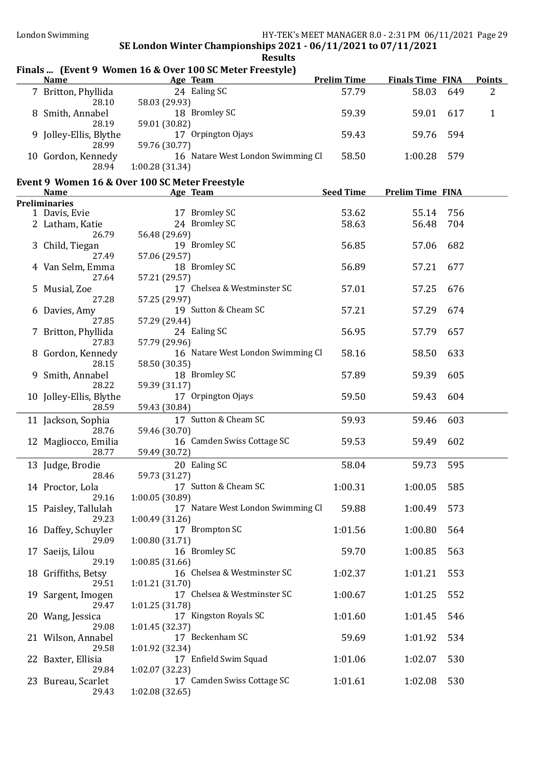SE London Winter Championships 2021 - 06/11/2021 to 07/11/2021

**Results**

## Finals ... (Event 9 Women 16 & Over 100 SC Meter Freestyle)

| | Name | Age | Team | Prelim Time | Finals Time | FINA | Points |
|---|---|---|---|---|---|---|---|
| 7 | Britton, Phyllida | 24 | Ealing SC | 57.79 | 58.03 | 649 | 2 |
| | 28.10 | 58.03 (29.93) | | | | | |
| 8 | Smith, Annabel | 18 | Bromley SC | 59.39 | 59.01 | 617 | 1 |
| | 28.19 | 59.01 (30.82) | | | | | |
| 9 | Jolley-Ellis, Blythe | 17 | Orpington Ojays | 59.43 | 59.76 | 594 | |
| | 28.99 | 59.76 (30.77) | | | | | |
| 10 | Gordon, Kennedy | 16 | Natare West London Swimming Cl | 58.50 | 1:00.28 | 579 | |
| | 28.94 | 1:00.28 (31.34) | | | | | |

## Event 9 Women 16 & Over 100 SC Meter Freestyle

| | Name | Age | Team | Seed Time | Prelim Time | FINA |
|---|---|---|---|---|---|---|
| **Preliminaries** | | | | | | |
| 1 | Davis, Evie | 17 | Bromley SC | 53.62 | 55.14 | 756 |
| 2 | Latham, Katie | 24 | Bromley SC | 58.63 | 56.48 | 704 |
| | 26.79 | 56.48 (29.69) | | | | |
| 3 | Child, Tiegan | 19 | Bromley SC | 56.85 | 57.06 | 682 |
| | 27.49 | 57.06 (29.57) | | | | |
| 4 | Van Selm, Emma | 18 | Bromley SC | 56.89 | 57.21 | 677 |
| | 27.64 | 57.21 (29.57) | | | | |
| 5 | Musial, Zoe | 17 | Chelsea & Westminster SC | 57.01 | 57.25 | 676 |
| | 27.28 | 57.25 (29.97) | | | | |
| 6 | Davies, Amy | 19 | Sutton & Cheam SC | 57.21 | 57.29 | 674 |
| | 27.85 | 57.29 (29.44) | | | | |
| 7 | Britton, Phyllida | 24 | Ealing SC | 56.95 | 57.79 | 657 |
| | 27.83 | 57.79 (29.96) | | | | |
| 8 | Gordon, Kennedy | 16 | Natare West London Swimming Cl | 58.16 | 58.50 | 633 |
| | 28.15 | 58.50 (30.35) | | | | |
| 9 | Smith, Annabel | 18 | Bromley SC | 57.89 | 59.39 | 605 |
| | 28.22 | 59.39 (31.17) | | | | |
| 10 | Jolley-Ellis, Blythe | 17 | Orpington Ojays | 59.50 | 59.43 | 604 |
| | 28.59 | 59.43 (30.84) | | | | |
| 11 | Jackson, Sophia | 17 | Sutton & Cheam SC | 59.93 | 59.46 | 603 |
| | 28.76 | 59.46 (30.70) | | | | |
| 12 | Magliocco, Emilia | 16 | Camden Swiss Cottage SC | 59.53 | 59.49 | 602 |
| | 28.77 | 59.49 (30.72) | | | | |
| 13 | Judge, Brodie | 20 | Ealing SC | 58.04 | 59.73 | 595 |
| | 28.46 | 59.73 (31.27) | | | | |
| 14 | Proctor, Lola | 17 | Sutton & Cheam SC | 1:00.31 | 1:00.05 | 585 |
| | 29.16 | 1:00.05 (30.89) | | | | |
| 15 | Paisley, Tallulah | 17 | Natare West London Swimming Cl | 59.88 | 1:00.49 | 573 |
| | 29.23 | 1:00.49 (31.26) | | | | |
| 16 | Daffey, Schuyler | 17 | Brompton SC | 1:01.56 | 1:00.80 | 564 |
| | 29.09 | 1:00.80 (31.71) | | | | |
| 17 | Saeijs, Lilou | 16 | Bromley SC | 59.70 | 1:00.85 | 563 |
| | 29.19 | 1:00.85 (31.66) | | | | |
| 18 | Griffiths, Betsy | 16 | Chelsea & Westminster SC | 1:02.37 | 1:01.21 | 553 |
| | 29.51 | 1:01.21 (31.70) | | | | |
| 19 | Sargent, Imogen | 17 | Chelsea & Westminster SC | 1:00.67 | 1:01.25 | 552 |
| | 29.47 | 1:01.25 (31.78) | | | | |
| 20 | Wang, Jessica | 17 | Kingston Royals SC | 1:01.60 | 1:01.45 | 546 |
| | 29.08 | 1:01.45 (32.37) | | | | |
| 21 | Wilson, Annabel | 17 | Beckenham SC | 59.69 | 1:01.92 | 534 |
| | 29.58 | 1:01.92 (32.34) | | | | |
| 22 | Baxter, Ellisia | 17 | Enfield Swim Squad | 1:01.06 | 1:02.07 | 530 |
| | 29.84 | 1:02.07 (32.23) | | | | |
| 23 | Bureau, Scarlet | 17 | Camden Swiss Cottage SC | 1:01.61 | 1:02.08 | 530 |
| | 29.43 | 1:02.08 (32.65) | | | | |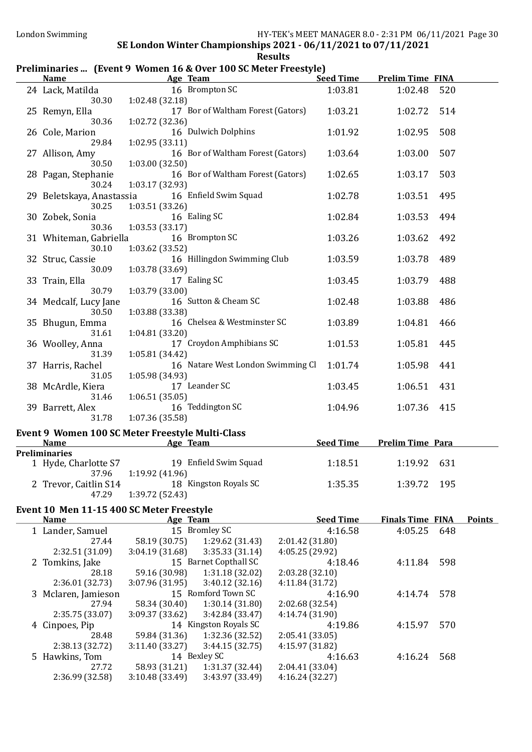SE London Winter Championships 2021 - 06/11/2021 to 07/11/2021

Results

## Preliminaries ... (Event 9 Women 16 & Over 100 SC Meter Freestyle)

| | Name | Age | Team | Seed Time | Prelim Time | FINA |
|---|---|---|---|---|---|---|
| 24 | Lack, Matilda | 16 | Brompton SC | 1:03.81 | 1:02.48 | 520 |
| | 30.30 | 1:02.48 (32.18) | | | | |
| 25 | Remyn, Ella | 17 | Bor of Waltham Forest (Gators) | 1:03.21 | 1:02.72 | 514 |
| | 30.36 | 1:02.72 (32.36) | | | | |
| 26 | Cole, Marion | 16 | Dulwich Dolphins | 1:01.92 | 1:02.95 | 508 |
| | 29.84 | 1:02.95 (33.11) | | | | |
| 27 | Allison, Amy | 16 | Bor of Waltham Forest (Gators) | 1:03.64 | 1:03.00 | 507 |
| | 30.50 | 1:03.00 (32.50) | | | | |
| 28 | Pagan, Stephanie | 16 | Bor of Waltham Forest (Gators) | 1:02.65 | 1:03.17 | 503 |
| | 30.24 | 1:03.17 (32.93) | | | | |
| 29 | Beletskaya, Anastassia | 16 | Enfield Swim Squad | 1:02.78 | 1:03.51 | 495 |
| | 30.25 | 1:03.51 (33.26) | | | | |
| 30 | Zobek, Sonia | 16 | Ealing SC | 1:02.84 | 1:03.53 | 494 |
| | 30.36 | 1:03.53 (33.17) | | | | |
| 31 | Whiteman, Gabriella | 16 | Brompton SC | 1:03.26 | 1:03.62 | 492 |
| | 30.10 | 1:03.62 (33.52) | | | | |
| 32 | Struc, Cassie | 16 | Hillingdon Swimming Club | 1:03.59 | 1:03.78 | 489 |
| | 30.09 | 1:03.78 (33.69) | | | | |
| 33 | Train, Ella | 17 | Ealing SC | 1:03.45 | 1:03.79 | 488 |
| | 30.79 | 1:03.79 (33.00) | | | | |
| 34 | Medcalf, Lucy Jane | 16 | Sutton & Cheam SC | 1:02.48 | 1:03.88 | 486 |
| | 30.50 | 1:03.88 (33.38) | | | | |
| 35 | Bhugun, Emma | 16 | Chelsea & Westminster SC | 1:03.89 | 1:04.81 | 466 |
| | 31.61 | 1:04.81 (33.20) | | | | |
| 36 | Woolley, Anna | 17 | Croydon Amphibians SC | 1:01.53 | 1:05.81 | 445 |
| | 31.39 | 1:05.81 (34.42) | | | | |
| 37 | Harris, Rachel | 16 | Natare West London Swimming Cl | 1:01.74 | 1:05.98 | 441 |
| | 31.05 | 1:05.98 (34.93) | | | | |
| 38 | McArdle, Kiera | 17 | Leander SC | 1:03.45 | 1:06.51 | 431 |
| | 31.46 | 1:06.51 (35.05) | | | | |
| 39 | Barrett, Alex | 16 | Teddington SC | 1:04.96 | 1:07.36 | 415 |
| | 31.78 | 1:07.36 (35.58) | | | | |

## Event 9 Women 100 SC Meter Freestyle Multi-Class

**Preliminaries**

| | Name | Age | Team | Seed Time | Prelim Time | Para |
|---|---|---|---|---|---|---|
| 1 | Hyde, Charlotte S7 | 19 | Enfield Swim Squad | 1:18.51 | 1:19.92 | 631 |
| | 37.96 | 1:19.92 (41.96) | | | | |
| 2 | Trevor, Caitlin S14 | 18 | Kingston Royals SC | 1:35.35 | 1:39.72 | 195 |
| | 47.29 | 1:39.72 (52.43) | | | | |

## Event 10 Men 11-15 400 SC Meter Freestyle

| | Name | Age | Team | | Seed Time | Finals Time | FINA | Points |
|---|---|---|---|---|---|---|---|---|
| 1 | Lander, Samuel | 15 | Bromley SC | | 4:16.58 | 4:05.25 | 648 | |
| | 27.44 | 58.19 (30.75) | 1:29.62 (31.43) | 2:01.42 (31.80) | | | | |
| | 2:32.51 (31.09) | 3:04.19 (31.68) | 3:35.33 (31.14) | 4:05.25 (29.92) | | | | |
| 2 | Tomkins, Jake | 15 | Barnet Copthall SC | | 4:18.46 | 4:11.84 | 598 | |
| | 28.18 | 59.16 (30.98) | 1:31.18 (32.02) | 2:03.28 (32.10) | | | | |
| | 2:36.01 (32.73) | 3:07.96 (31.95) | 3:40.12 (32.16) | 4:11.84 (31.72) | | | | |
| 3 | Mclaren, Jamieson | 15 | Romford Town SC | | 4:16.90 | 4:14.74 | 578 | |
| | 27.94 | 58.34 (30.40) | 1:30.14 (31.80) | 2:02.68 (32.54) | | | | |
| | 2:35.75 (33.07) | 3:09.37 (33.62) | 3:42.84 (33.47) | 4:14.74 (31.90) | | | | |
| 4 | Cinpoes, Pip | 14 | Kingston Royals SC | | 4:19.86 | 4:15.97 | 570 | |
| | 28.48 | 59.84 (31.36) | 1:32.36 (32.52) | 2:05.41 (33.05) | | | | |
| | 2:38.13 (32.72) | 3:11.40 (33.27) | 3:44.15 (32.75) | 4:15.97 (31.82) | | | | |
| 5 | Hawkins, Tom | 14 | Bexley SC | | 4:16.63 | 4:16.24 | 568 | |
| | 27.72 | 58.93 (31.21) | 1:31.37 (32.44) | 2:04.41 (33.04) | | | | |
| | 2:36.99 (32.58) | 3:10.48 (33.49) | 3:43.97 (33.49) | 4:16.24 (32.27) | | | | |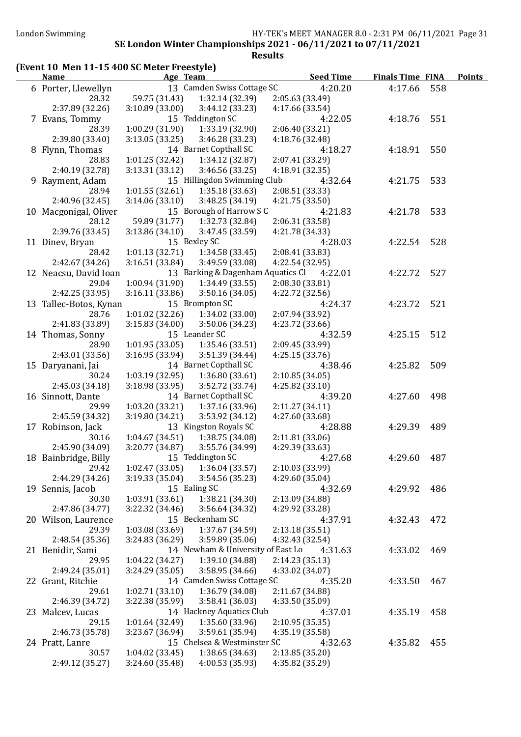SE London Winter Championships 2021 - 06/11/2021 to 07/11/2021

**Results**

## (Event 10 Men 11-15 400 SC Meter Freestyle)

| Name | Age | Team | Seed Time | Finals Time | FINA | Points |
|---|---|---|---|---|---|---|
| 6 Porter, Llewellyn | 13 | Camden Swiss Cottage SC | 4:20.20 | 4:17.66 | 558 | |
| 28.32 | 59.75 (31.43) | 1:32.14 (32.39) | 2:05.63 (33.49) | | | |
| 2:37.89 (32.26) | 3:10.89 (33.00) | 3:44.12 (33.23) | 4:17.66 (33.54) | | | |
| 7 Evans, Tommy | 15 | Teddington SC | 4:22.05 | 4:18.76 | 551 | |
| 28.39 | 1:00.29 (31.90) | 1:33.19 (32.90) | 2:06.40 (33.21) | | | |
| 2:39.80 (33.40) | 3:13.05 (33.25) | 3:46.28 (33.23) | 4:18.76 (32.48) | | | |
| 8 Flynn, Thomas | 14 | Barnet Copthall SC | 4:18.27 | 4:18.91 | 550 | |
| 28.83 | 1:01.25 (32.42) | 1:34.12 (32.87) | 2:07.41 (33.29) | | | |
| 2:40.19 (32.78) | 3:13.31 (33.12) | 3:46.56 (33.25) | 4:18.91 (32.35) | | | |
| 9 Rayment, Adam | 15 | Hillingdon Swimming Club | 4:32.64 | 4:21.75 | 533 | |
| 28.94 | 1:01.55 (32.61) | 1:35.18 (33.63) | 2:08.51 (33.33) | | | |
| 2:40.96 (32.45) | 3:14.06 (33.10) | 3:48.25 (34.19) | 4:21.75 (33.50) | | | |
| 10 Macgonigal, Oliver | 15 | Borough of Harrow S C | 4:21.83 | 4:21.78 | 533 | |
| 28.12 | 59.89 (31.77) | 1:32.73 (32.84) | 2:06.31 (33.58) | | | |
| 2:39.76 (33.45) | 3:13.86 (34.10) | 3:47.45 (33.59) | 4:21.78 (34.33) | | | |
| 11 Dinev, Bryan | 15 | Bexley SC | 4:28.03 | 4:22.54 | 528 | |
| 28.42 | 1:01.13 (32.71) | 1:34.58 (33.45) | 2:08.41 (33.83) | | | |
| 2:42.67 (34.26) | 3:16.51 (33.84) | 3:49.59 (33.08) | 4:22.54 (32.95) | | | |
| 12 Neacsu, David Ioan | 13 | Barking & Dagenham Aquatics Cl | 4:22.01 | 4:22.72 | 527 | |
| 29.04 | 1:00.94 (31.90) | 1:34.49 (33.55) | 2:08.30 (33.81) | | | |
| 2:42.25 (33.95) | 3:16.11 (33.86) | 3:50.16 (34.05) | 4:22.72 (32.56) | | | |
| 13 Tallec-Botos, Kynan | 15 | Brompton SC | 4:24.37 | 4:23.72 | 521 | |
| 28.76 | 1:01.02 (32.26) | 1:34.02 (33.00) | 2:07.94 (33.92) | | | |
| 2:41.83 (33.89) | 3:15.83 (34.00) | 3:50.06 (34.23) | 4:23.72 (33.66) | | | |
| 14 Thomas, Sonny | 15 | Leander SC | 4:32.59 | 4:25.15 | 512 | |
| 28.90 | 1:01.95 (33.05) | 1:35.46 (33.51) | 2:09.45 (33.99) | | | |
| 2:43.01 (33.56) | 3:16.95 (33.94) | 3:51.39 (34.44) | 4:25.15 (33.76) | | | |
| 15 Daryanani, Jai | 14 | Barnet Copthall SC | 4:38.46 | 4:25.82 | 509 | |
| 30.24 | 1:03.19 (32.95) | 1:36.80 (33.61) | 2:10.85 (34.05) | | | |
| 2:45.03 (34.18) | 3:18.98 (33.95) | 3:52.72 (33.74) | 4:25.82 (33.10) | | | |
| 16 Sinnott, Dante | 14 | Barnet Copthall SC | 4:39.20 | 4:27.60 | 498 | |
| 29.99 | 1:03.20 (33.21) | 1:37.16 (33.96) | 2:11.27 (34.11) | | | |
| 2:45.59 (34.32) | 3:19.80 (34.21) | 3:53.92 (34.12) | 4:27.60 (33.68) | | | |
| 17 Robinson, Jack | 13 | Kingston Royals SC | 4:28.88 | 4:29.39 | 489 | |
| 30.16 | 1:04.67 (34.51) | 1:38.75 (34.08) | 2:11.81 (33.06) | | | |
| 2:45.90 (34.09) | 3:20.77 (34.87) | 3:55.76 (34.99) | 4:29.39 (33.63) | | | |
| 18 Bainbridge, Billy | 15 | Teddington SC | 4:27.68 | 4:29.60 | 487 | |
| 29.42 | 1:02.47 (33.05) | 1:36.04 (33.57) | 2:10.03 (33.99) | | | |
| 2:44.29 (34.26) | 3:19.33 (35.04) | 3:54.56 (35.23) | 4:29.60 (35.04) | | | |
| 19 Sennis, Jacob | 15 | Ealing SC | 4:32.69 | 4:29.92 | 486 | |
| 30.30 | 1:03.91 (33.61) | 1:38.21 (34.30) | 2:13.09 (34.88) | | | |
| 2:47.86 (34.77) | 3:22.32 (34.46) | 3:56.64 (34.32) | 4:29.92 (33.28) | | | |
| 20 Wilson, Laurence | 15 | Beckenham SC | 4:37.91 | 4:32.43 | 472 | |
| 29.39 | 1:03.08 (33.69) | 1:37.67 (34.59) | 2:13.18 (35.51) | | | |
| 2:48.54 (35.36) | 3:24.83 (36.29) | 3:59.89 (35.06) | 4:32.43 (32.54) | | | |
| 21 Benidir, Sami | 14 | Newham & University of East Lo | 4:31.63 | 4:33.02 | 469 | |
| 29.95 | 1:04.22 (34.27) | 1:39.10 (34.88) | 2:14.23 (35.13) | | | |
| 2:49.24 (35.01) | 3:24.29 (35.05) | 3:58.95 (34.66) | 4:33.02 (34.07) | | | |
| 22 Grant, Ritchie | 14 | Camden Swiss Cottage SC | 4:35.20 | 4:33.50 | 467 | |
| 29.61 | 1:02.71 (33.10) | 1:36.79 (34.08) | 2:11.67 (34.88) | | | |
| 2:46.39 (34.72) | 3:22.38 (35.99) | 3:58.41 (36.03) | 4:33.50 (35.09) | | | |
| 23 Malcev, Lucas | 14 | Hackney Aquatics Club | 4:37.01 | 4:35.19 | 458 | |
| 29.15 | 1:01.64 (32.49) | 1:35.60 (33.96) | 2:10.95 (35.35) | | | |
| 2:46.73 (35.78) | 3:23.67 (36.94) | 3:59.61 (35.94) | 4:35.19 (35.58) | | | |
| 24 Pratt, Lanre | 15 | Chelsea & Westminster SC | 4:32.63 | 4:35.82 | 455 | |
| 30.57 | 1:04.02 (33.45) | 1:38.65 (34.63) | 2:13.85 (35.20) | | | |
| 2:49.12 (35.27) | 3:24.60 (35.48) | 4:00.53 (35.93) | 4:35.82 (35.29) | | | |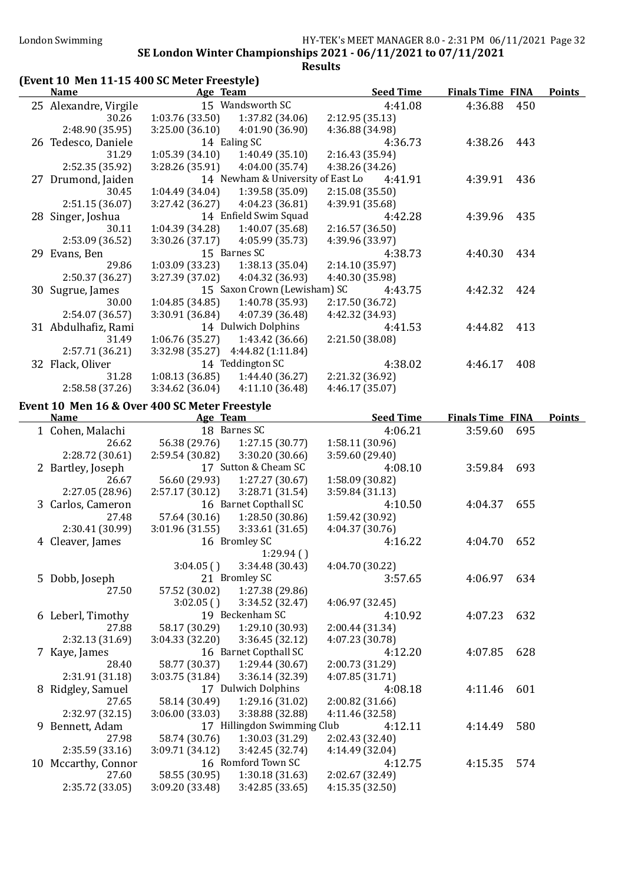## SE London Winter Championships 2021 - 06/11/2021 to 07/11/2021

### Results

#### (Event 10 Men 11-15 400 SC Meter Freestyle)

| | Name | Age | Team | Seed Time | Finals Time | FINA | Points |
|---|---|---|---|---|---|---|---|
| 25 | Alexandre, Virgile | 15 | Wandsworth SC | 4:41.08 | 4:36.88 | 450 | |
| | 30.26 | 1:03.76 (33.50) | 1:37.82 (34.06) | 2:12.95 (35.13) | | | |
| | 2:48.90 (35.95) | 3:25.00 (36.10) | 4:01.90 (36.90) | 4:36.88 (34.98) | | | |
| 26 | Tedesco, Daniele | 14 | Ealing SC | 4:36.73 | 4:38.26 | 443 | |
| | 31.29 | 1:05.39 (34.10) | 1:40.49 (35.10) | 2:16.43 (35.94) | | | |
| | 2:52.35 (35.92) | 3:28.26 (35.91) | 4:04.00 (35.74) | 4:38.26 (34.26) | | | |
| 27 | Drumond, Jaiden | 14 | Newham & University of East Lo | 4:41.91 | 4:39.91 | 436 | |
| | 30.45 | 1:04.49 (34.04) | 1:39.58 (35.09) | 2:15.08 (35.50) | | | |
| | 2:51.15 (36.07) | 3:27.42 (36.27) | 4:04.23 (36.81) | 4:39.91 (35.68) | | | |
| 28 | Singer, Joshua | 14 | Enfield Swim Squad | 4:42.28 | 4:39.96 | 435 | |
| | 30.11 | 1:04.39 (34.28) | 1:40.07 (35.68) | 2:16.57 (36.50) | | | |
| | 2:53.09 (36.52) | 3:30.26 (37.17) | 4:05.99 (35.73) | 4:39.96 (33.97) | | | |
| 29 | Evans, Ben | 15 | Barnes SC | 4:38.73 | 4:40.30 | 434 | |
| | 29.86 | 1:03.09 (33.23) | 1:38.13 (35.04) | 2:14.10 (35.97) | | | |
| | 2:50.37 (36.27) | 3:27.39 (37.02) | 4:04.32 (36.93) | 4:40.30 (35.98) | | | |
| 30 | Sugrue, James | 15 | Saxon Crown (Lewisham) SC | 4:43.75 | 4:42.32 | 424 | |
| | 30.00 | 1:04.85 (34.85) | 1:40.78 (35.93) | 2:17.50 (36.72) | | | |
| | 2:54.07 (36.57) | 3:30.91 (36.84) | 4:07.39 (36.48) | 4:42.32 (34.93) | | | |
| 31 | Abdulhafiz, Rami | 14 | Dulwich Dolphins | 4:41.53 | 4:44.82 | 413 | |
| | 31.49 | 1:06.76 (35.27) | 1:43.42 (36.66) | 2:21.50 (38.08) | | | |
| | 2:57.71 (36.21) | 3:32.98 (35.27) | 4:44.82 (1:11.84) | | | | |
| 32 | Flack, Oliver | 14 | Teddington SC | 4:38.02 | 4:46.17 | 408 | |
| | 31.28 | 1:08.13 (36.85) | 1:44.40 (36.27) | 2:21.32 (36.92) | | | |
| | 2:58.58 (37.26) | 3:34.62 (36.04) | 4:11.10 (36.48) | 4:46.17 (35.07) | | | |

#### Event 10 Men 16 & Over 400 SC Meter Freestyle

| | Name | Age | Team | Seed Time | Finals Time | FINA | Points |
|---|---|---|---|---|---|---|---|
| 1 | Cohen, Malachi | 18 | Barnes SC | 4:06.21 | 3:59.60 | 695 | |
| | 26.62 | 56.38 (29.76) | 1:27.15 (30.77) | 1:58.11 (30.96) | | | |
| | 2:28.72 (30.61) | 2:59.54 (30.82) | 3:30.20 (30.66) | 3:59.60 (29.40) | | | |
| 2 | Bartley, Joseph | 17 | Sutton & Cheam SC | 4:08.10 | 3:59.84 | 693 | |
| | 26.67 | 56.60 (29.93) | 1:27.27 (30.67) | 1:58.09 (30.82) | | | |
| | 2:27.05 (28.96) | 2:57.17 (30.12) | 3:28.71 (31.54) | 3:59.84 (31.13) | | | |
| 3 | Carlos, Cameron | 16 | Barnet Copthall SC | 4:10.50 | 4:04.37 | 655 | |
| | 27.48 | 57.64 (30.16) | 1:28.50 (30.86) | 1:59.42 (30.92) | | | |
| | 2:30.41 (30.99) | 3:01.96 (31.55) | 3:33.61 (31.65) | 4:04.37 (30.76) | | | |
| 4 | Cleaver, James | 16 | Bromley SC | 4:16.22 | 4:04.70 | 652 | |
| | | | 1:29.94 ( ) | | | | |
| | | 3:04.05 ( ) | 3:34.48 (30.43) | 4:04.70 (30.22) | | | |
| 5 | Dobb, Joseph | 21 | Bromley SC | 3:57.65 | 4:06.97 | 634 | |
| | 27.50 | 57.52 (30.02) | 1:27.38 (29.86) | | | | |
| | | 3:02.05 ( ) | 3:34.52 (32.47) | 4:06.97 (32.45) | | | |
| 6 | Leberl, Timothy | 19 | Beckenham SC | 4:10.92 | 4:07.23 | 632 | |
| | 27.88 | 58.17 (30.29) | 1:29.10 (30.93) | 2:00.44 (31.34) | | | |
| | 2:32.13 (31.69) | 3:04.33 (32.20) | 3:36.45 (32.12) | 4:07.23 (30.78) | | | |
| 7 | Kaye, James | 16 | Barnet Copthall SC | 4:12.20 | 4:07.85 | 628 | |
| | 28.40 | 58.77 (30.37) | 1:29.44 (30.67) | 2:00.73 (31.29) | | | |
| | 2:31.91 (31.18) | 3:03.75 (31.84) | 3:36.14 (32.39) | 4:07.85 (31.71) | | | |
| 8 | Ridgley, Samuel | 17 | Dulwich Dolphins | 4:08.18 | 4:11.46 | 601 | |
| | 27.65 | 58.14 (30.49) | 1:29.16 (31.02) | 2:00.82 (31.66) | | | |
| | 2:32.97 (32.15) | 3:06.00 (33.03) | 3:38.88 (32.88) | 4:11.46 (32.58) | | | |
| 9 | Bennett, Adam | 17 | Hillingdon Swimming Club | 4:12.11 | 4:14.49 | 580 | |
| | 27.98 | 58.74 (30.76) | 1:30.03 (31.29) | 2:02.43 (32.40) | | | |
| | 2:35.59 (33.16) | 3:09.71 (34.12) | 3:42.45 (32.74) | 4:14.49 (32.04) | | | |
| 10 | Mccarthy, Connor | 16 | Romford Town SC | 4:12.75 | 4:15.35 | 574 | |
| | 27.60 | 58.55 (30.95) | 1:30.18 (31.63) | 2:02.67 (32.49) | | | |
| | 2:35.72 (33.05) | 3:09.20 (33.48) | 3:42.85 (33.65) | 4:15.35 (32.50) | | | |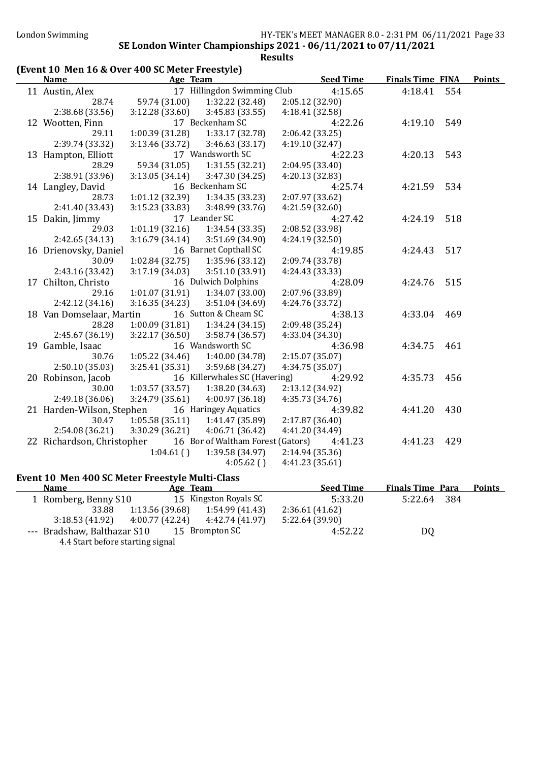## SE London Winter Championships 2021 - 06/11/2021 to 07/11/2021

### Results

### (Event 10 Men 16 & Over 400 SC Meter Freestyle)

| Name | Age | Team | Seed Time | Finals Time | FINA | Points |
|---|---|---|---|---|---|---|
| 11 Austin, Alex | 17 | Hillingdon Swimming Club | 4:15.65 | 4:18.41 | 554 | |
| 28.74 / 59.74 (31.00) / 1:32.22 (32.48) / 2:05.12 (32.90) / 2:38.68 (33.56) / 3:12.28 (33.60) / 3:45.83 (33.55) / 4:18.41 (32.58) | | | | | | |
| 12 Wootten, Finn | 17 | Beckenham SC | 4:22.26 | 4:19.10 | 549 | |
| 29.11 / 1:00.39 (31.28) / 1:33.17 (32.78) / 2:06.42 (33.25) / 2:39.74 (33.32) / 3:13.46 (33.72) / 3:46.63 (33.17) / 4:19.10 (32.47) | | | | | | |
| 13 Hampton, Elliott | 17 | Wandsworth SC | 4:22.23 | 4:20.13 | 543 | |
| 28.29 / 59.34 (31.05) / 1:31.55 (32.21) / 2:04.95 (33.40) / 2:38.91 (33.96) / 3:13.05 (34.14) / 3:47.30 (34.25) / 4:20.13 (32.83) | | | | | | |
| 14 Langley, David | 16 | Beckenham SC | 4:25.74 | 4:21.59 | 534 | |
| 28.73 / 1:01.12 (32.39) / 1:34.35 (33.23) / 2:07.97 (33.62) / 2:41.40 (33.43) / 3:15.23 (33.83) / 3:48.99 (33.76) / 4:21.59 (32.60) | | | | | | |
| 15 Dakin, Jimmy | 17 | Leander SC | 4:27.42 | 4:24.19 | 518 | |
| 29.03 / 1:01.19 (32.16) / 1:34.54 (33.35) / 2:08.52 (33.98) / 2:42.65 (34.13) / 3:16.79 (34.14) / 3:51.69 (34.90) / 4:24.19 (32.50) | | | | | | |
| 16 Drienovsky, Daniel | 16 | Barnet Copthall SC | 4:19.85 | 4:24.43 | 517 | |
| 30.09 / 1:02.84 (32.75) / 1:35.96 (33.12) / 2:09.74 (33.78) / 2:43.16 (33.42) / 3:17.19 (34.03) / 3:51.10 (33.91) / 4:24.43 (33.33) | | | | | | |
| 17 Chilton, Christo | 16 | Dulwich Dolphins | 4:28.09 | 4:24.76 | 515 | |
| 29.16 / 1:01.07 (31.91) / 1:34.07 (33.00) / 2:07.96 (33.89) / 2:42.12 (34.16) / 3:16.35 (34.23) / 3:51.04 (34.69) / 4:24.76 (33.72) | | | | | | |
| 18 Van Domselaar, Martin | 16 | Sutton & Cheam SC | 4:38.13 | 4:33.04 | 469 | |
| 28.28 / 1:00.09 (31.81) / 1:34.24 (34.15) / 2:09.48 (35.24) / 2:45.67 (36.19) / 3:22.17 (36.50) / 3:58.74 (36.57) / 4:33.04 (34.30) | | | | | | |
| 19 Gamble, Isaac | 16 | Wandsworth SC | 4:36.98 | 4:34.75 | 461 | |
| 30.76 / 1:05.22 (34.46) / 1:40.00 (34.78) / 2:15.07 (35.07) / 2:50.10 (35.03) / 3:25.41 (35.31) / 3:59.68 (34.27) / 4:34.75 (35.07) | | | | | | |
| 20 Robinson, Jacob | 16 | Killerwhales SC (Havering) | 4:29.92 | 4:35.73 | 456 | |
| 30.00 / 1:03.57 (33.57) / 1:38.20 (34.63) / 2:13.12 (34.92) / 2:49.18 (36.06) / 3:24.79 (35.61) / 4:00.97 (36.18) / 4:35.73 (34.76) | | | | | | |
| 21 Harden-Wilson, Stephen | 16 | Haringey Aquatics | 4:39.82 | 4:41.20 | 430 | |
| 30.47 / 1:05.58 (35.11) / 1:41.47 (35.89) / 2:17.87 (36.40) / 2:54.08 (36.21) / 3:30.29 (36.21) / 4:06.71 (36.42) / 4:41.20 (34.49) | | | | | | |
| 22 Richardson, Christopher | 16 | Bor of Waltham Forest (Gators) | 4:41.23 | 4:41.23 | 429 | |
| 1:04.61 ( ) / 1:39.58 (34.97) / 2:14.94 (35.36) / 4:05.62 ( ) / 4:41.23 (35.61) | | | | | | |

### Event 10 Men 400 SC Meter Freestyle Multi-Class

| Name | Age | Team | Seed Time | Finals Time | Para | Points |
|---|---|---|---|---|---|---|
| 1 Romberg, Benny S10 | 15 | Kingston Royals SC | 5:33.20 | 5:22.64 | 384 | |
| 33.88 / 1:13.56 (39.68) / 1:54.99 (41.43) / 2:36.61 (41.62) / 3:18.53 (41.92) / 4:00.77 (42.24) / 4:42.74 (41.97) / 5:22.64 (39.90) | | | | | | |
| --- Bradshaw, Balthazar S10 | 15 | Brompton SC | 4:52.22 | DQ | | |
| 4.4 Start before starting signal | | | | | | |